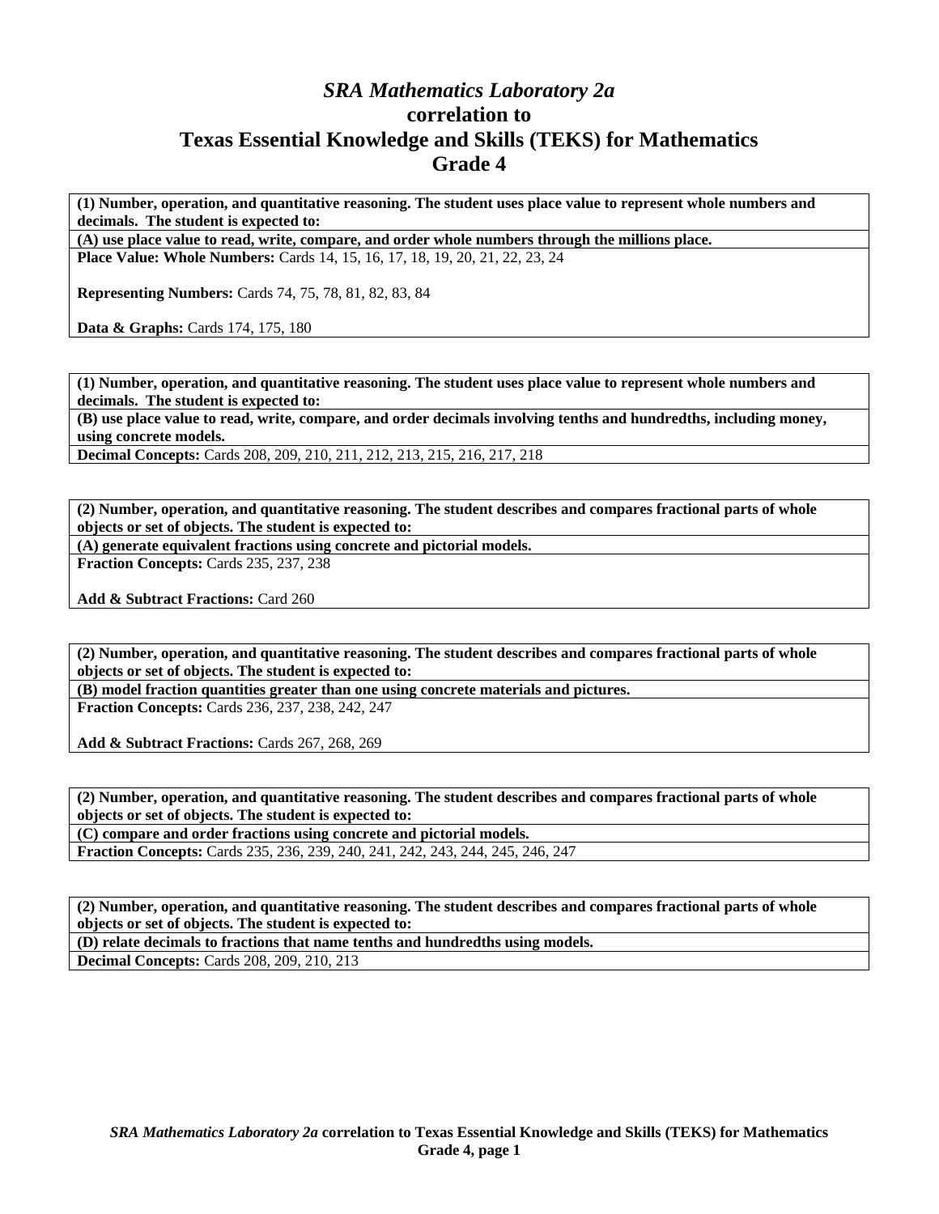# *SRA Mathematics Laboratory 2a* correlation to Texas Essential Knowledge and Skills (TEKS) for Mathematics Grade 4

| **(1) Number, operation, and quantitative reasoning. The student uses place value to represent whole numbers and decimals. The student is expected to:** |
|---|
| **(A) use place value to read, write, compare, and order whole numbers through the millions place.** |
| **Place Value: Whole Numbers:** Cards 14, 15, 16, 17, 18, 19, 20, 21, 22, 23, 24<br><br>**Representing Numbers:** Cards 74, 75, 78, 81, 82, 83, 84<br><br>**Data & Graphs:** Cards 174, 175, 180 |

| **(1) Number, operation, and quantitative reasoning. The student uses place value to represent whole numbers and decimals. The student is expected to:** |
|---|
| **(B) use place value to read, write, compare, and order decimals involving tenths and hundredths, including money, using concrete models.** |
| **Decimal Concepts:** Cards 208, 209, 210, 211, 212, 213, 215, 216, 217, 218 |

| **(2) Number, operation, and quantitative reasoning. The student describes and compares fractional parts of whole objects or set of objects. The student is expected to:** |
|---|
| **(A) generate equivalent fractions using concrete and pictorial models.** |
| **Fraction Concepts:** Cards 235, 237, 238<br><br>**Add & Subtract Fractions:** Card 260 |

| **(2) Number, operation, and quantitative reasoning. The student describes and compares fractional parts of whole objects or set of objects. The student is expected to:** |
|---|
| **(B) model fraction quantities greater than one using concrete materials and pictures.** |
| **Fraction Concepts:** Cards 236, 237, 238, 242, 247<br><br>**Add & Subtract Fractions:** Cards 267, 268, 269 |

| **(2) Number, operation, and quantitative reasoning. The student describes and compares fractional parts of whole objects or set of objects. The student is expected to:** |
|---|
| **(C) compare and order fractions using concrete and pictorial models.** |
| **Fraction Concepts:** Cards 235, 236, 239, 240, 241, 242, 243, 244, 245, 246, 247 |

| **(2) Number, operation, and quantitative reasoning. The student describes and compares fractional parts of whole objects or set of objects. The student is expected to:** |
|---|
| **(D) relate decimals to fractions that name tenths and hundredths using models.** |
| **Decimal Concepts:** Cards 208, 209, 210, 213 |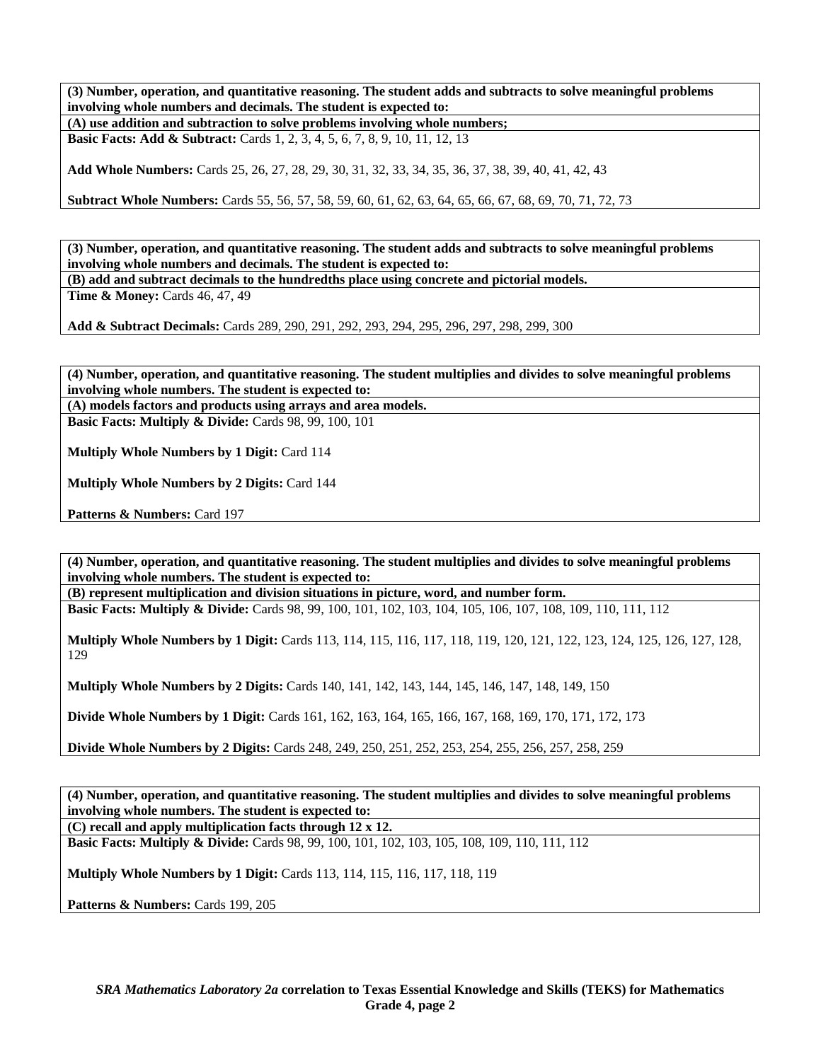**(3) Number, operation, and quantitative reasoning. The student adds and subtracts to solve meaningful problems involving whole numbers and decimals. The student is expected to:**

**(A) use addition and subtraction to solve problems involving whole numbers;**

**Basic Facts: Add & Subtract:** Cards 1, 2, 3, 4, 5, 6, 7, 8, 9, 10, 11, 12, 13

**Add Whole Numbers:** Cards 25, 26, 27, 28, 29, 30, 31, 32, 33, 34, 35, 36, 37, 38, 39, 40, 41, 42, 43

**Subtract Whole Numbers:** Cards 55, 56, 57, 58, 59, 60, 61, 62, 63, 64, 65, 66, 67, 68, 69, 70, 71, 72, 73

**(3) Number, operation, and quantitative reasoning. The student adds and subtracts to solve meaningful problems involving whole numbers and decimals. The student is expected to:**

**(B) add and subtract decimals to the hundredths place using concrete and pictorial models.**

**Time & Money:** Cards 46, 47, 49

**Add & Subtract Decimals:** Cards 289, 290, 291, 292, 293, 294, 295, 296, 297, 298, 299, 300

**(4) Number, operation, and quantitative reasoning. The student multiplies and divides to solve meaningful problems involving whole numbers. The student is expected to:**

**(A) models factors and products using arrays and area models.**

**Basic Facts: Multiply & Divide:** Cards 98, 99, 100, 101

**Multiply Whole Numbers by 1 Digit:** Card 114

**Multiply Whole Numbers by 2 Digits:** Card 144

**Patterns & Numbers:** Card 197

**(4) Number, operation, and quantitative reasoning. The student multiplies and divides to solve meaningful problems involving whole numbers. The student is expected to:**

**(B) represent multiplication and division situations in picture, word, and number form.**

**Basic Facts: Multiply & Divide:** Cards 98, 99, 100, 101, 102, 103, 104, 105, 106, 107, 108, 109, 110, 111, 112

**Multiply Whole Numbers by 1 Digit:** Cards 113, 114, 115, 116, 117, 118, 119, 120, 121, 122, 123, 124, 125, 126, 127, 128, 129

**Multiply Whole Numbers by 2 Digits:** Cards 140, 141, 142, 143, 144, 145, 146, 147, 148, 149, 150

**Divide Whole Numbers by 1 Digit:** Cards 161, 162, 163, 164, 165, 166, 167, 168, 169, 170, 171, 172, 173

**Divide Whole Numbers by 2 Digits:** Cards 248, 249, 250, 251, 252, 253, 254, 255, 256, 257, 258, 259

**(4) Number, operation, and quantitative reasoning. The student multiplies and divides to solve meaningful problems involving whole numbers. The student is expected to:**

**(C) recall and apply multiplication facts through 12 x 12.**

**Basic Facts: Multiply & Divide:** Cards 98, 99, 100, 101, 102, 103, 105, 108, 109, 110, 111, 112

**Multiply Whole Numbers by 1 Digit:** Cards 113, 114, 115, 116, 117, 118, 119

**Patterns & Numbers:** Cards 199, 205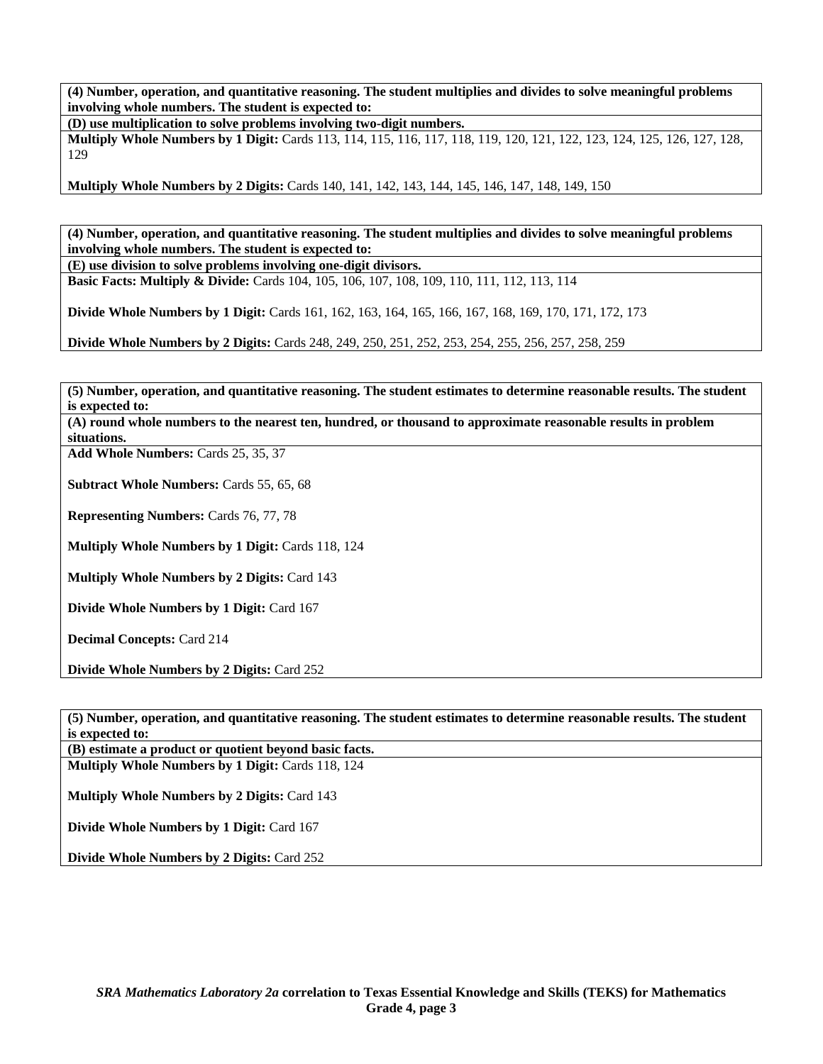**(4) Number, operation, and quantitative reasoning. The student multiplies and divides to solve meaningful problems involving whole numbers. The student is expected to:**

**(D) use multiplication to solve problems involving two-digit numbers.**

**Multiply Whole Numbers by 1 Digit:** Cards 113, 114, 115, 116, 117, 118, 119, 120, 121, 122, 123, 124, 125, 126, 127, 128, 129

**Multiply Whole Numbers by 2 Digits:** Cards 140, 141, 142, 143, 144, 145, 146, 147, 148, 149, 150

**(4) Number, operation, and quantitative reasoning. The student multiplies and divides to solve meaningful problems involving whole numbers. The student is expected to:**

**(E) use division to solve problems involving one-digit divisors.**

**Basic Facts: Multiply & Divide:** Cards 104, 105, 106, 107, 108, 109, 110, 111, 112, 113, 114

**Divide Whole Numbers by 1 Digit:** Cards 161, 162, 163, 164, 165, 166, 167, 168, 169, 170, 171, 172, 173

**Divide Whole Numbers by 2 Digits:** Cards 248, 249, 250, 251, 252, 253, 254, 255, 256, 257, 258, 259

**(5) Number, operation, and quantitative reasoning. The student estimates to determine reasonable results. The student is expected to:**

**(A) round whole numbers to the nearest ten, hundred, or thousand to approximate reasonable results in problem situations.**

**Add Whole Numbers:** Cards 25, 35, 37

**Subtract Whole Numbers:** Cards 55, 65, 68

**Representing Numbers:** Cards 76, 77, 78

**Multiply Whole Numbers by 1 Digit:** Cards 118, 124

**Multiply Whole Numbers by 2 Digits:** Card 143

**Divide Whole Numbers by 1 Digit:** Card 167

**Decimal Concepts:** Card 214

**Divide Whole Numbers by 2 Digits:** Card 252

**(5) Number, operation, and quantitative reasoning. The student estimates to determine reasonable results. The student is expected to:**

**(B) estimate a product or quotient beyond basic facts.**

**Multiply Whole Numbers by 1 Digit:** Cards 118, 124

**Multiply Whole Numbers by 2 Digits:** Card 143

**Divide Whole Numbers by 1 Digit:** Card 167

**Divide Whole Numbers by 2 Digits:** Card 252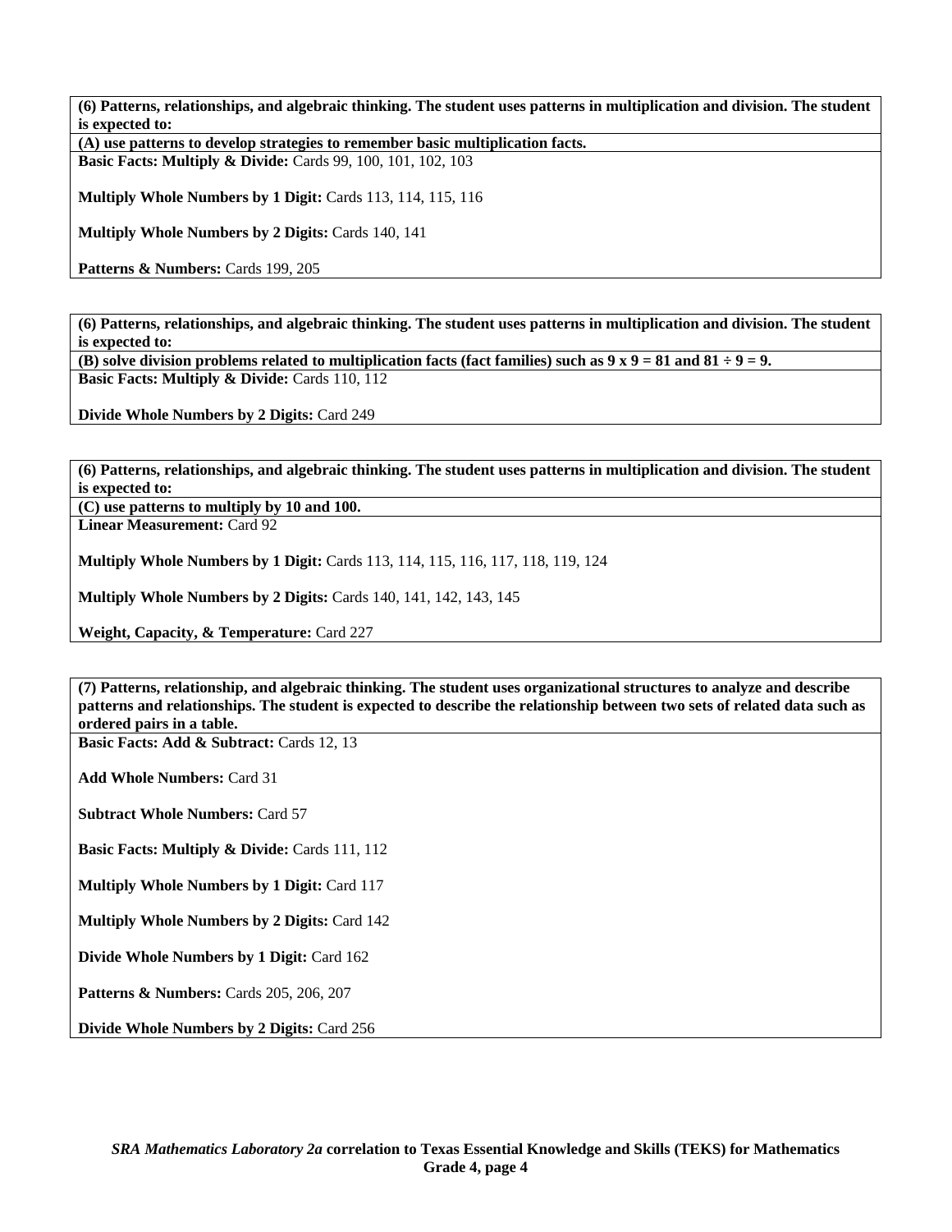**(6) Patterns, relationships, and algebraic thinking. The student uses patterns in multiplication and division. The student is expected to:**

**(A) use patterns to develop strategies to remember basic multiplication facts.**

**Basic Facts: Multiply & Divide:** Cards 99, 100, 101, 102, 103

**Multiply Whole Numbers by 1 Digit:** Cards 113, 114, 115, 116

**Multiply Whole Numbers by 2 Digits:** Cards 140, 141

**Patterns & Numbers:** Cards 199, 205

**(6) Patterns, relationships, and algebraic thinking. The student uses patterns in multiplication and division. The student is expected to:**

**(B) solve division problems related to multiplication facts (fact families) such as 9 x 9 = 81 and 81 ÷ 9 = 9.**

**Basic Facts: Multiply & Divide:** Cards 110, 112

**Divide Whole Numbers by 2 Digits:** Card 249

**(6) Patterns, relationships, and algebraic thinking. The student uses patterns in multiplication and division. The student is expected to:**

**(C) use patterns to multiply by 10 and 100.**

**Linear Measurement:** Card 92

**Multiply Whole Numbers by 1 Digit:** Cards 113, 114, 115, 116, 117, 118, 119, 124

**Multiply Whole Numbers by 2 Digits:** Cards 140, 141, 142, 143, 145

**Weight, Capacity, & Temperature:** Card 227

**(7) Patterns, relationship, and algebraic thinking. The student uses organizational structures to analyze and describe patterns and relationships. The student is expected to describe the relationship between two sets of related data such as ordered pairs in a table.**

**Basic Facts: Add & Subtract:** Cards 12, 13

**Add Whole Numbers:** Card 31

**Subtract Whole Numbers:** Card 57

**Basic Facts: Multiply & Divide:** Cards 111, 112

**Multiply Whole Numbers by 1 Digit:** Card 117

**Multiply Whole Numbers by 2 Digits:** Card 142

**Divide Whole Numbers by 1 Digit:** Card 162

**Patterns & Numbers:** Cards 205, 206, 207

**Divide Whole Numbers by 2 Digits:** Card 256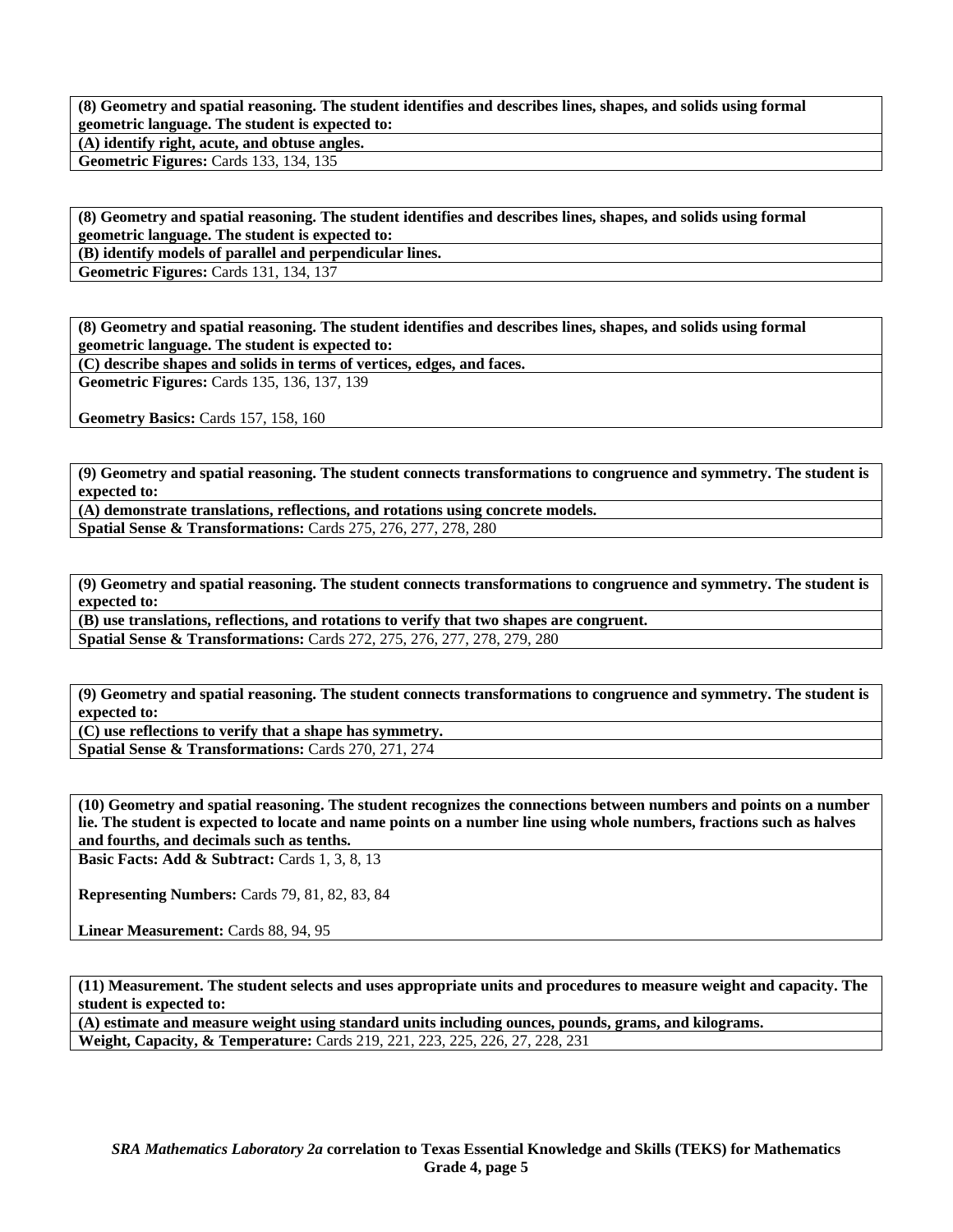| **(8) Geometry and spatial reasoning. The student identifies and describes lines, shapes, and solids using formal geometric language. The student is expected to:** |
|---|
| **(A) identify right, acute, and obtuse angles.** |
| **Geometric Figures:** Cards 133, 134, 135 |

| **(8) Geometry and spatial reasoning. The student identifies and describes lines, shapes, and solids using formal geometric language. The student is expected to:** |
|---|
| **(B) identify models of parallel and perpendicular lines.** |
| **Geometric Figures:** Cards 131, 134, 137 |

| **(8) Geometry and spatial reasoning. The student identifies and describes lines, shapes, and solids using formal geometric language. The student is expected to:** |
|---|
| **(C) describe shapes and solids in terms of vertices, edges, and faces.** |
| **Geometric Figures:** Cards 135, 136, 137, 139<br><br>**Geometry Basics:** Cards 157, 158, 160 |

| **(9) Geometry and spatial reasoning. The student connects transformations to congruence and symmetry. The student is expected to:** |
|---|
| **(A) demonstrate translations, reflections, and rotations using concrete models.** |
| **Spatial Sense & Transformations:** Cards 275, 276, 277, 278, 280 |

| **(9) Geometry and spatial reasoning. The student connects transformations to congruence and symmetry. The student is expected to:** |
|---|
| **(B) use translations, reflections, and rotations to verify that two shapes are congruent.** |
| **Spatial Sense & Transformations:** Cards 272, 275, 276, 277, 278, 279, 280 |

| **(9) Geometry and spatial reasoning. The student connects transformations to congruence and symmetry. The student is expected to:** |
|---|
| **(C) use reflections to verify that a shape has symmetry.** |
| **Spatial Sense & Transformations:** Cards 270, 271, 274 |

| **(10) Geometry and spatial reasoning. The student recognizes the connections between numbers and points on a number lie. The student is expected to locate and name points on a number line using whole numbers, fractions such as halves and fourths, and decimals such as tenths.** |
|---|
| **Basic Facts: Add & Subtract:** Cards 1, 3, 8, 13<br><br>**Representing Numbers:** Cards 79, 81, 82, 83, 84<br><br>**Linear Measurement:** Cards 88, 94, 95 |

| **(11) Measurement. The student selects and uses appropriate units and procedures to measure weight and capacity. The student is expected to:** |
|---|
| **(A) estimate and measure weight using standard units including ounces, pounds, grams, and kilograms.** |
| **Weight, Capacity, & Temperature:** Cards 219, 221, 223, 225, 226, 27, 228, 231 |

***SRA Mathematics Laboratory 2a*** **correlation to Texas Essential Knowledge and Skills (TEKS) for Mathematics Grade 4, page 5**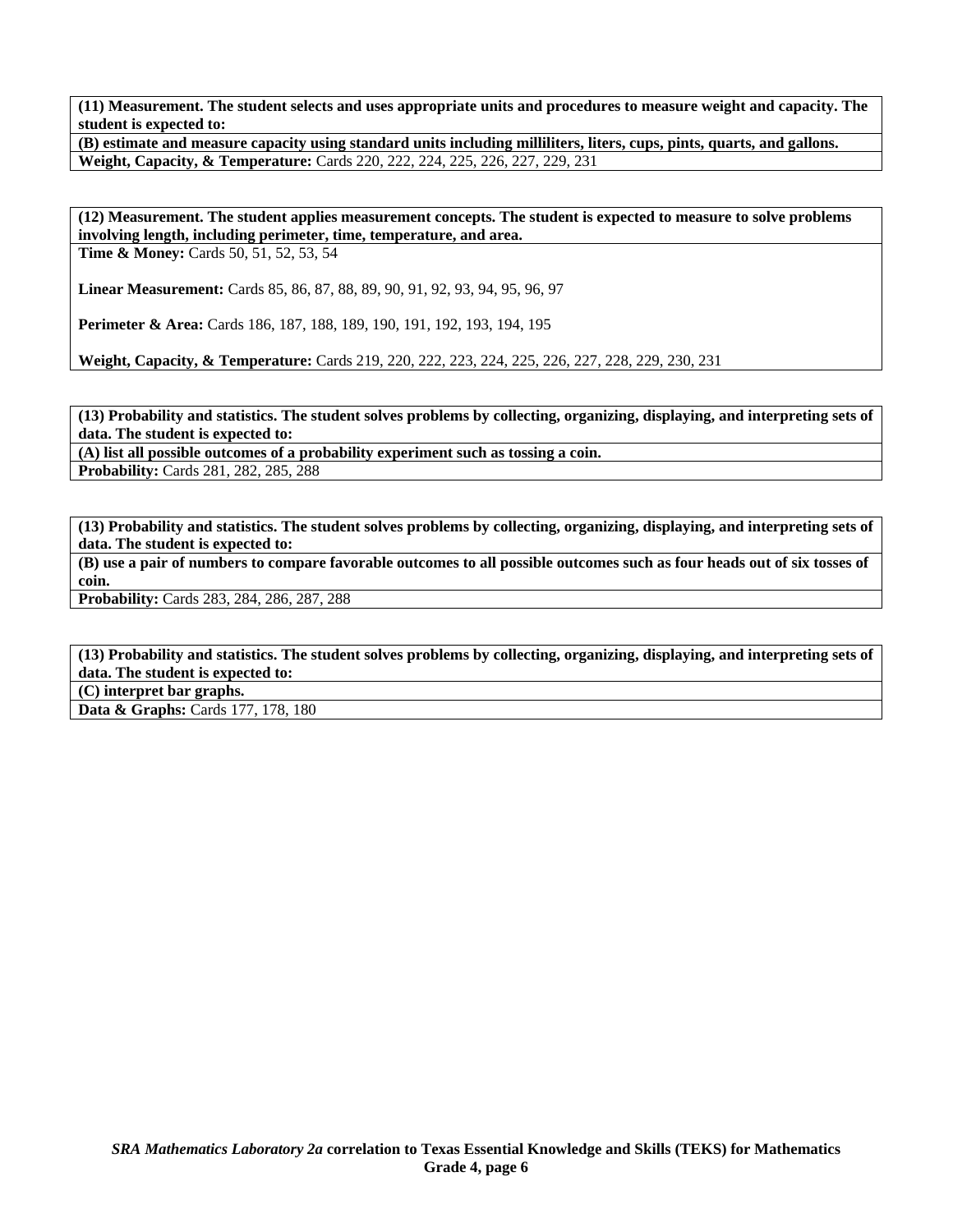| **(11) Measurement. The student selects and uses appropriate units and procedures to measure weight and capacity. The student is expected to:** |
|---|
| **(B) estimate and measure capacity using standard units including milliliters, liters, cups, pints, quarts, and gallons.** |
| **Weight, Capacity, & Temperature:** Cards 220, 222, 224, 225, 226, 227, 229, 231 |

| **(12) Measurement. The student applies measurement concepts. The student is expected to measure to solve problems involving length, including perimeter, time, temperature, and area.** |
|---|
| **Time & Money:** Cards 50, 51, 52, 53, 54<br><br>**Linear Measurement:** Cards 85, 86, 87, 88, 89, 90, 91, 92, 93, 94, 95, 96, 97<br><br>**Perimeter & Area:** Cards 186, 187, 188, 189, 190, 191, 192, 193, 194, 195<br><br>**Weight, Capacity, & Temperature:** Cards 219, 220, 222, 223, 224, 225, 226, 227, 228, 229, 230, 231 |

| **(13) Probability and statistics. The student solves problems by collecting, organizing, displaying, and interpreting sets of data. The student is expected to:** |
|---|
| **(A) list all possible outcomes of a probability experiment such as tossing a coin.** |
| **Probability:** Cards 281, 282, 285, 288 |

| **(13) Probability and statistics. The student solves problems by collecting, organizing, displaying, and interpreting sets of data. The student is expected to:** |
|---|
| **(B) use a pair of numbers to compare favorable outcomes to all possible outcomes such as four heads out of six tosses of coin.** |
| **Probability:** Cards 283, 284, 286, 287, 288 |

| **(13) Probability and statistics. The student solves problems by collecting, organizing, displaying, and interpreting sets of data. The student is expected to:** |
|---|
| **(C) interpret bar graphs.** |
| **Data & Graphs:** Cards 177, 178, 180 |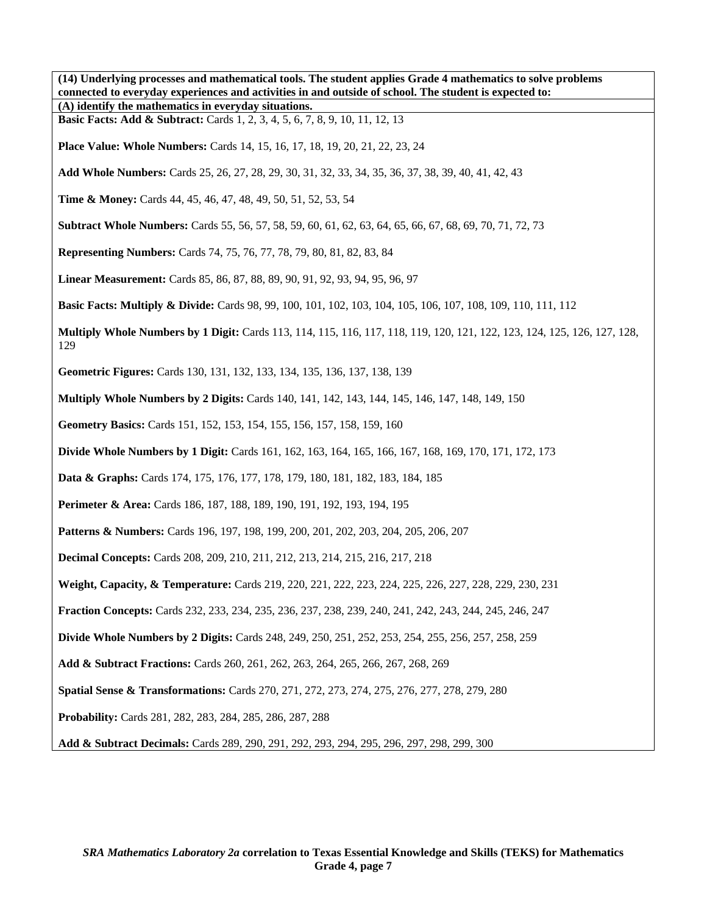**(14) Underlying processes and mathematical tools. The student applies Grade 4 mathematics to solve problems connected to everyday experiences and activities in and outside of school. The student is expected to:**

**(A) identify the mathematics in everyday situations.**

**Basic Facts: Add & Subtract:** Cards 1, 2, 3, 4, 5, 6, 7, 8, 9, 10, 11, 12, 13

**Place Value: Whole Numbers:** Cards 14, 15, 16, 17, 18, 19, 20, 21, 22, 23, 24

**Add Whole Numbers:** Cards 25, 26, 27, 28, 29, 30, 31, 32, 33, 34, 35, 36, 37, 38, 39, 40, 41, 42, 43

**Time & Money:** Cards 44, 45, 46, 47, 48, 49, 50, 51, 52, 53, 54

**Subtract Whole Numbers:** Cards 55, 56, 57, 58, 59, 60, 61, 62, 63, 64, 65, 66, 67, 68, 69, 70, 71, 72, 73

**Representing Numbers:** Cards 74, 75, 76, 77, 78, 79, 80, 81, 82, 83, 84

**Linear Measurement:** Cards 85, 86, 87, 88, 89, 90, 91, 92, 93, 94, 95, 96, 97

**Basic Facts: Multiply & Divide:** Cards 98, 99, 100, 101, 102, 103, 104, 105, 106, 107, 108, 109, 110, 111, 112

**Multiply Whole Numbers by 1 Digit:** Cards 113, 114, 115, 116, 117, 118, 119, 120, 121, 122, 123, 124, 125, 126, 127, 128, 129

**Geometric Figures:** Cards 130, 131, 132, 133, 134, 135, 136, 137, 138, 139

**Multiply Whole Numbers by 2 Digits:** Cards 140, 141, 142, 143, 144, 145, 146, 147, 148, 149, 150

**Geometry Basics:** Cards 151, 152, 153, 154, 155, 156, 157, 158, 159, 160

**Divide Whole Numbers by 1 Digit:** Cards 161, 162, 163, 164, 165, 166, 167, 168, 169, 170, 171, 172, 173

**Data & Graphs:** Cards 174, 175, 176, 177, 178, 179, 180, 181, 182, 183, 184, 185

**Perimeter & Area:** Cards 186, 187, 188, 189, 190, 191, 192, 193, 194, 195

**Patterns & Numbers:** Cards 196, 197, 198, 199, 200, 201, 202, 203, 204, 205, 206, 207

**Decimal Concepts:** Cards 208, 209, 210, 211, 212, 213, 214, 215, 216, 217, 218

**Weight, Capacity, & Temperature:** Cards 219, 220, 221, 222, 223, 224, 225, 226, 227, 228, 229, 230, 231

**Fraction Concepts:** Cards 232, 233, 234, 235, 236, 237, 238, 239, 240, 241, 242, 243, 244, 245, 246, 247

**Divide Whole Numbers by 2 Digits:** Cards 248, 249, 250, 251, 252, 253, 254, 255, 256, 257, 258, 259

**Add & Subtract Fractions:** Cards 260, 261, 262, 263, 264, 265, 266, 267, 268, 269

**Spatial Sense & Transformations:** Cards 270, 271, 272, 273, 274, 275, 276, 277, 278, 279, 280

**Probability:** Cards 281, 282, 283, 284, 285, 286, 287, 288

**Add & Subtract Decimals:** Cards 289, 290, 291, 292, 293, 294, 295, 296, 297, 298, 299, 300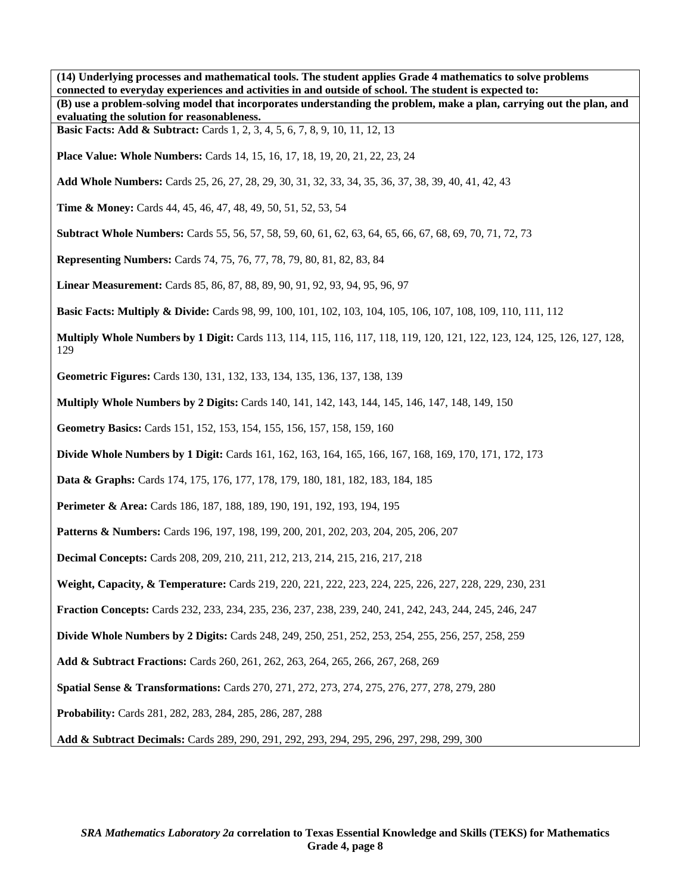**(14) Underlying processes and mathematical tools. The student applies Grade 4 mathematics to solve problems connected to everyday experiences and activities in and outside of school. The student is expected to:**

**(B) use a problem-solving model that incorporates understanding the problem, make a plan, carrying out the plan, and evaluating the solution for reasonableness.**

**Basic Facts: Add & Subtract:** Cards 1, 2, 3, 4, 5, 6, 7, 8, 9, 10, 11, 12, 13

**Place Value: Whole Numbers:** Cards 14, 15, 16, 17, 18, 19, 20, 21, 22, 23, 24

**Add Whole Numbers:** Cards 25, 26, 27, 28, 29, 30, 31, 32, 33, 34, 35, 36, 37, 38, 39, 40, 41, 42, 43

**Time & Money:** Cards 44, 45, 46, 47, 48, 49, 50, 51, 52, 53, 54

**Subtract Whole Numbers:** Cards 55, 56, 57, 58, 59, 60, 61, 62, 63, 64, 65, 66, 67, 68, 69, 70, 71, 72, 73

**Representing Numbers:** Cards 74, 75, 76, 77, 78, 79, 80, 81, 82, 83, 84

**Linear Measurement:** Cards 85, 86, 87, 88, 89, 90, 91, 92, 93, 94, 95, 96, 97

**Basic Facts: Multiply & Divide:** Cards 98, 99, 100, 101, 102, 103, 104, 105, 106, 107, 108, 109, 110, 111, 112

**Multiply Whole Numbers by 1 Digit:** Cards 113, 114, 115, 116, 117, 118, 119, 120, 121, 122, 123, 124, 125, 126, 127, 128, 129

**Geometric Figures:** Cards 130, 131, 132, 133, 134, 135, 136, 137, 138, 139

**Multiply Whole Numbers by 2 Digits:** Cards 140, 141, 142, 143, 144, 145, 146, 147, 148, 149, 150

**Geometry Basics:** Cards 151, 152, 153, 154, 155, 156, 157, 158, 159, 160

**Divide Whole Numbers by 1 Digit:** Cards 161, 162, 163, 164, 165, 166, 167, 168, 169, 170, 171, 172, 173

**Data & Graphs:** Cards 174, 175, 176, 177, 178, 179, 180, 181, 182, 183, 184, 185

**Perimeter & Area:** Cards 186, 187, 188, 189, 190, 191, 192, 193, 194, 195

**Patterns & Numbers:** Cards 196, 197, 198, 199, 200, 201, 202, 203, 204, 205, 206, 207

**Decimal Concepts:** Cards 208, 209, 210, 211, 212, 213, 214, 215, 216, 217, 218

**Weight, Capacity, & Temperature:** Cards 219, 220, 221, 222, 223, 224, 225, 226, 227, 228, 229, 230, 231

**Fraction Concepts:** Cards 232, 233, 234, 235, 236, 237, 238, 239, 240, 241, 242, 243, 244, 245, 246, 247

**Divide Whole Numbers by 2 Digits:** Cards 248, 249, 250, 251, 252, 253, 254, 255, 256, 257, 258, 259

**Add & Subtract Fractions:** Cards 260, 261, 262, 263, 264, 265, 266, 267, 268, 269

**Spatial Sense & Transformations:** Cards 270, 271, 272, 273, 274, 275, 276, 277, 278, 279, 280

**Probability:** Cards 281, 282, 283, 284, 285, 286, 287, 288

**Add & Subtract Decimals:** Cards 289, 290, 291, 292, 293, 294, 295, 296, 297, 298, 299, 300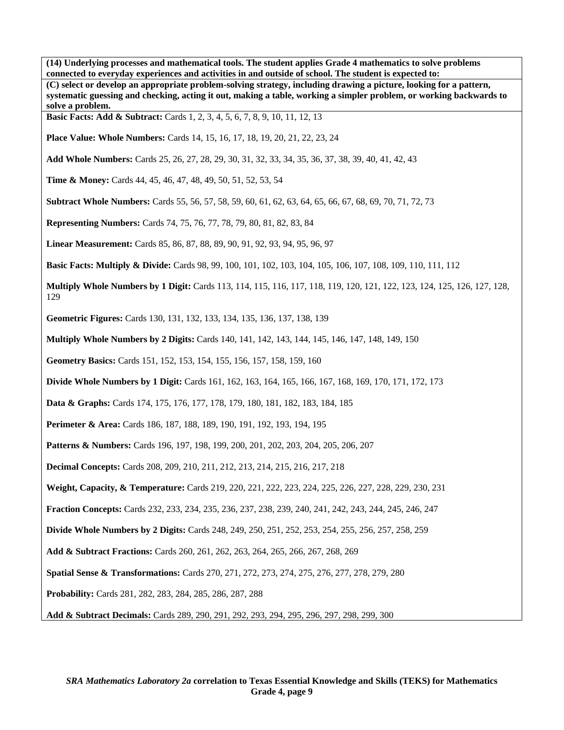**(14) Underlying processes and mathematical tools. The student applies Grade 4 mathematics to solve problems connected to everyday experiences and activities in and outside of school. The student is expected to:**

**(C) select or develop an appropriate problem-solving strategy, including drawing a picture, looking for a pattern, systematic guessing and checking, acting it out, making a table, working a simpler problem, or working backwards to solve a problem.**

**Basic Facts: Add & Subtract:** Cards 1, 2, 3, 4, 5, 6, 7, 8, 9, 10, 11, 12, 13

**Place Value: Whole Numbers:** Cards 14, 15, 16, 17, 18, 19, 20, 21, 22, 23, 24

**Add Whole Numbers:** Cards 25, 26, 27, 28, 29, 30, 31, 32, 33, 34, 35, 36, 37, 38, 39, 40, 41, 42, 43

**Time & Money:** Cards 44, 45, 46, 47, 48, 49, 50, 51, 52, 53, 54

**Subtract Whole Numbers:** Cards 55, 56, 57, 58, 59, 60, 61, 62, 63, 64, 65, 66, 67, 68, 69, 70, 71, 72, 73

**Representing Numbers:** Cards 74, 75, 76, 77, 78, 79, 80, 81, 82, 83, 84

**Linear Measurement:** Cards 85, 86, 87, 88, 89, 90, 91, 92, 93, 94, 95, 96, 97

**Basic Facts: Multiply & Divide:** Cards 98, 99, 100, 101, 102, 103, 104, 105, 106, 107, 108, 109, 110, 111, 112

**Multiply Whole Numbers by 1 Digit:** Cards 113, 114, 115, 116, 117, 118, 119, 120, 121, 122, 123, 124, 125, 126, 127, 128, 129

**Geometric Figures:** Cards 130, 131, 132, 133, 134, 135, 136, 137, 138, 139

**Multiply Whole Numbers by 2 Digits:** Cards 140, 141, 142, 143, 144, 145, 146, 147, 148, 149, 150

**Geometry Basics:** Cards 151, 152, 153, 154, 155, 156, 157, 158, 159, 160

**Divide Whole Numbers by 1 Digit:** Cards 161, 162, 163, 164, 165, 166, 167, 168, 169, 170, 171, 172, 173

**Data & Graphs:** Cards 174, 175, 176, 177, 178, 179, 180, 181, 182, 183, 184, 185

**Perimeter & Area:** Cards 186, 187, 188, 189, 190, 191, 192, 193, 194, 195

**Patterns & Numbers:** Cards 196, 197, 198, 199, 200, 201, 202, 203, 204, 205, 206, 207

**Decimal Concepts:** Cards 208, 209, 210, 211, 212, 213, 214, 215, 216, 217, 218

**Weight, Capacity, & Temperature:** Cards 219, 220, 221, 222, 223, 224, 225, 226, 227, 228, 229, 230, 231

**Fraction Concepts:** Cards 232, 233, 234, 235, 236, 237, 238, 239, 240, 241, 242, 243, 244, 245, 246, 247

**Divide Whole Numbers by 2 Digits:** Cards 248, 249, 250, 251, 252, 253, 254, 255, 256, 257, 258, 259

**Add & Subtract Fractions:** Cards 260, 261, 262, 263, 264, 265, 266, 267, 268, 269

**Spatial Sense & Transformations:** Cards 270, 271, 272, 273, 274, 275, 276, 277, 278, 279, 280

**Probability:** Cards 281, 282, 283, 284, 285, 286, 287, 288

**Add & Subtract Decimals:** Cards 289, 290, 291, 292, 293, 294, 295, 296, 297, 298, 299, 300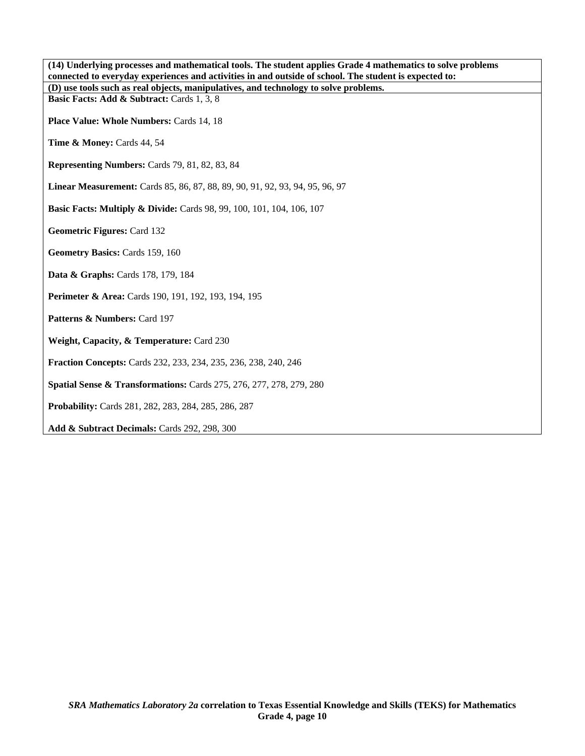**(14) Underlying processes and mathematical tools. The student applies Grade 4 mathematics to solve problems connected to everyday experiences and activities in and outside of school. The student is expected to:**

**(D) use tools such as real objects, manipulatives, and technology to solve problems.**

**Basic Facts: Add & Subtract:** Cards 1, 3, 8

**Place Value: Whole Numbers:** Cards 14, 18

**Time & Money:** Cards 44, 54

**Representing Numbers:** Cards 79, 81, 82, 83, 84

**Linear Measurement:** Cards 85, 86, 87, 88, 89, 90, 91, 92, 93, 94, 95, 96, 97

**Basic Facts: Multiply & Divide:** Cards 98, 99, 100, 101, 104, 106, 107

**Geometric Figures:** Card 132

**Geometry Basics:** Cards 159, 160

**Data & Graphs:** Cards 178, 179, 184

**Perimeter & Area:** Cards 190, 191, 192, 193, 194, 195

**Patterns & Numbers:** Card 197

**Weight, Capacity, & Temperature:** Card 230

**Fraction Concepts:** Cards 232, 233, 234, 235, 236, 238, 240, 246

**Spatial Sense & Transformations:** Cards 275, 276, 277, 278, 279, 280

**Probability:** Cards 281, 282, 283, 284, 285, 286, 287

**Add & Subtract Decimals:** Cards 292, 298, 300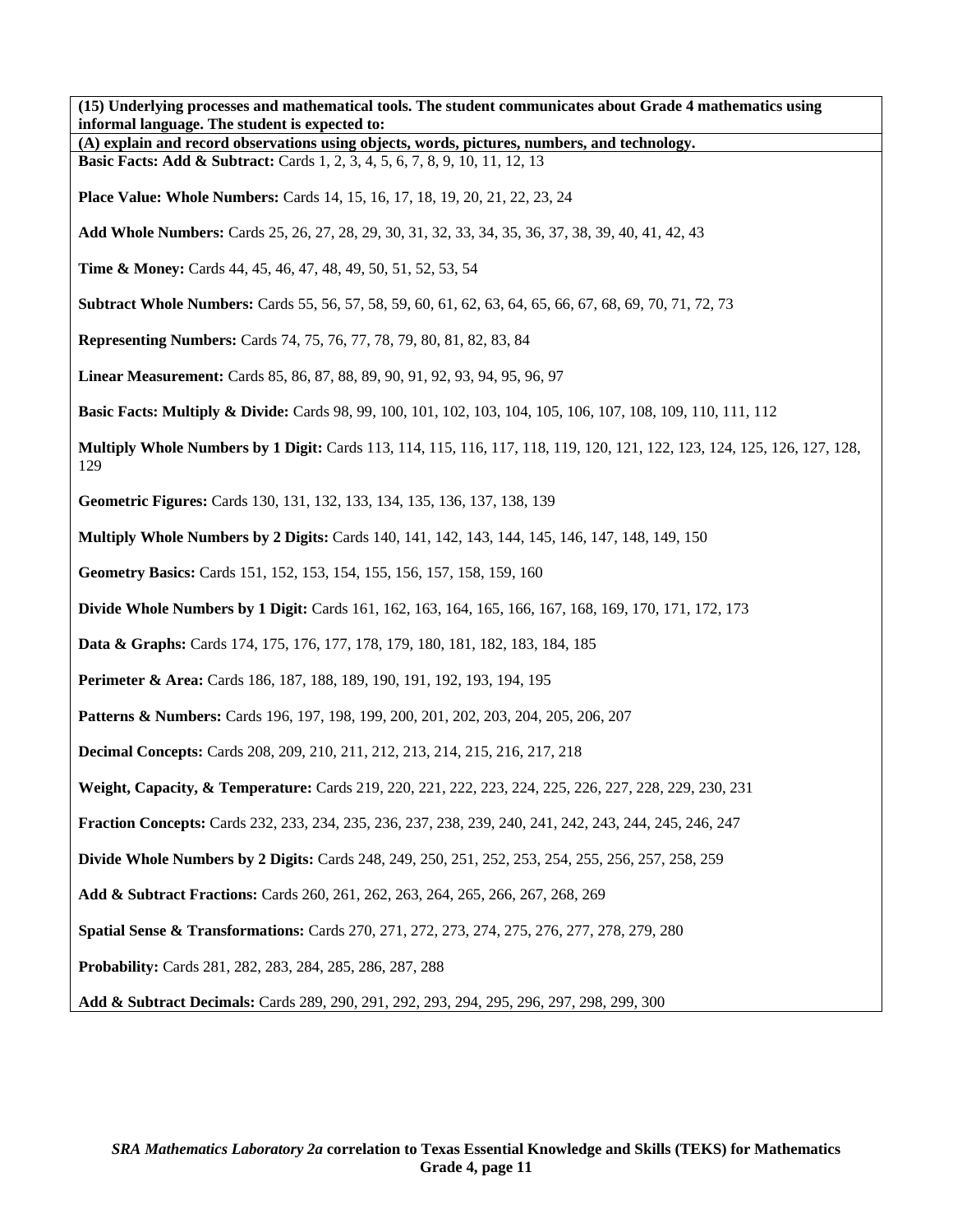**(15) Underlying processes and mathematical tools. The student communicates about Grade 4 mathematics using informal language. The student is expected to:**

**(A) explain and record observations using objects, words, pictures, numbers, and technology.**

**Basic Facts: Add & Subtract:** Cards 1, 2, 3, 4, 5, 6, 7, 8, 9, 10, 11, 12, 13

**Place Value: Whole Numbers:** Cards 14, 15, 16, 17, 18, 19, 20, 21, 22, 23, 24

**Add Whole Numbers:** Cards 25, 26, 27, 28, 29, 30, 31, 32, 33, 34, 35, 36, 37, 38, 39, 40, 41, 42, 43

**Time & Money:** Cards 44, 45, 46, 47, 48, 49, 50, 51, 52, 53, 54

**Subtract Whole Numbers:** Cards 55, 56, 57, 58, 59, 60, 61, 62, 63, 64, 65, 66, 67, 68, 69, 70, 71, 72, 73

**Representing Numbers:** Cards 74, 75, 76, 77, 78, 79, 80, 81, 82, 83, 84

**Linear Measurement:** Cards 85, 86, 87, 88, 89, 90, 91, 92, 93, 94, 95, 96, 97

**Basic Facts: Multiply & Divide:** Cards 98, 99, 100, 101, 102, 103, 104, 105, 106, 107, 108, 109, 110, 111, 112

**Multiply Whole Numbers by 1 Digit:** Cards 113, 114, 115, 116, 117, 118, 119, 120, 121, 122, 123, 124, 125, 126, 127, 128, 129

**Geometric Figures:** Cards 130, 131, 132, 133, 134, 135, 136, 137, 138, 139

**Multiply Whole Numbers by 2 Digits:** Cards 140, 141, 142, 143, 144, 145, 146, 147, 148, 149, 150

**Geometry Basics:** Cards 151, 152, 153, 154, 155, 156, 157, 158, 159, 160

**Divide Whole Numbers by 1 Digit:** Cards 161, 162, 163, 164, 165, 166, 167, 168, 169, 170, 171, 172, 173

**Data & Graphs:** Cards 174, 175, 176, 177, 178, 179, 180, 181, 182, 183, 184, 185

**Perimeter & Area:** Cards 186, 187, 188, 189, 190, 191, 192, 193, 194, 195

**Patterns & Numbers:** Cards 196, 197, 198, 199, 200, 201, 202, 203, 204, 205, 206, 207

**Decimal Concepts:** Cards 208, 209, 210, 211, 212, 213, 214, 215, 216, 217, 218

**Weight, Capacity, & Temperature:** Cards 219, 220, 221, 222, 223, 224, 225, 226, 227, 228, 229, 230, 231

**Fraction Concepts:** Cards 232, 233, 234, 235, 236, 237, 238, 239, 240, 241, 242, 243, 244, 245, 246, 247

**Divide Whole Numbers by 2 Digits:** Cards 248, 249, 250, 251, 252, 253, 254, 255, 256, 257, 258, 259

**Add & Subtract Fractions:** Cards 260, 261, 262, 263, 264, 265, 266, 267, 268, 269

**Spatial Sense & Transformations:** Cards 270, 271, 272, 273, 274, 275, 276, 277, 278, 279, 280

**Probability:** Cards 281, 282, 283, 284, 285, 286, 287, 288

**Add & Subtract Decimals:** Cards 289, 290, 291, 292, 293, 294, 295, 296, 297, 298, 299, 300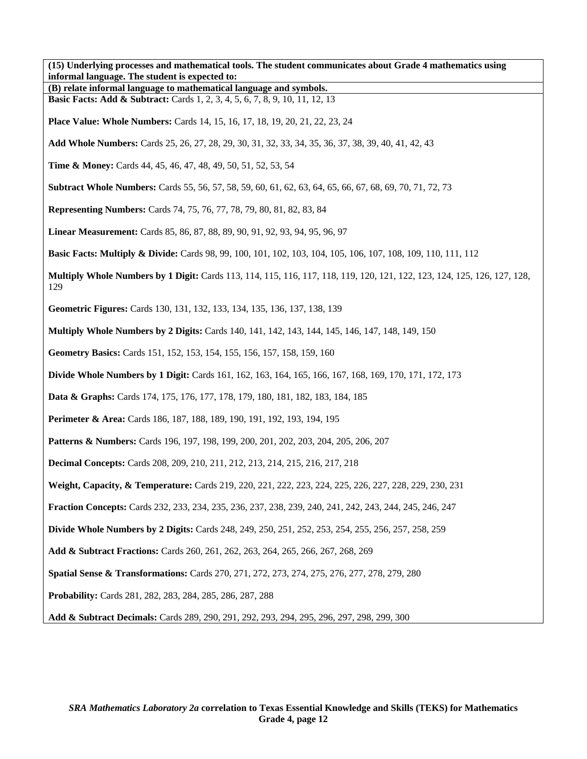**(15) Underlying processes and mathematical tools. The student communicates about Grade 4 mathematics using informal language. The student is expected to:**

**(B) relate informal language to mathematical language and symbols.**

**Basic Facts: Add & Subtract:** Cards 1, 2, 3, 4, 5, 6, 7, 8, 9, 10, 11, 12, 13

**Place Value: Whole Numbers:** Cards 14, 15, 16, 17, 18, 19, 20, 21, 22, 23, 24

**Add Whole Numbers:** Cards 25, 26, 27, 28, 29, 30, 31, 32, 33, 34, 35, 36, 37, 38, 39, 40, 41, 42, 43

**Time & Money:** Cards 44, 45, 46, 47, 48, 49, 50, 51, 52, 53, 54

**Subtract Whole Numbers:** Cards 55, 56, 57, 58, 59, 60, 61, 62, 63, 64, 65, 66, 67, 68, 69, 70, 71, 72, 73

**Representing Numbers:** Cards 74, 75, 76, 77, 78, 79, 80, 81, 82, 83, 84

**Linear Measurement:** Cards 85, 86, 87, 88, 89, 90, 91, 92, 93, 94, 95, 96, 97

**Basic Facts: Multiply & Divide:** Cards 98, 99, 100, 101, 102, 103, 104, 105, 106, 107, 108, 109, 110, 111, 112

**Multiply Whole Numbers by 1 Digit:** Cards 113, 114, 115, 116, 117, 118, 119, 120, 121, 122, 123, 124, 125, 126, 127, 128, 129

**Geometric Figures:** Cards 130, 131, 132, 133, 134, 135, 136, 137, 138, 139

**Multiply Whole Numbers by 2 Digits:** Cards 140, 141, 142, 143, 144, 145, 146, 147, 148, 149, 150

**Geometry Basics:** Cards 151, 152, 153, 154, 155, 156, 157, 158, 159, 160

**Divide Whole Numbers by 1 Digit:** Cards 161, 162, 163, 164, 165, 166, 167, 168, 169, 170, 171, 172, 173

**Data & Graphs:** Cards 174, 175, 176, 177, 178, 179, 180, 181, 182, 183, 184, 185

**Perimeter & Area:** Cards 186, 187, 188, 189, 190, 191, 192, 193, 194, 195

**Patterns & Numbers:** Cards 196, 197, 198, 199, 200, 201, 202, 203, 204, 205, 206, 207

**Decimal Concepts:** Cards 208, 209, 210, 211, 212, 213, 214, 215, 216, 217, 218

**Weight, Capacity, & Temperature:** Cards 219, 220, 221, 222, 223, 224, 225, 226, 227, 228, 229, 230, 231

**Fraction Concepts:** Cards 232, 233, 234, 235, 236, 237, 238, 239, 240, 241, 242, 243, 244, 245, 246, 247

**Divide Whole Numbers by 2 Digits:** Cards 248, 249, 250, 251, 252, 253, 254, 255, 256, 257, 258, 259

**Add & Subtract Fractions:** Cards 260, 261, 262, 263, 264, 265, 266, 267, 268, 269

**Spatial Sense & Transformations:** Cards 270, 271, 272, 273, 274, 275, 276, 277, 278, 279, 280

**Probability:** Cards 281, 282, 283, 284, 285, 286, 287, 288

**Add & Subtract Decimals:** Cards 289, 290, 291, 292, 293, 294, 295, 296, 297, 298, 299, 300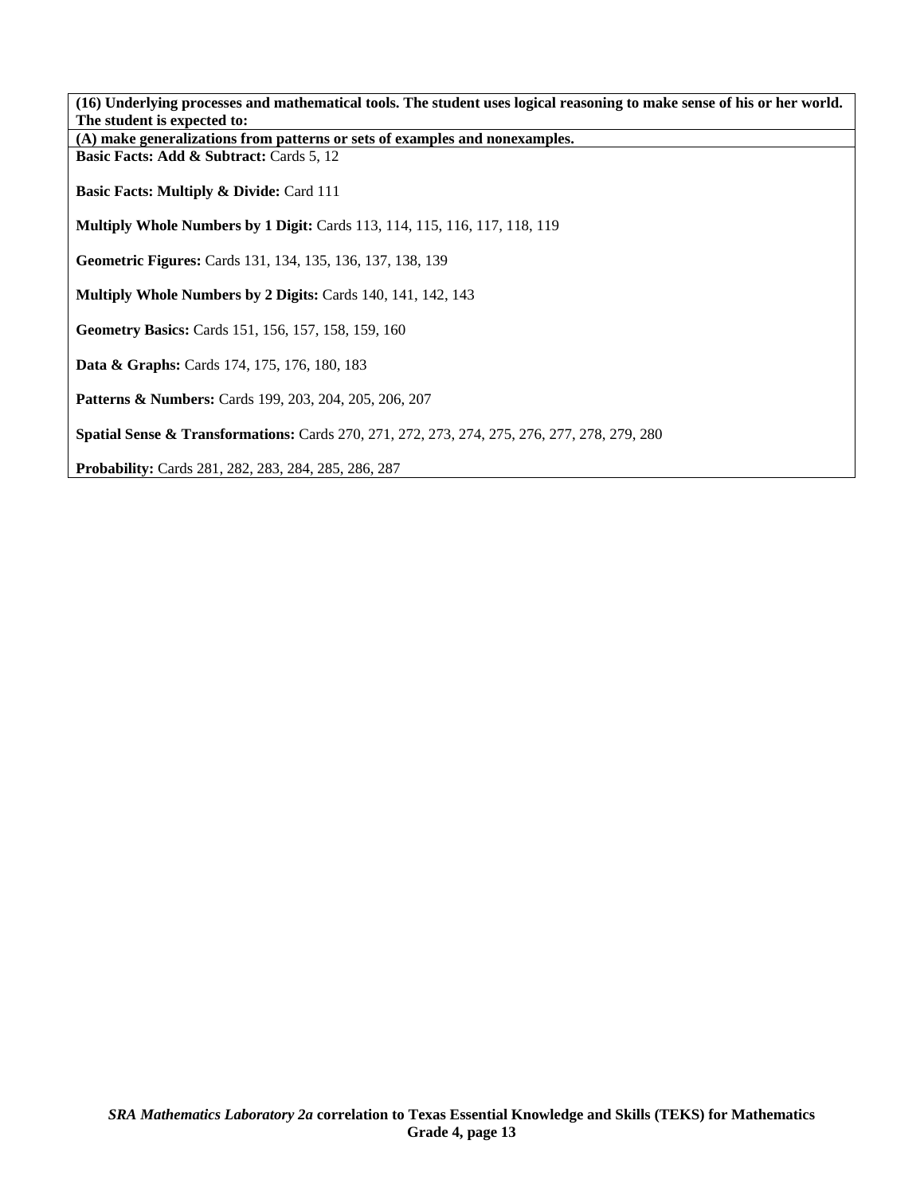**(16) Underlying processes and mathematical tools. The student uses logical reasoning to make sense of his or her world. The student is expected to:**

**(A) make generalizations from patterns or sets of examples and nonexamples.**

**Basic Facts: Add & Subtract:** Cards 5, 12

**Basic Facts: Multiply & Divide:** Card 111

**Multiply Whole Numbers by 1 Digit:** Cards 113, 114, 115, 116, 117, 118, 119

**Geometric Figures:** Cards 131, 134, 135, 136, 137, 138, 139

**Multiply Whole Numbers by 2 Digits:** Cards 140, 141, 142, 143

**Geometry Basics:** Cards 151, 156, 157, 158, 159, 160

**Data & Graphs:** Cards 174, 175, 176, 180, 183

**Patterns & Numbers:** Cards 199, 203, 204, 205, 206, 207

**Spatial Sense & Transformations:** Cards 270, 271, 272, 273, 274, 275, 276, 277, 278, 279, 280

**Probability:** Cards 281, 282, 283, 284, 285, 286, 287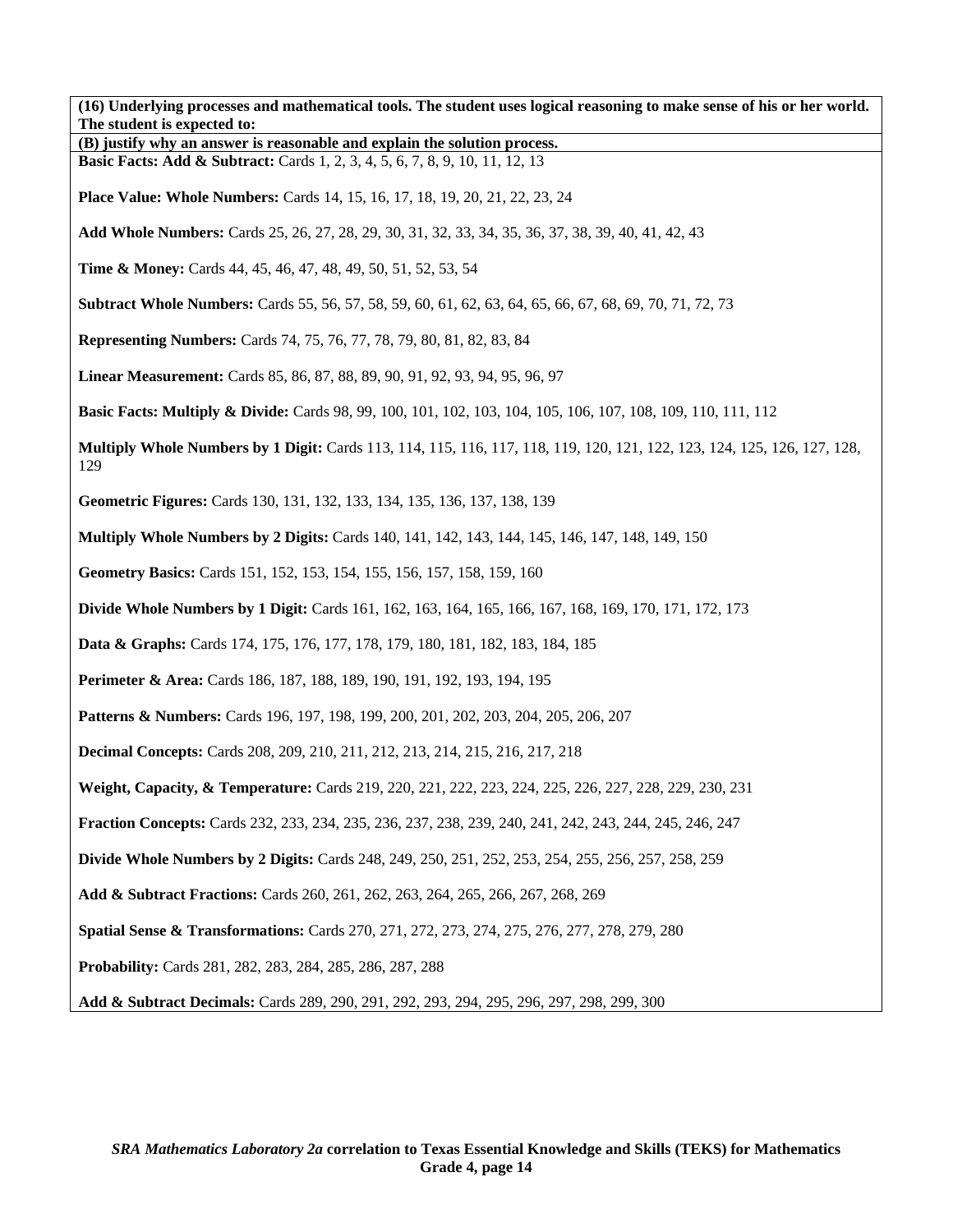**(16) Underlying processes and mathematical tools. The student uses logical reasoning to make sense of his or her world. The student is expected to:**

**(B) justify why an answer is reasonable and explain the solution process.**

**Basic Facts: Add & Subtract:** Cards 1, 2, 3, 4, 5, 6, 7, 8, 9, 10, 11, 12, 13

**Place Value: Whole Numbers:** Cards 14, 15, 16, 17, 18, 19, 20, 21, 22, 23, 24

**Add Whole Numbers:** Cards 25, 26, 27, 28, 29, 30, 31, 32, 33, 34, 35, 36, 37, 38, 39, 40, 41, 42, 43

**Time & Money:** Cards 44, 45, 46, 47, 48, 49, 50, 51, 52, 53, 54

**Subtract Whole Numbers:** Cards 55, 56, 57, 58, 59, 60, 61, 62, 63, 64, 65, 66, 67, 68, 69, 70, 71, 72, 73

**Representing Numbers:** Cards 74, 75, 76, 77, 78, 79, 80, 81, 82, 83, 84

**Linear Measurement:** Cards 85, 86, 87, 88, 89, 90, 91, 92, 93, 94, 95, 96, 97

**Basic Facts: Multiply & Divide:** Cards 98, 99, 100, 101, 102, 103, 104, 105, 106, 107, 108, 109, 110, 111, 112

**Multiply Whole Numbers by 1 Digit:** Cards 113, 114, 115, 116, 117, 118, 119, 120, 121, 122, 123, 124, 125, 126, 127, 128, 129

**Geometric Figures:** Cards 130, 131, 132, 133, 134, 135, 136, 137, 138, 139

**Multiply Whole Numbers by 2 Digits:** Cards 140, 141, 142, 143, 144, 145, 146, 147, 148, 149, 150

**Geometry Basics:** Cards 151, 152, 153, 154, 155, 156, 157, 158, 159, 160

**Divide Whole Numbers by 1 Digit:** Cards 161, 162, 163, 164, 165, 166, 167, 168, 169, 170, 171, 172, 173

**Data & Graphs:** Cards 174, 175, 176, 177, 178, 179, 180, 181, 182, 183, 184, 185

**Perimeter & Area:** Cards 186, 187, 188, 189, 190, 191, 192, 193, 194, 195

**Patterns & Numbers:** Cards 196, 197, 198, 199, 200, 201, 202, 203, 204, 205, 206, 207

**Decimal Concepts:** Cards 208, 209, 210, 211, 212, 213, 214, 215, 216, 217, 218

**Weight, Capacity, & Temperature:** Cards 219, 220, 221, 222, 223, 224, 225, 226, 227, 228, 229, 230, 231

**Fraction Concepts:** Cards 232, 233, 234, 235, 236, 237, 238, 239, 240, 241, 242, 243, 244, 245, 246, 247

**Divide Whole Numbers by 2 Digits:** Cards 248, 249, 250, 251, 252, 253, 254, 255, 256, 257, 258, 259

**Add & Subtract Fractions:** Cards 260, 261, 262, 263, 264, 265, 266, 267, 268, 269

**Spatial Sense & Transformations:** Cards 270, 271, 272, 273, 274, 275, 276, 277, 278, 279, 280

**Probability:** Cards 281, 282, 283, 284, 285, 286, 287, 288

**Add & Subtract Decimals:** Cards 289, 290, 291, 292, 293, 294, 295, 296, 297, 298, 299, 300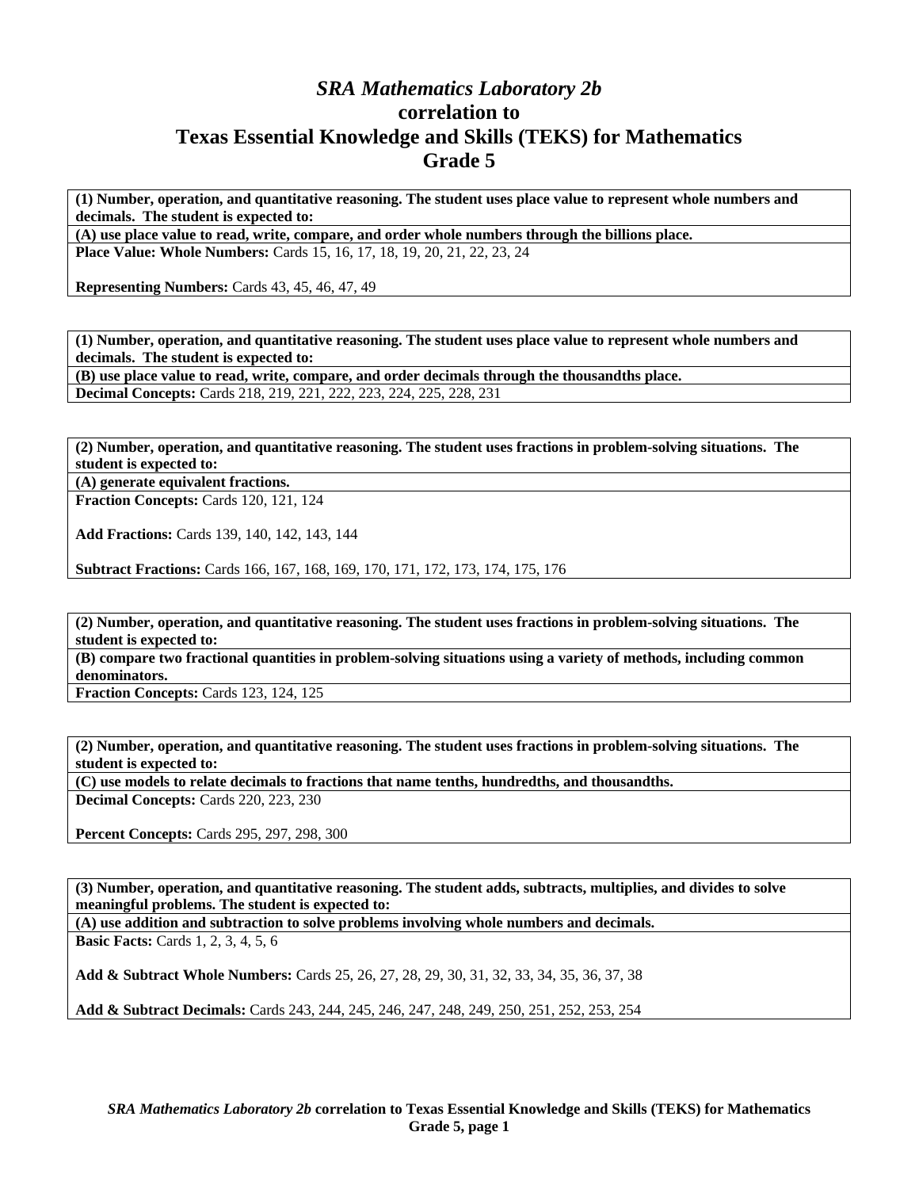# *SRA Mathematics Laboratory 2b* correlation to Texas Essential Knowledge and Skills (TEKS) for Mathematics Grade 5

**(1) Number, operation, and quantitative reasoning. The student uses place value to represent whole numbers and decimals. The student is expected to:**

**(A) use place value to read, write, compare, and order whole numbers through the billions place.**

**Place Value: Whole Numbers:** Cards 15, 16, 17, 18, 19, 20, 21, 22, 23, 24

**Representing Numbers:** Cards 43, 45, 46, 47, 49

---

**(1) Number, operation, and quantitative reasoning. The student uses place value to represent whole numbers and decimals. The student is expected to:**

**(B) use place value to read, write, compare, and order decimals through the thousandths place.**

**Decimal Concepts:** Cards 218, 219, 221, 222, 223, 224, 225, 228, 231

---

**(2) Number, operation, and quantitative reasoning. The student uses fractions in problem-solving situations. The student is expected to:**

**(A) generate equivalent fractions.**

**Fraction Concepts:** Cards 120, 121, 124

**Add Fractions:** Cards 139, 140, 142, 143, 144

**Subtract Fractions:** Cards 166, 167, 168, 169, 170, 171, 172, 173, 174, 175, 176

---

**(2) Number, operation, and quantitative reasoning. The student uses fractions in problem-solving situations. The student is expected to:**

**(B) compare two fractional quantities in problem-solving situations using a variety of methods, including common denominators.**

**Fraction Concepts:** Cards 123, 124, 125

---

**(2) Number, operation, and quantitative reasoning. The student uses fractions in problem-solving situations. The student is expected to:**

**(C) use models to relate decimals to fractions that name tenths, hundredths, and thousandths.**

**Decimal Concepts:** Cards 220, 223, 230

**Percent Concepts:** Cards 295, 297, 298, 300

---

**(3) Number, operation, and quantitative reasoning. The student adds, subtracts, multiplies, and divides to solve meaningful problems. The student is expected to:**

**(A) use addition and subtraction to solve problems involving whole numbers and decimals.**

**Basic Facts:** Cards 1, 2, 3, 4, 5, 6

**Add & Subtract Whole Numbers:** Cards 25, 26, 27, 28, 29, 30, 31, 32, 33, 34, 35, 36, 37, 38

**Add & Subtract Decimals:** Cards 243, 244, 245, 246, 247, 248, 249, 250, 251, 252, 253, 254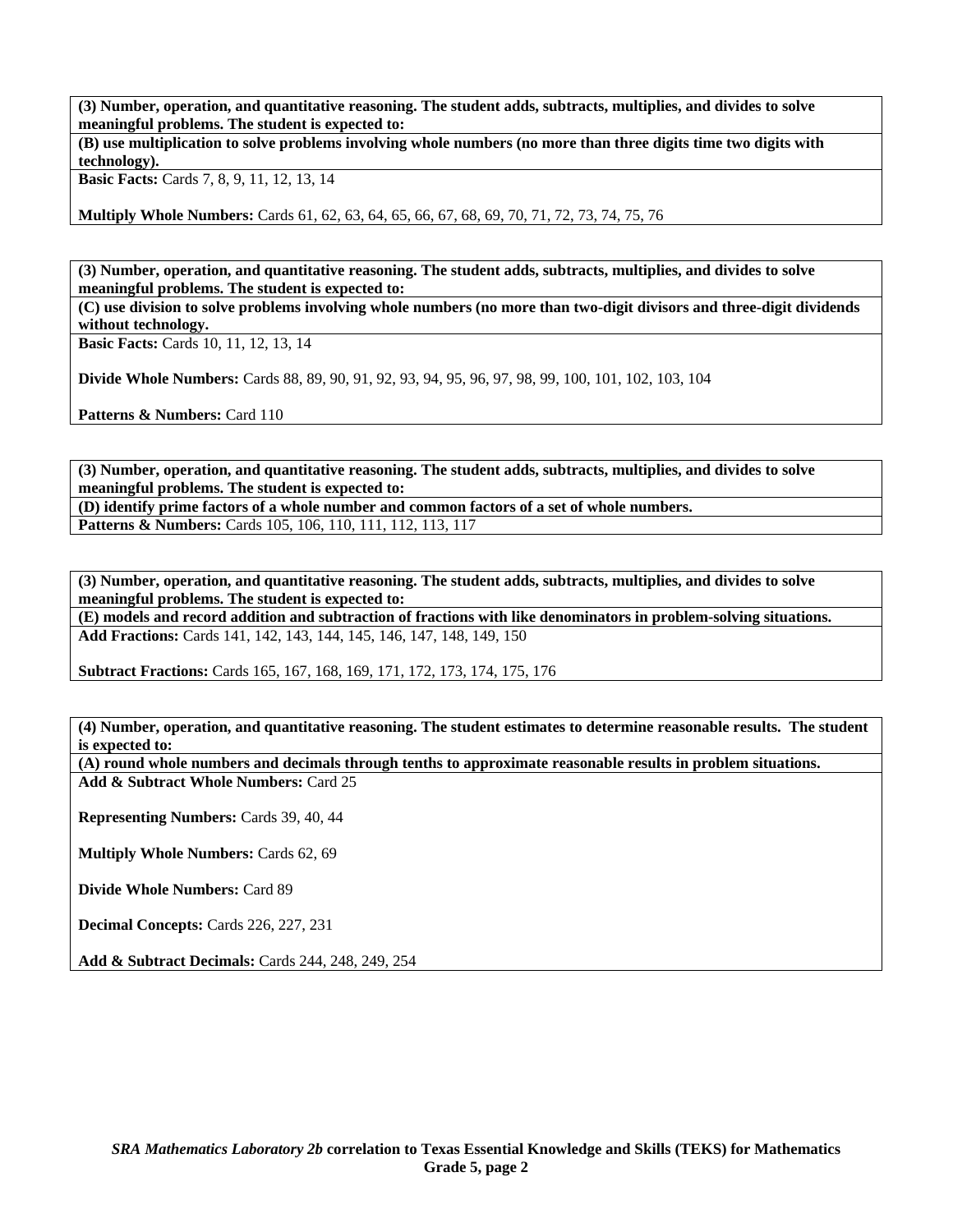**(3) Number, operation, and quantitative reasoning. The student adds, subtracts, multiplies, and divides to solve meaningful problems. The student is expected to:**

**(B) use multiplication to solve problems involving whole numbers (no more than three digits time two digits with technology).**

**Basic Facts:** Cards 7, 8, 9, 11, 12, 13, 14

**Multiply Whole Numbers:** Cards 61, 62, 63, 64, 65, 66, 67, 68, 69, 70, 71, 72, 73, 74, 75, 76

**(3) Number, operation, and quantitative reasoning. The student adds, subtracts, multiplies, and divides to solve meaningful problems. The student is expected to:**

**(C) use division to solve problems involving whole numbers (no more than two-digit divisors and three-digit dividends without technology.**

**Basic Facts:** Cards 10, 11, 12, 13, 14

**Divide Whole Numbers:** Cards 88, 89, 90, 91, 92, 93, 94, 95, 96, 97, 98, 99, 100, 101, 102, 103, 104

**Patterns & Numbers:** Card 110

**(3) Number, operation, and quantitative reasoning. The student adds, subtracts, multiplies, and divides to solve meaningful problems. The student is expected to:**

**(D) identify prime factors of a whole number and common factors of a set of whole numbers.**

**Patterns & Numbers:** Cards 105, 106, 110, 111, 112, 113, 117

**(3) Number, operation, and quantitative reasoning. The student adds, subtracts, multiplies, and divides to solve meaningful problems. The student is expected to:**

**(E) models and record addition and subtraction of fractions with like denominators in problem-solving situations.**

**Add Fractions:** Cards 141, 142, 143, 144, 145, 146, 147, 148, 149, 150

**Subtract Fractions:** Cards 165, 167, 168, 169, 171, 172, 173, 174, 175, 176

**(4) Number, operation, and quantitative reasoning. The student estimates to determine reasonable results. The student is expected to:**

**(A) round whole numbers and decimals through tenths to approximate reasonable results in problem situations.**

**Add & Subtract Whole Numbers:** Card 25

**Representing Numbers:** Cards 39, 40, 44

**Multiply Whole Numbers:** Cards 62, 69

**Divide Whole Numbers:** Card 89

**Decimal Concepts:** Cards 226, 227, 231

**Add & Subtract Decimals:** Cards 244, 248, 249, 254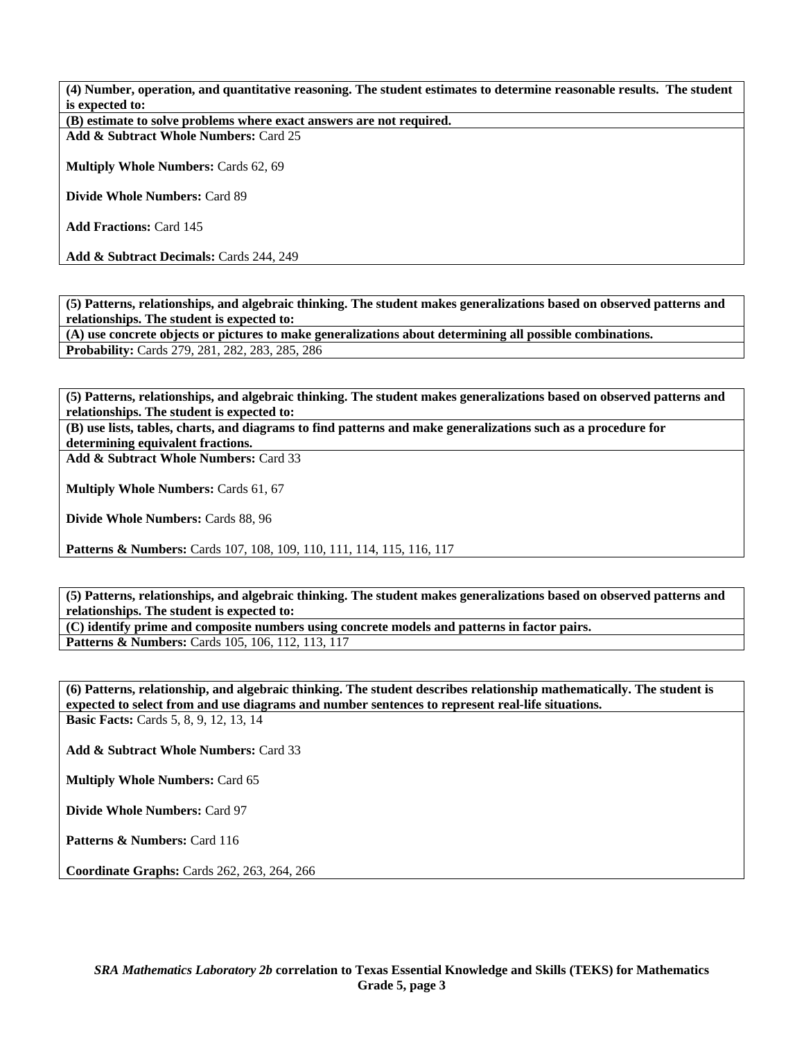**(4) Number, operation, and quantitative reasoning. The student estimates to determine reasonable results. The student is expected to:**

**(B) estimate to solve problems where exact answers are not required.**

**Add & Subtract Whole Numbers:** Card 25

**Multiply Whole Numbers:** Cards 62, 69

**Divide Whole Numbers:** Card 89

**Add Fractions:** Card 145

**Add & Subtract Decimals:** Cards 244, 249

**(5) Patterns, relationships, and algebraic thinking. The student makes generalizations based on observed patterns and relationships. The student is expected to:**

**(A) use concrete objects or pictures to make generalizations about determining all possible combinations.**

**Probability:** Cards 279, 281, 282, 283, 285, 286

**(5) Patterns, relationships, and algebraic thinking. The student makes generalizations based on observed patterns and relationships. The student is expected to:**

**(B) use lists, tables, charts, and diagrams to find patterns and make generalizations such as a procedure for determining equivalent fractions.**

**Add & Subtract Whole Numbers:** Card 33

**Multiply Whole Numbers:** Cards 61, 67

**Divide Whole Numbers:** Cards 88, 96

**Patterns & Numbers:** Cards 107, 108, 109, 110, 111, 114, 115, 116, 117

**(5) Patterns, relationships, and algebraic thinking. The student makes generalizations based on observed patterns and relationships. The student is expected to:**

**(C) identify prime and composite numbers using concrete models and patterns in factor pairs.**

**Patterns & Numbers:** Cards 105, 106, 112, 113, 117

**(6) Patterns, relationship, and algebraic thinking. The student describes relationship mathematically. The student is expected to select from and use diagrams and number sentences to represent real-life situations.**

**Basic Facts:** Cards 5, 8, 9, 12, 13, 14

**Add & Subtract Whole Numbers:** Card 33

**Multiply Whole Numbers:** Card 65

**Divide Whole Numbers:** Card 97

**Patterns & Numbers:** Card 116

**Coordinate Graphs:** Cards 262, 263, 264, 266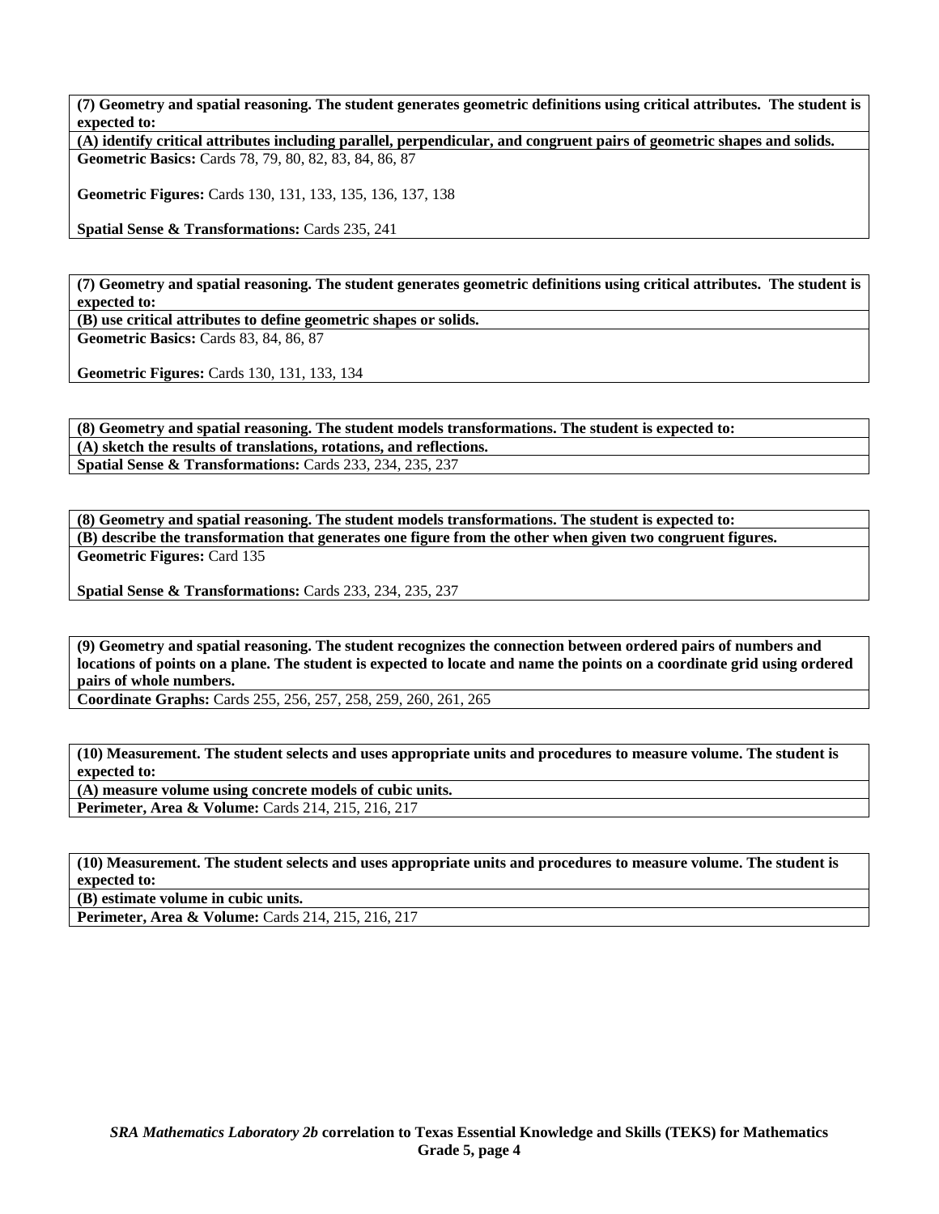| **(7) Geometry and spatial reasoning. The student generates geometric definitions using critical attributes. The student is expected to:** |
|---|
| **(A) identify critical attributes including parallel, perpendicular, and congruent pairs of geometric shapes and solids.** |
| **Geometric Basics:** Cards 78, 79, 80, 82, 83, 84, 86, 87<br><br>**Geometric Figures:** Cards 130, 131, 133, 135, 136, 137, 138<br><br>**Spatial Sense & Transformations:** Cards 235, 241 |

| **(7) Geometry and spatial reasoning. The student generates geometric definitions using critical attributes. The student is expected to:** |
|---|
| **(B) use critical attributes to define geometric shapes or solids.** |
| **Geometric Basics:** Cards 83, 84, 86, 87<br><br>**Geometric Figures:** Cards 130, 131, 133, 134 |

| **(8) Geometry and spatial reasoning. The student models transformations. The student is expected to:** |
|---|
| **(A) sketch the results of translations, rotations, and reflections.** |
| **Spatial Sense & Transformations:** Cards 233, 234, 235, 237 |

| **(8) Geometry and spatial reasoning. The student models transformations. The student is expected to:** |
|---|
| **(B) describe the transformation that generates one figure from the other when given two congruent figures.** |
| **Geometric Figures:** Card 135<br><br>**Spatial Sense & Transformations:** Cards 233, 234, 235, 237 |

| **(9) Geometry and spatial reasoning. The student recognizes the connection between ordered pairs of numbers and locations of points on a plane. The student is expected to locate and name the points on a coordinate grid using ordered pairs of whole numbers.** |
|---|
| **Coordinate Graphs:** Cards 255, 256, 257, 258, 259, 260, 261, 265 |

| **(10) Measurement. The student selects and uses appropriate units and procedures to measure volume. The student is expected to:** |
|---|
| **(A) measure volume using concrete models of cubic units.** |
| **Perimeter, Area & Volume:** Cards 214, 215, 216, 217 |

| **(10) Measurement. The student selects and uses appropriate units and procedures to measure volume. The student is expected to:** |
|---|
| **(B) estimate volume in cubic units.** |
| **Perimeter, Area & Volume:** Cards 214, 215, 216, 217 |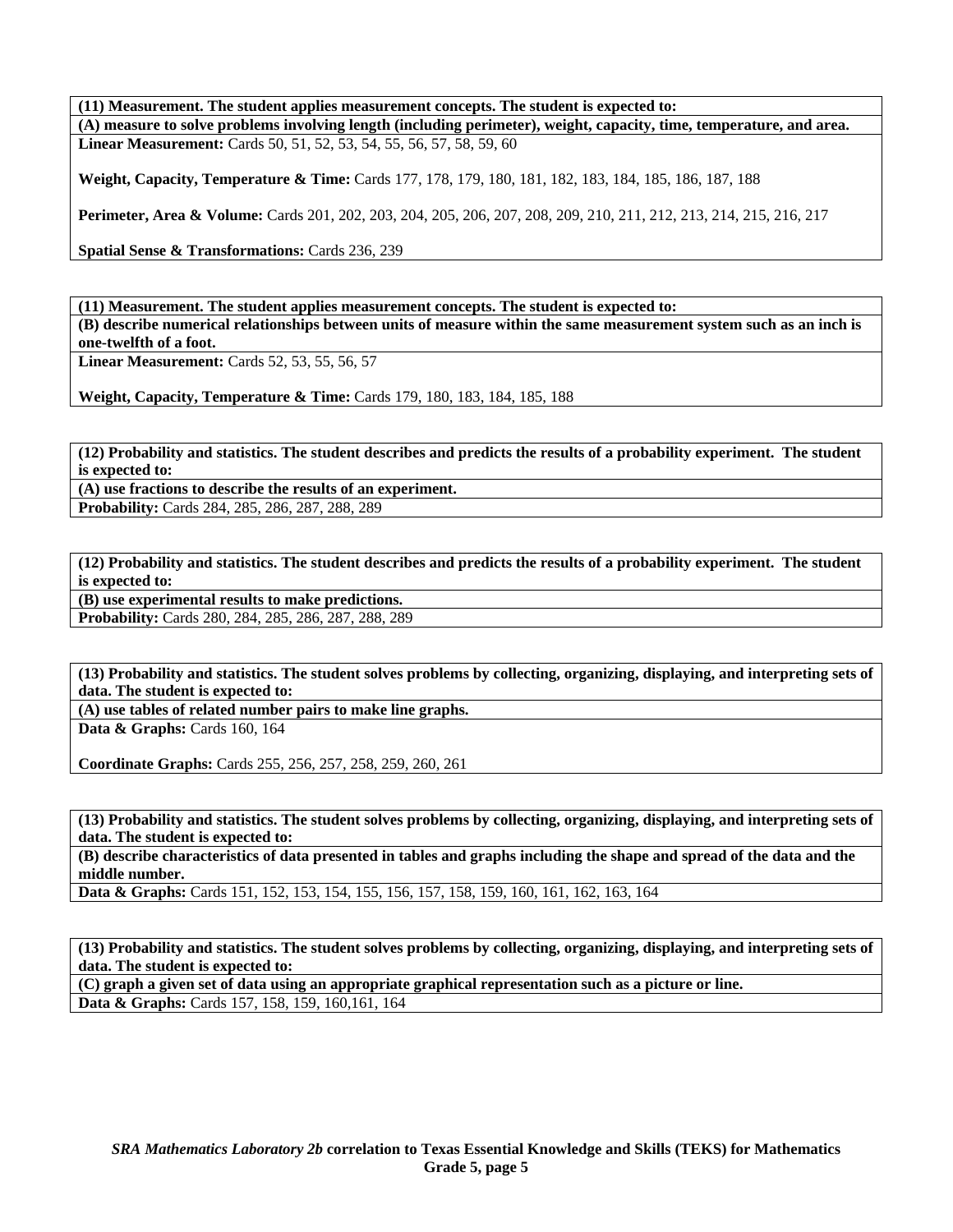**(11) Measurement. The student applies measurement concepts. The student is expected to:**

**(A) measure to solve problems involving length (including perimeter), weight, capacity, time, temperature, and area.**

**Linear Measurement:** Cards 50, 51, 52, 53, 54, 55, 56, 57, 58, 59, 60

**Weight, Capacity, Temperature & Time:** Cards 177, 178, 179, 180, 181, 182, 183, 184, 185, 186, 187, 188

**Perimeter, Area & Volume:** Cards 201, 202, 203, 204, 205, 206, 207, 208, 209, 210, 211, 212, 213, 214, 215, 216, 217

**Spatial Sense & Transformations:** Cards 236, 239

**(11) Measurement. The student applies measurement concepts. The student is expected to:**

**(B) describe numerical relationships between units of measure within the same measurement system such as an inch is one-twelfth of a foot.**

**Linear Measurement:** Cards 52, 53, 55, 56, 57

**Weight, Capacity, Temperature & Time:** Cards 179, 180, 183, 184, 185, 188

**(12) Probability and statistics. The student describes and predicts the results of a probability experiment. The student is expected to:**

**(A) use fractions to describe the results of an experiment.**

**Probability:** Cards 284, 285, 286, 287, 288, 289

**(12) Probability and statistics. The student describes and predicts the results of a probability experiment. The student is expected to:**

**(B) use experimental results to make predictions.**

**Probability:** Cards 280, 284, 285, 286, 287, 288, 289

**(13) Probability and statistics. The student solves problems by collecting, organizing, displaying, and interpreting sets of data. The student is expected to:**

**(A) use tables of related number pairs to make line graphs.**

**Data & Graphs:** Cards 160, 164

**Coordinate Graphs:** Cards 255, 256, 257, 258, 259, 260, 261

**(13) Probability and statistics. The student solves problems by collecting, organizing, displaying, and interpreting sets of data. The student is expected to:**

**(B) describe characteristics of data presented in tables and graphs including the shape and spread of the data and the middle number.**

**Data & Graphs:** Cards 151, 152, 153, 154, 155, 156, 157, 158, 159, 160, 161, 162, 163, 164

**(13) Probability and statistics. The student solves problems by collecting, organizing, displaying, and interpreting sets of data. The student is expected to:**

**(C) graph a given set of data using an appropriate graphical representation such as a picture or line.**

**Data & Graphs:** Cards 157, 158, 159, 160,161, 164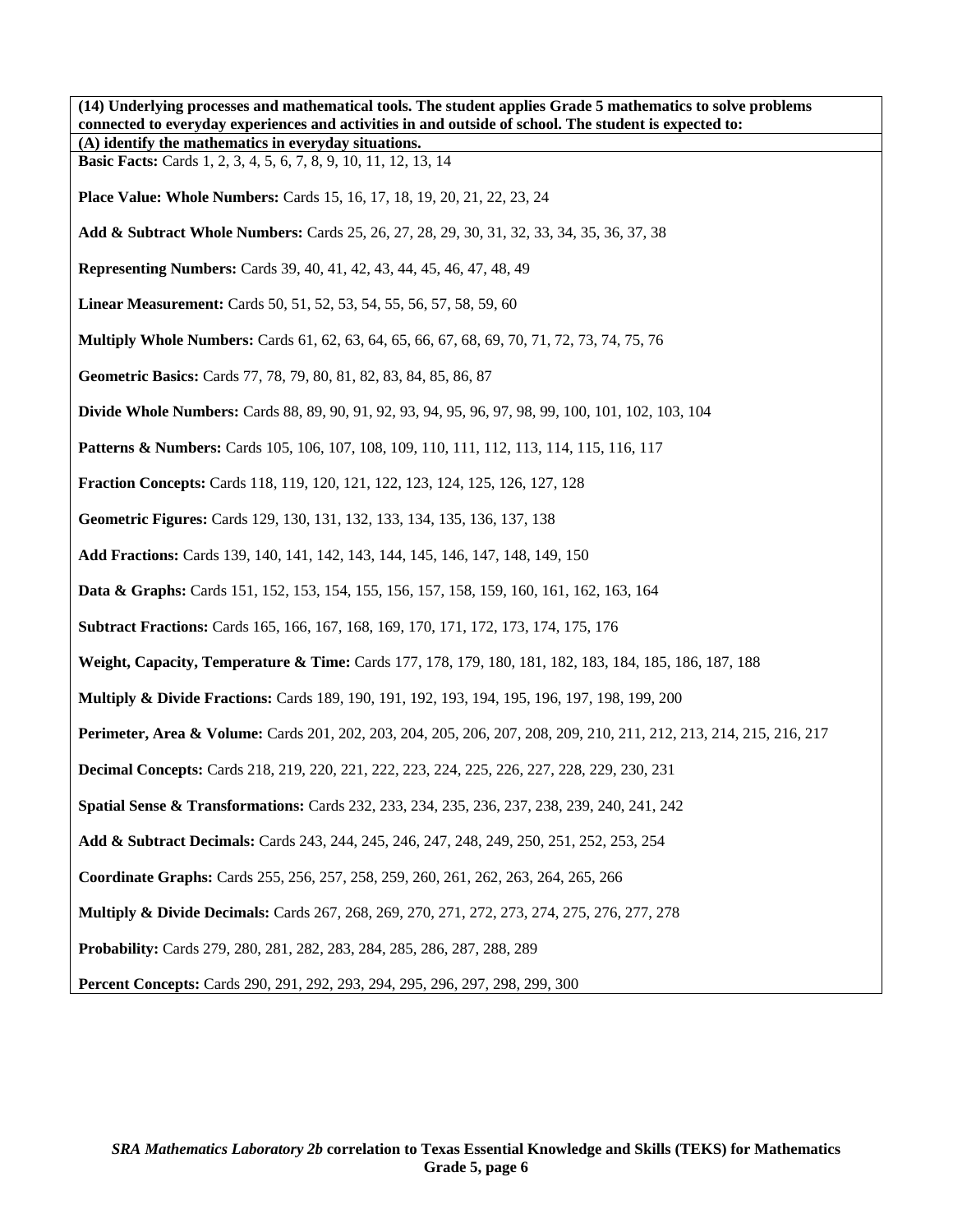**(14) Underlying processes and mathematical tools. The student applies Grade 5 mathematics to solve problems connected to everyday experiences and activities in and outside of school. The student is expected to:**

**(A) identify the mathematics in everyday situations.**

**Basic Facts:** Cards 1, 2, 3, 4, 5, 6, 7, 8, 9, 10, 11, 12, 13, 14

**Place Value: Whole Numbers:** Cards 15, 16, 17, 18, 19, 20, 21, 22, 23, 24

**Add & Subtract Whole Numbers:** Cards 25, 26, 27, 28, 29, 30, 31, 32, 33, 34, 35, 36, 37, 38

**Representing Numbers:** Cards 39, 40, 41, 42, 43, 44, 45, 46, 47, 48, 49

**Linear Measurement:** Cards 50, 51, 52, 53, 54, 55, 56, 57, 58, 59, 60

**Multiply Whole Numbers:** Cards 61, 62, 63, 64, 65, 66, 67, 68, 69, 70, 71, 72, 73, 74, 75, 76

**Geometric Basics:** Cards 77, 78, 79, 80, 81, 82, 83, 84, 85, 86, 87

**Divide Whole Numbers:** Cards 88, 89, 90, 91, 92, 93, 94, 95, 96, 97, 98, 99, 100, 101, 102, 103, 104

**Patterns & Numbers:** Cards 105, 106, 107, 108, 109, 110, 111, 112, 113, 114, 115, 116, 117

**Fraction Concepts:** Cards 118, 119, 120, 121, 122, 123, 124, 125, 126, 127, 128

**Geometric Figures:** Cards 129, 130, 131, 132, 133, 134, 135, 136, 137, 138

**Add Fractions:** Cards 139, 140, 141, 142, 143, 144, 145, 146, 147, 148, 149, 150

**Data & Graphs:** Cards 151, 152, 153, 154, 155, 156, 157, 158, 159, 160, 161, 162, 163, 164

**Subtract Fractions:** Cards 165, 166, 167, 168, 169, 170, 171, 172, 173, 174, 175, 176

**Weight, Capacity, Temperature & Time:** Cards 177, 178, 179, 180, 181, 182, 183, 184, 185, 186, 187, 188

**Multiply & Divide Fractions:** Cards 189, 190, 191, 192, 193, 194, 195, 196, 197, 198, 199, 200

**Perimeter, Area & Volume:** Cards 201, 202, 203, 204, 205, 206, 207, 208, 209, 210, 211, 212, 213, 214, 215, 216, 217

**Decimal Concepts:** Cards 218, 219, 220, 221, 222, 223, 224, 225, 226, 227, 228, 229, 230, 231

**Spatial Sense & Transformations:** Cards 232, 233, 234, 235, 236, 237, 238, 239, 240, 241, 242

**Add & Subtract Decimals:** Cards 243, 244, 245, 246, 247, 248, 249, 250, 251, 252, 253, 254

**Coordinate Graphs:** Cards 255, 256, 257, 258, 259, 260, 261, 262, 263, 264, 265, 266

**Multiply & Divide Decimals:** Cards 267, 268, 269, 270, 271, 272, 273, 274, 275, 276, 277, 278

**Probability:** Cards 279, 280, 281, 282, 283, 284, 285, 286, 287, 288, 289

**Percent Concepts:** Cards 290, 291, 292, 293, 294, 295, 296, 297, 298, 299, 300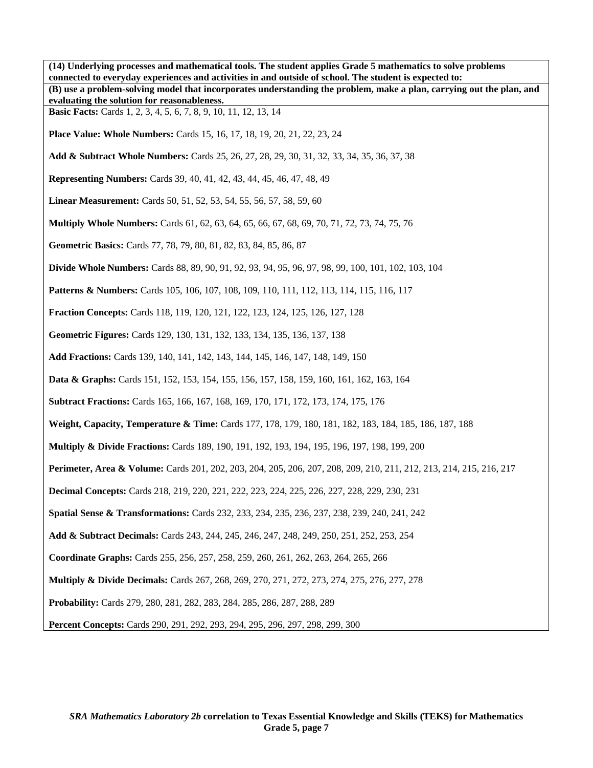**(14) Underlying processes and mathematical tools. The student applies Grade 5 mathematics to solve problems connected to everyday experiences and activities in and outside of school. The student is expected to:**

**(B) use a problem-solving model that incorporates understanding the problem, make a plan, carrying out the plan, and evaluating the solution for reasonableness.**

**Basic Facts:** Cards 1, 2, 3, 4, 5, 6, 7, 8, 9, 10, 11, 12, 13, 14

**Place Value: Whole Numbers:** Cards 15, 16, 17, 18, 19, 20, 21, 22, 23, 24

**Add & Subtract Whole Numbers:** Cards 25, 26, 27, 28, 29, 30, 31, 32, 33, 34, 35, 36, 37, 38

**Representing Numbers:** Cards 39, 40, 41, 42, 43, 44, 45, 46, 47, 48, 49

**Linear Measurement:** Cards 50, 51, 52, 53, 54, 55, 56, 57, 58, 59, 60

**Multiply Whole Numbers:** Cards 61, 62, 63, 64, 65, 66, 67, 68, 69, 70, 71, 72, 73, 74, 75, 76

**Geometric Basics:** Cards 77, 78, 79, 80, 81, 82, 83, 84, 85, 86, 87

**Divide Whole Numbers:** Cards 88, 89, 90, 91, 92, 93, 94, 95, 96, 97, 98, 99, 100, 101, 102, 103, 104

**Patterns & Numbers:** Cards 105, 106, 107, 108, 109, 110, 111, 112, 113, 114, 115, 116, 117

**Fraction Concepts:** Cards 118, 119, 120, 121, 122, 123, 124, 125, 126, 127, 128

**Geometric Figures:** Cards 129, 130, 131, 132, 133, 134, 135, 136, 137, 138

**Add Fractions:** Cards 139, 140, 141, 142, 143, 144, 145, 146, 147, 148, 149, 150

**Data & Graphs:** Cards 151, 152, 153, 154, 155, 156, 157, 158, 159, 160, 161, 162, 163, 164

**Subtract Fractions:** Cards 165, 166, 167, 168, 169, 170, 171, 172, 173, 174, 175, 176

**Weight, Capacity, Temperature & Time:** Cards 177, 178, 179, 180, 181, 182, 183, 184, 185, 186, 187, 188

**Multiply & Divide Fractions:** Cards 189, 190, 191, 192, 193, 194, 195, 196, 197, 198, 199, 200

**Perimeter, Area & Volume:** Cards 201, 202, 203, 204, 205, 206, 207, 208, 209, 210, 211, 212, 213, 214, 215, 216, 217

**Decimal Concepts:** Cards 218, 219, 220, 221, 222, 223, 224, 225, 226, 227, 228, 229, 230, 231

**Spatial Sense & Transformations:** Cards 232, 233, 234, 235, 236, 237, 238, 239, 240, 241, 242

**Add & Subtract Decimals:** Cards 243, 244, 245, 246, 247, 248, 249, 250, 251, 252, 253, 254

**Coordinate Graphs:** Cards 255, 256, 257, 258, 259, 260, 261, 262, 263, 264, 265, 266

**Multiply & Divide Decimals:** Cards 267, 268, 269, 270, 271, 272, 273, 274, 275, 276, 277, 278

**Probability:** Cards 279, 280, 281, 282, 283, 284, 285, 286, 287, 288, 289

**Percent Concepts:** Cards 290, 291, 292, 293, 294, 295, 296, 297, 298, 299, 300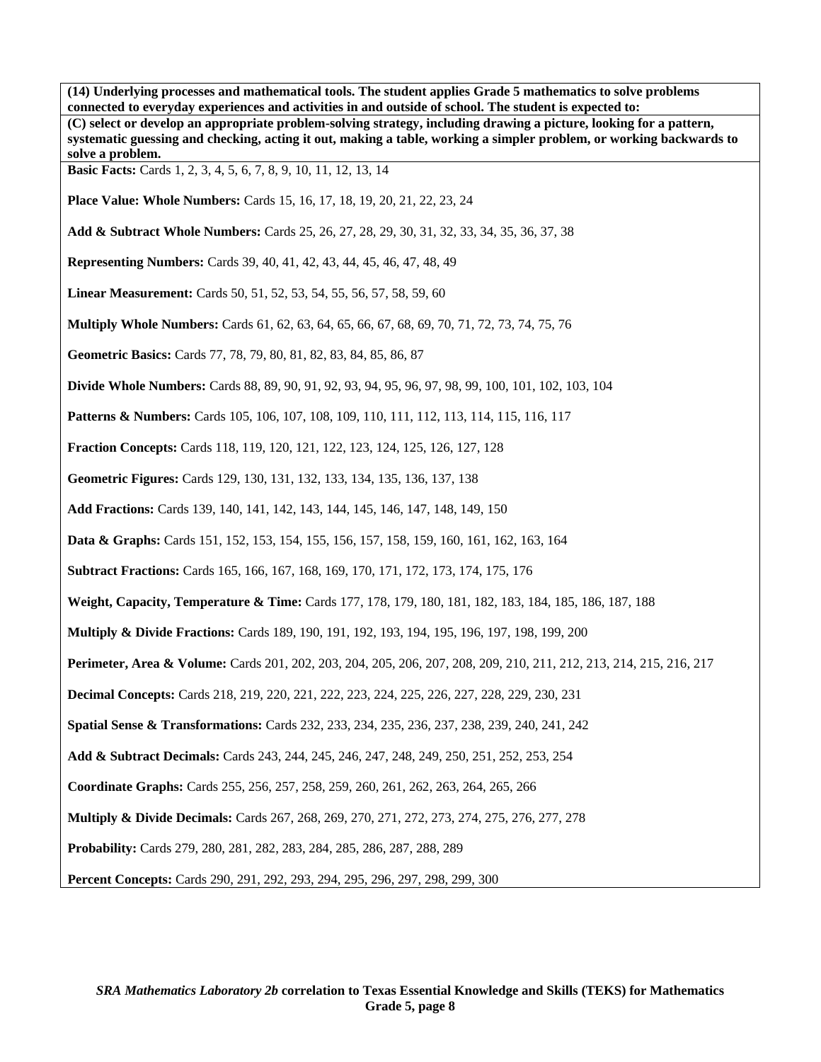**(14) Underlying processes and mathematical tools. The student applies Grade 5 mathematics to solve problems connected to everyday experiences and activities in and outside of school. The student is expected to:**

**(C) select or develop an appropriate problem-solving strategy, including drawing a picture, looking for a pattern, systematic guessing and checking, acting it out, making a table, working a simpler problem, or working backwards to solve a problem.**

**Basic Facts:** Cards 1, 2, 3, 4, 5, 6, 7, 8, 9, 10, 11, 12, 13, 14

**Place Value: Whole Numbers:** Cards 15, 16, 17, 18, 19, 20, 21, 22, 23, 24

**Add & Subtract Whole Numbers:** Cards 25, 26, 27, 28, 29, 30, 31, 32, 33, 34, 35, 36, 37, 38

**Representing Numbers:** Cards 39, 40, 41, 42, 43, 44, 45, 46, 47, 48, 49

**Linear Measurement:** Cards 50, 51, 52, 53, 54, 55, 56, 57, 58, 59, 60

**Multiply Whole Numbers:** Cards 61, 62, 63, 64, 65, 66, 67, 68, 69, 70, 71, 72, 73, 74, 75, 76

**Geometric Basics:** Cards 77, 78, 79, 80, 81, 82, 83, 84, 85, 86, 87

**Divide Whole Numbers:** Cards 88, 89, 90, 91, 92, 93, 94, 95, 96, 97, 98, 99, 100, 101, 102, 103, 104

**Patterns & Numbers:** Cards 105, 106, 107, 108, 109, 110, 111, 112, 113, 114, 115, 116, 117

**Fraction Concepts:** Cards 118, 119, 120, 121, 122, 123, 124, 125, 126, 127, 128

**Geometric Figures:** Cards 129, 130, 131, 132, 133, 134, 135, 136, 137, 138

**Add Fractions:** Cards 139, 140, 141, 142, 143, 144, 145, 146, 147, 148, 149, 150

**Data & Graphs:** Cards 151, 152, 153, 154, 155, 156, 157, 158, 159, 160, 161, 162, 163, 164

**Subtract Fractions:** Cards 165, 166, 167, 168, 169, 170, 171, 172, 173, 174, 175, 176

**Weight, Capacity, Temperature & Time:** Cards 177, 178, 179, 180, 181, 182, 183, 184, 185, 186, 187, 188

**Multiply & Divide Fractions:** Cards 189, 190, 191, 192, 193, 194, 195, 196, 197, 198, 199, 200

**Perimeter, Area & Volume:** Cards 201, 202, 203, 204, 205, 206, 207, 208, 209, 210, 211, 212, 213, 214, 215, 216, 217

**Decimal Concepts:** Cards 218, 219, 220, 221, 222, 223, 224, 225, 226, 227, 228, 229, 230, 231

**Spatial Sense & Transformations:** Cards 232, 233, 234, 235, 236, 237, 238, 239, 240, 241, 242

**Add & Subtract Decimals:** Cards 243, 244, 245, 246, 247, 248, 249, 250, 251, 252, 253, 254

**Coordinate Graphs:** Cards 255, 256, 257, 258, 259, 260, 261, 262, 263, 264, 265, 266

**Multiply & Divide Decimals:** Cards 267, 268, 269, 270, 271, 272, 273, 274, 275, 276, 277, 278

**Probability:** Cards 279, 280, 281, 282, 283, 284, 285, 286, 287, 288, 289

**Percent Concepts:** Cards 290, 291, 292, 293, 294, 295, 296, 297, 298, 299, 300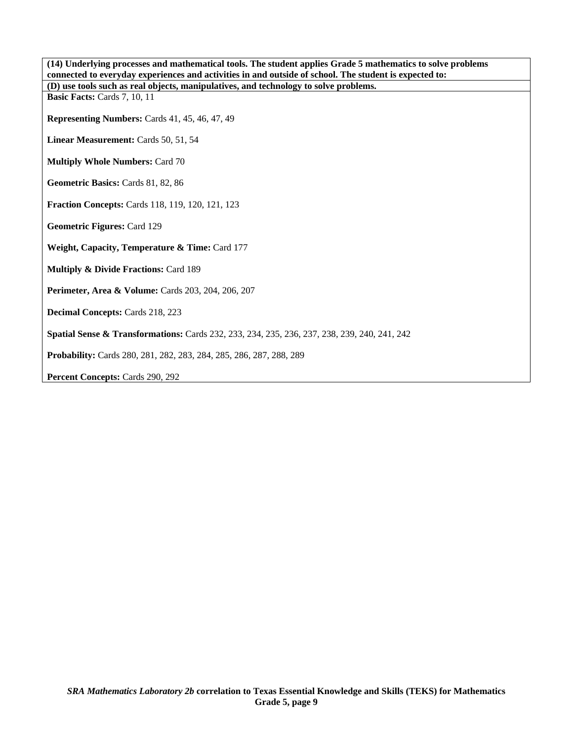**(14) Underlying processes and mathematical tools. The student applies Grade 5 mathematics to solve problems connected to everyday experiences and activities in and outside of school. The student is expected to:**

**(D) use tools such as real objects, manipulatives, and technology to solve problems.**

**Basic Facts:** Cards 7, 10, 11

**Representing Numbers:** Cards 41, 45, 46, 47, 49

**Linear Measurement:** Cards 50, 51, 54

**Multiply Whole Numbers:** Card 70

**Geometric Basics:** Cards 81, 82, 86

**Fraction Concepts:** Cards 118, 119, 120, 121, 123

**Geometric Figures:** Card 129

**Weight, Capacity, Temperature & Time:** Card 177

**Multiply & Divide Fractions:** Card 189

**Perimeter, Area & Volume:** Cards 203, 204, 206, 207

**Decimal Concepts:** Cards 218, 223

**Spatial Sense & Transformations:** Cards 232, 233, 234, 235, 236, 237, 238, 239, 240, 241, 242

**Probability:** Cards 280, 281, 282, 283, 284, 285, 286, 287, 288, 289

**Percent Concepts:** Cards 290, 292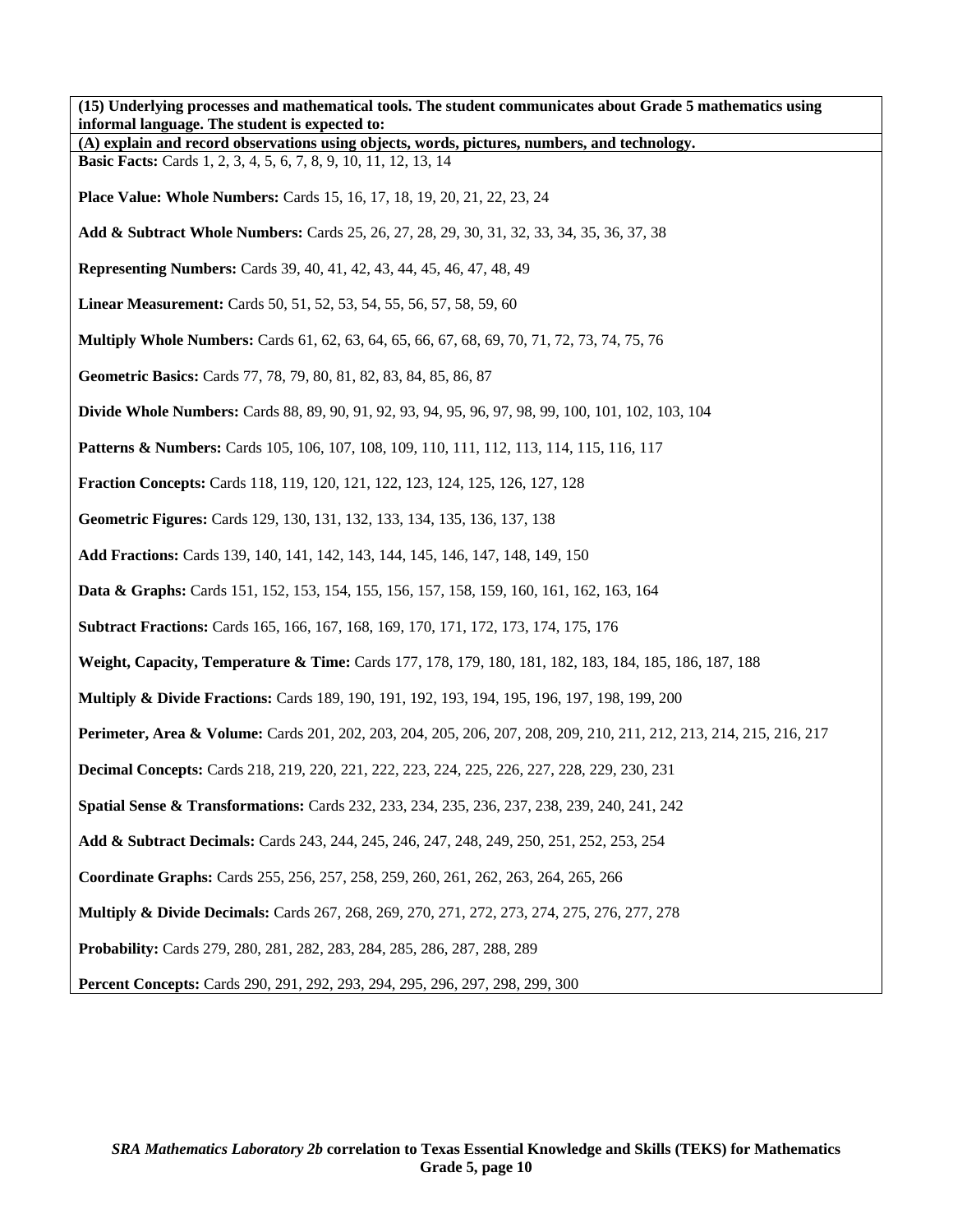**(15) Underlying processes and mathematical tools. The student communicates about Grade 5 mathematics using informal language. The student is expected to:**

**(A) explain and record observations using objects, words, pictures, numbers, and technology.**

**Basic Facts:** Cards 1, 2, 3, 4, 5, 6, 7, 8, 9, 10, 11, 12, 13, 14

**Place Value: Whole Numbers:** Cards 15, 16, 17, 18, 19, 20, 21, 22, 23, 24

**Add & Subtract Whole Numbers:** Cards 25, 26, 27, 28, 29, 30, 31, 32, 33, 34, 35, 36, 37, 38

**Representing Numbers:** Cards 39, 40, 41, 42, 43, 44, 45, 46, 47, 48, 49

**Linear Measurement:** Cards 50, 51, 52, 53, 54, 55, 56, 57, 58, 59, 60

**Multiply Whole Numbers:** Cards 61, 62, 63, 64, 65, 66, 67, 68, 69, 70, 71, 72, 73, 74, 75, 76

**Geometric Basics:** Cards 77, 78, 79, 80, 81, 82, 83, 84, 85, 86, 87

**Divide Whole Numbers:** Cards 88, 89, 90, 91, 92, 93, 94, 95, 96, 97, 98, 99, 100, 101, 102, 103, 104

**Patterns & Numbers:** Cards 105, 106, 107, 108, 109, 110, 111, 112, 113, 114, 115, 116, 117

**Fraction Concepts:** Cards 118, 119, 120, 121, 122, 123, 124, 125, 126, 127, 128

**Geometric Figures:** Cards 129, 130, 131, 132, 133, 134, 135, 136, 137, 138

**Add Fractions:** Cards 139, 140, 141, 142, 143, 144, 145, 146, 147, 148, 149, 150

**Data & Graphs:** Cards 151, 152, 153, 154, 155, 156, 157, 158, 159, 160, 161, 162, 163, 164

**Subtract Fractions:** Cards 165, 166, 167, 168, 169, 170, 171, 172, 173, 174, 175, 176

**Weight, Capacity, Temperature & Time:** Cards 177, 178, 179, 180, 181, 182, 183, 184, 185, 186, 187, 188

**Multiply & Divide Fractions:** Cards 189, 190, 191, 192, 193, 194, 195, 196, 197, 198, 199, 200

**Perimeter, Area & Volume:** Cards 201, 202, 203, 204, 205, 206, 207, 208, 209, 210, 211, 212, 213, 214, 215, 216, 217

**Decimal Concepts:** Cards 218, 219, 220, 221, 222, 223, 224, 225, 226, 227, 228, 229, 230, 231

**Spatial Sense & Transformations:** Cards 232, 233, 234, 235, 236, 237, 238, 239, 240, 241, 242

**Add & Subtract Decimals:** Cards 243, 244, 245, 246, 247, 248, 249, 250, 251, 252, 253, 254

**Coordinate Graphs:** Cards 255, 256, 257, 258, 259, 260, 261, 262, 263, 264, 265, 266

**Multiply & Divide Decimals:** Cards 267, 268, 269, 270, 271, 272, 273, 274, 275, 276, 277, 278

**Probability:** Cards 279, 280, 281, 282, 283, 284, 285, 286, 287, 288, 289

**Percent Concepts:** Cards 290, 291, 292, 293, 294, 295, 296, 297, 298, 299, 300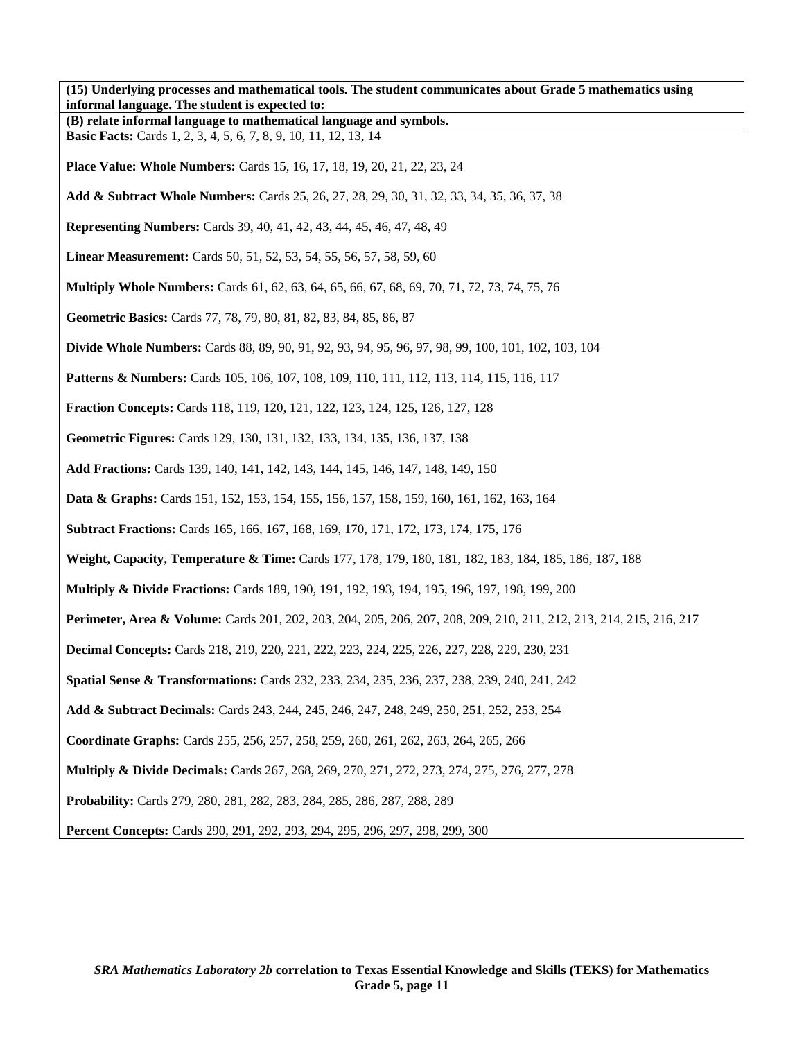**(15) Underlying processes and mathematical tools. The student communicates about Grade 5 mathematics using informal language. The student is expected to:**

**(B) relate informal language to mathematical language and symbols.**

**Basic Facts:** Cards 1, 2, 3, 4, 5, 6, 7, 8, 9, 10, 11, 12, 13, 14

**Place Value: Whole Numbers:** Cards 15, 16, 17, 18, 19, 20, 21, 22, 23, 24

**Add & Subtract Whole Numbers:** Cards 25, 26, 27, 28, 29, 30, 31, 32, 33, 34, 35, 36, 37, 38

**Representing Numbers:** Cards 39, 40, 41, 42, 43, 44, 45, 46, 47, 48, 49

**Linear Measurement:** Cards 50, 51, 52, 53, 54, 55, 56, 57, 58, 59, 60

**Multiply Whole Numbers:** Cards 61, 62, 63, 64, 65, 66, 67, 68, 69, 70, 71, 72, 73, 74, 75, 76

**Geometric Basics:** Cards 77, 78, 79, 80, 81, 82, 83, 84, 85, 86, 87

**Divide Whole Numbers:** Cards 88, 89, 90, 91, 92, 93, 94, 95, 96, 97, 98, 99, 100, 101, 102, 103, 104

**Patterns & Numbers:** Cards 105, 106, 107, 108, 109, 110, 111, 112, 113, 114, 115, 116, 117

**Fraction Concepts:** Cards 118, 119, 120, 121, 122, 123, 124, 125, 126, 127, 128

**Geometric Figures:** Cards 129, 130, 131, 132, 133, 134, 135, 136, 137, 138

**Add Fractions:** Cards 139, 140, 141, 142, 143, 144, 145, 146, 147, 148, 149, 150

**Data & Graphs:** Cards 151, 152, 153, 154, 155, 156, 157, 158, 159, 160, 161, 162, 163, 164

**Subtract Fractions:** Cards 165, 166, 167, 168, 169, 170, 171, 172, 173, 174, 175, 176

**Weight, Capacity, Temperature & Time:** Cards 177, 178, 179, 180, 181, 182, 183, 184, 185, 186, 187, 188

**Multiply & Divide Fractions:** Cards 189, 190, 191, 192, 193, 194, 195, 196, 197, 198, 199, 200

**Perimeter, Area & Volume:** Cards 201, 202, 203, 204, 205, 206, 207, 208, 209, 210, 211, 212, 213, 214, 215, 216, 217

**Decimal Concepts:** Cards 218, 219, 220, 221, 222, 223, 224, 225, 226, 227, 228, 229, 230, 231

**Spatial Sense & Transformations:** Cards 232, 233, 234, 235, 236, 237, 238, 239, 240, 241, 242

**Add & Subtract Decimals:** Cards 243, 244, 245, 246, 247, 248, 249, 250, 251, 252, 253, 254

**Coordinate Graphs:** Cards 255, 256, 257, 258, 259, 260, 261, 262, 263, 264, 265, 266

**Multiply & Divide Decimals:** Cards 267, 268, 269, 270, 271, 272, 273, 274, 275, 276, 277, 278

**Probability:** Cards 279, 280, 281, 282, 283, 284, 285, 286, 287, 288, 289

**Percent Concepts:** Cards 290, 291, 292, 293, 294, 295, 296, 297, 298, 299, 300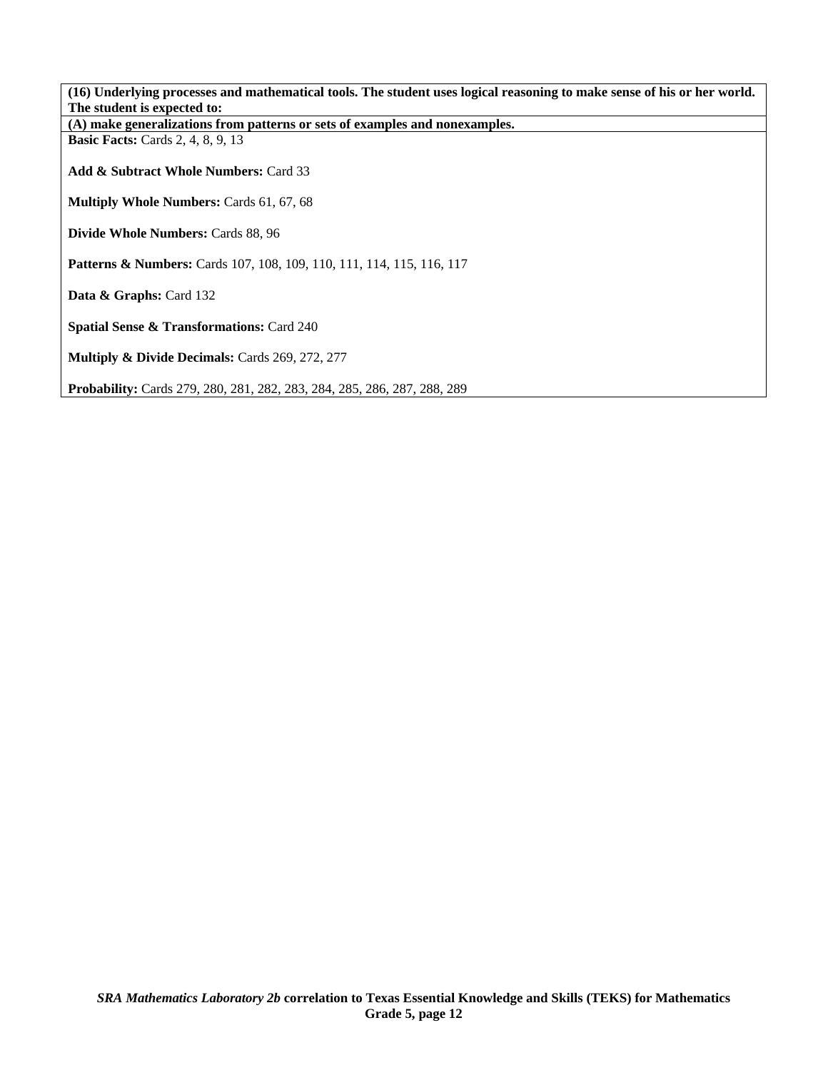**(16) Underlying processes and mathematical tools. The student uses logical reasoning to make sense of his or her world. The student is expected to:**

**(A) make generalizations from patterns or sets of examples and nonexamples.**

**Basic Facts:** Cards 2, 4, 8, 9, 13

**Add & Subtract Whole Numbers:** Card 33

**Multiply Whole Numbers:** Cards 61, 67, 68

**Divide Whole Numbers:** Cards 88, 96

**Patterns & Numbers:** Cards 107, 108, 109, 110, 111, 114, 115, 116, 117

**Data & Graphs:** Card 132

**Spatial Sense & Transformations:** Card 240

**Multiply & Divide Decimals:** Cards 269, 272, 277

**Probability:** Cards 279, 280, 281, 282, 283, 284, 285, 286, 287, 288, 289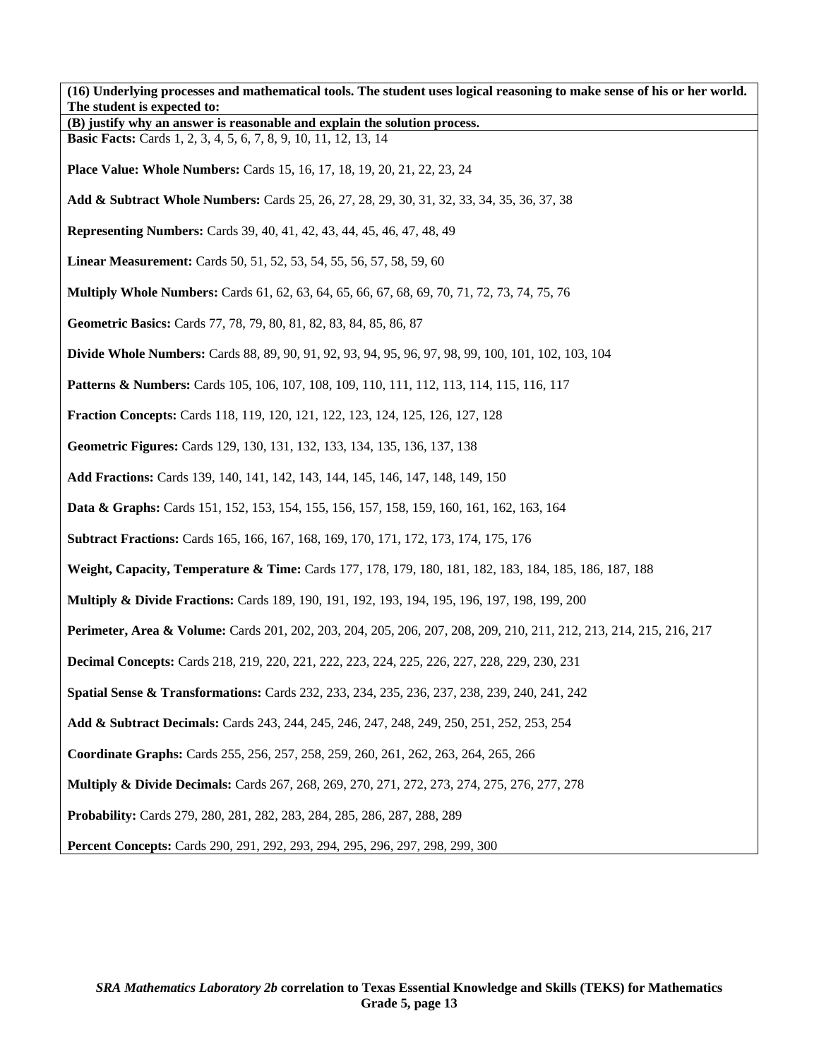**(16) Underlying processes and mathematical tools. The student uses logical reasoning to make sense of his or her world. The student is expected to:**

**(B) justify why an answer is reasonable and explain the solution process.**

**Basic Facts:** Cards 1, 2, 3, 4, 5, 6, 7, 8, 9, 10, 11, 12, 13, 14

**Place Value: Whole Numbers:** Cards 15, 16, 17, 18, 19, 20, 21, 22, 23, 24

**Add & Subtract Whole Numbers:** Cards 25, 26, 27, 28, 29, 30, 31, 32, 33, 34, 35, 36, 37, 38

**Representing Numbers:** Cards 39, 40, 41, 42, 43, 44, 45, 46, 47, 48, 49

**Linear Measurement:** Cards 50, 51, 52, 53, 54, 55, 56, 57, 58, 59, 60

**Multiply Whole Numbers:** Cards 61, 62, 63, 64, 65, 66, 67, 68, 69, 70, 71, 72, 73, 74, 75, 76

**Geometric Basics:** Cards 77, 78, 79, 80, 81, 82, 83, 84, 85, 86, 87

**Divide Whole Numbers:** Cards 88, 89, 90, 91, 92, 93, 94, 95, 96, 97, 98, 99, 100, 101, 102, 103, 104

**Patterns & Numbers:** Cards 105, 106, 107, 108, 109, 110, 111, 112, 113, 114, 115, 116, 117

**Fraction Concepts:** Cards 118, 119, 120, 121, 122, 123, 124, 125, 126, 127, 128

**Geometric Figures:** Cards 129, 130, 131, 132, 133, 134, 135, 136, 137, 138

**Add Fractions:** Cards 139, 140, 141, 142, 143, 144, 145, 146, 147, 148, 149, 150

**Data & Graphs:** Cards 151, 152, 153, 154, 155, 156, 157, 158, 159, 160, 161, 162, 163, 164

**Subtract Fractions:** Cards 165, 166, 167, 168, 169, 170, 171, 172, 173, 174, 175, 176

**Weight, Capacity, Temperature & Time:** Cards 177, 178, 179, 180, 181, 182, 183, 184, 185, 186, 187, 188

**Multiply & Divide Fractions:** Cards 189, 190, 191, 192, 193, 194, 195, 196, 197, 198, 199, 200

**Perimeter, Area & Volume:** Cards 201, 202, 203, 204, 205, 206, 207, 208, 209, 210, 211, 212, 213, 214, 215, 216, 217

**Decimal Concepts:** Cards 218, 219, 220, 221, 222, 223, 224, 225, 226, 227, 228, 229, 230, 231

**Spatial Sense & Transformations:** Cards 232, 233, 234, 235, 236, 237, 238, 239, 240, 241, 242

**Add & Subtract Decimals:** Cards 243, 244, 245, 246, 247, 248, 249, 250, 251, 252, 253, 254

**Coordinate Graphs:** Cards 255, 256, 257, 258, 259, 260, 261, 262, 263, 264, 265, 266

**Multiply & Divide Decimals:** Cards 267, 268, 269, 270, 271, 272, 273, 274, 275, 276, 277, 278

**Probability:** Cards 279, 280, 281, 282, 283, 284, 285, 286, 287, 288, 289

**Percent Concepts:** Cards 290, 291, 292, 293, 294, 295, 296, 297, 298, 299, 300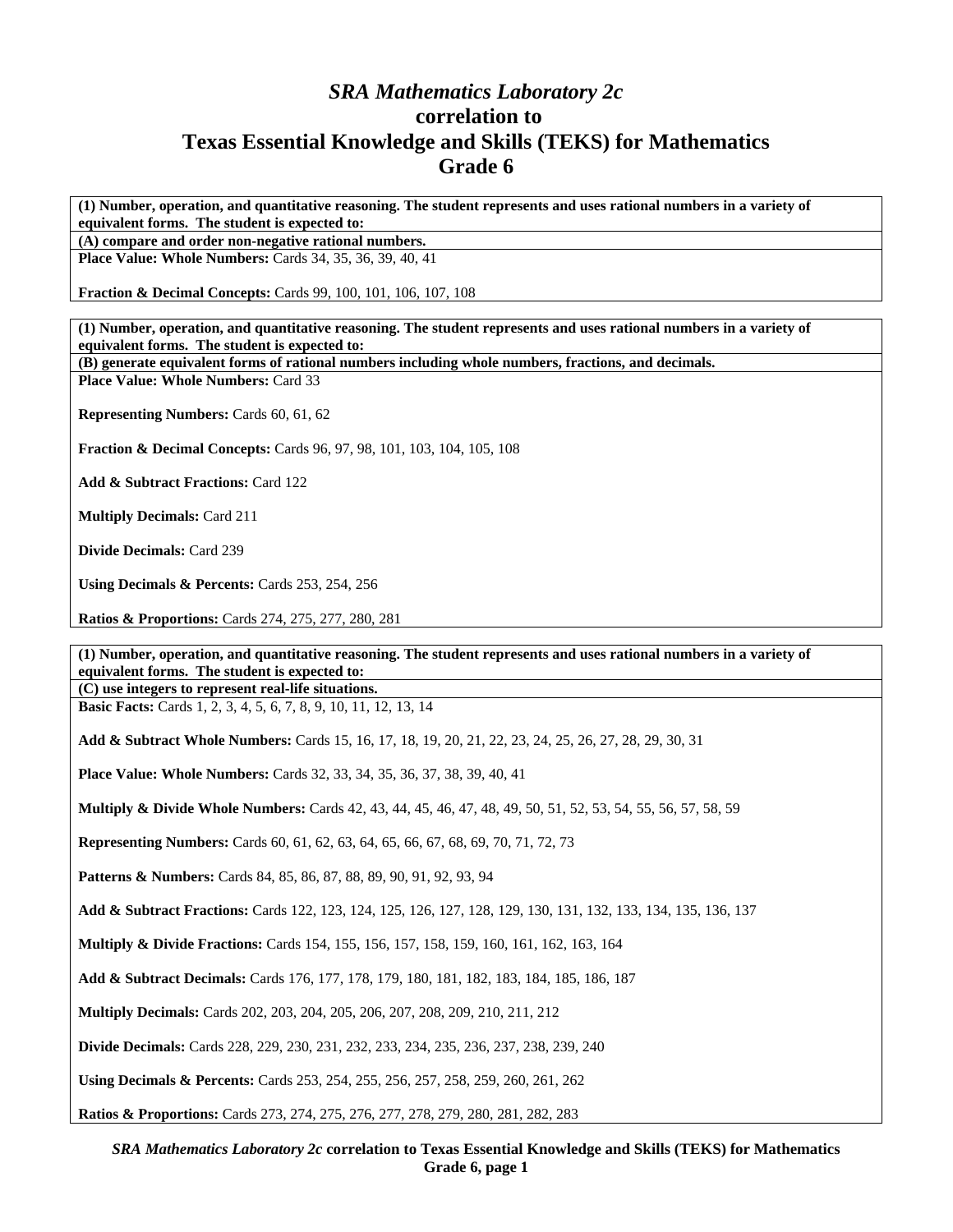# *SRA Mathematics Laboratory 2c*
# correlation to
# Texas Essential Knowledge and Skills (TEKS) for Mathematics
# Grade 6

**(1) Number, operation, and quantitative reasoning. The student represents and uses rational numbers in a variety of equivalent forms. The student is expected to:**

**(A) compare and order non-negative rational numbers.**

**Place Value: Whole Numbers:** Cards 34, 35, 36, 39, 40, 41

**Fraction & Decimal Concepts:** Cards 99, 100, 101, 106, 107, 108

---

**(1) Number, operation, and quantitative reasoning. The student represents and uses rational numbers in a variety of equivalent forms. The student is expected to:**

**(B) generate equivalent forms of rational numbers including whole numbers, fractions, and decimals.**

**Place Value: Whole Numbers:** Card 33

**Representing Numbers:** Cards 60, 61, 62

**Fraction & Decimal Concepts:** Cards 96, 97, 98, 101, 103, 104, 105, 108

**Add & Subtract Fractions:** Card 122

**Multiply Decimals:** Card 211

**Divide Decimals:** Card 239

**Using Decimals & Percents:** Cards 253, 254, 256

**Ratios & Proportions:** Cards 274, 275, 277, 280, 281

---

**(1) Number, operation, and quantitative reasoning. The student represents and uses rational numbers in a variety of equivalent forms. The student is expected to:**

**(C) use integers to represent real-life situations.**

**Basic Facts:** Cards 1, 2, 3, 4, 5, 6, 7, 8, 9, 10, 11, 12, 13, 14

**Add & Subtract Whole Numbers:** Cards 15, 16, 17, 18, 19, 20, 21, 22, 23, 24, 25, 26, 27, 28, 29, 30, 31

**Place Value: Whole Numbers:** Cards 32, 33, 34, 35, 36, 37, 38, 39, 40, 41

**Multiply & Divide Whole Numbers:** Cards 42, 43, 44, 45, 46, 47, 48, 49, 50, 51, 52, 53, 54, 55, 56, 57, 58, 59

**Representing Numbers:** Cards 60, 61, 62, 63, 64, 65, 66, 67, 68, 69, 70, 71, 72, 73

**Patterns & Numbers:** Cards 84, 85, 86, 87, 88, 89, 90, 91, 92, 93, 94

**Add & Subtract Fractions:** Cards 122, 123, 124, 125, 126, 127, 128, 129, 130, 131, 132, 133, 134, 135, 136, 137

**Multiply & Divide Fractions:** Cards 154, 155, 156, 157, 158, 159, 160, 161, 162, 163, 164

**Add & Subtract Decimals:** Cards 176, 177, 178, 179, 180, 181, 182, 183, 184, 185, 186, 187

**Multiply Decimals:** Cards 202, 203, 204, 205, 206, 207, 208, 209, 210, 211, 212

**Divide Decimals:** Cards 228, 229, 230, 231, 232, 233, 234, 235, 236, 237, 238, 239, 240

**Using Decimals & Percents:** Cards 253, 254, 255, 256, 257, 258, 259, 260, 261, 262

**Ratios & Proportions:** Cards 273, 274, 275, 276, 277, 278, 279, 280, 281, 282, 283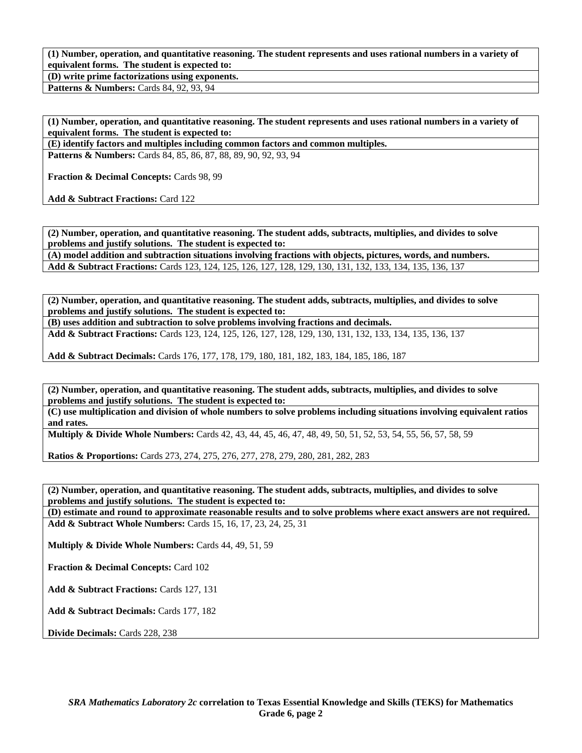**(1) Number, operation, and quantitative reasoning. The student represents and uses rational numbers in a variety of equivalent forms. The student is expected to:**

**(D) write prime factorizations using exponents.**

**Patterns & Numbers:** Cards 84, 92, 93, 94

**(1) Number, operation, and quantitative reasoning. The student represents and uses rational numbers in a variety of equivalent forms. The student is expected to:**

**(E) identify factors and multiples including common factors and common multiples.**

**Patterns & Numbers:** Cards 84, 85, 86, 87, 88, 89, 90, 92, 93, 94

**Fraction & Decimal Concepts:** Cards 98, 99

**Add & Subtract Fractions:** Card 122

**(2) Number, operation, and quantitative reasoning. The student adds, subtracts, multiplies, and divides to solve problems and justify solutions. The student is expected to:**

**(A) model addition and subtraction situations involving fractions with objects, pictures, words, and numbers.**

**Add & Subtract Fractions:** Cards 123, 124, 125, 126, 127, 128, 129, 130, 131, 132, 133, 134, 135, 136, 137

**(2) Number, operation, and quantitative reasoning. The student adds, subtracts, multiplies, and divides to solve problems and justify solutions. The student is expected to:**

**(B) uses addition and subtraction to solve problems involving fractions and decimals.**

**Add & Subtract Fractions:** Cards 123, 124, 125, 126, 127, 128, 129, 130, 131, 132, 133, 134, 135, 136, 137

**Add & Subtract Decimals:** Cards 176, 177, 178, 179, 180, 181, 182, 183, 184, 185, 186, 187

**(2) Number, operation, and quantitative reasoning. The student adds, subtracts, multiplies, and divides to solve problems and justify solutions. The student is expected to:**

**(C) use multiplication and division of whole numbers to solve problems including situations involving equivalent ratios and rates.**

**Multiply & Divide Whole Numbers:** Cards 42, 43, 44, 45, 46, 47, 48, 49, 50, 51, 52, 53, 54, 55, 56, 57, 58, 59

**Ratios & Proportions:** Cards 273, 274, 275, 276, 277, 278, 279, 280, 281, 282, 283

**(2) Number, operation, and quantitative reasoning. The student adds, subtracts, multiplies, and divides to solve problems and justify solutions. The student is expected to:**

**(D) estimate and round to approximate reasonable results and to solve problems where exact answers are not required.**

**Add & Subtract Whole Numbers:** Cards 15, 16, 17, 23, 24, 25, 31

**Multiply & Divide Whole Numbers:** Cards 44, 49, 51, 59

**Fraction & Decimal Concepts:** Card 102

**Add & Subtract Fractions:** Cards 127, 131

**Add & Subtract Decimals:** Cards 177, 182

**Divide Decimals:** Cards 228, 238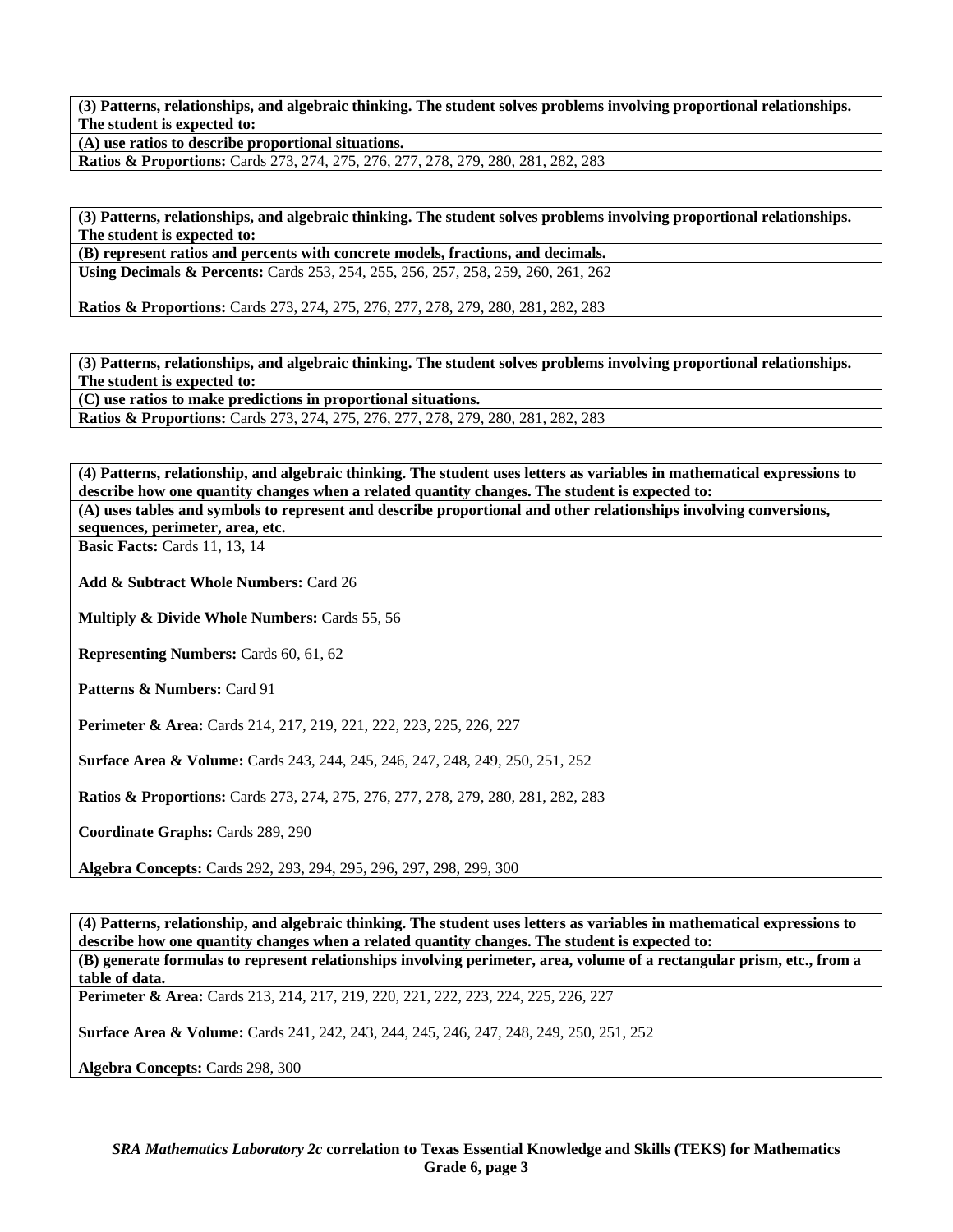**(3) Patterns, relationships, and algebraic thinking. The student solves problems involving proportional relationships. The student is expected to:**

**(A) use ratios to describe proportional situations.**

**Ratios & Proportions:** Cards 273, 274, 275, 276, 277, 278, 279, 280, 281, 282, 283

---

**(3) Patterns, relationships, and algebraic thinking. The student solves problems involving proportional relationships. The student is expected to:**

**(B) represent ratios and percents with concrete models, fractions, and decimals.**

**Using Decimals & Percents:** Cards 253, 254, 255, 256, 257, 258, 259, 260, 261, 262

**Ratios & Proportions:** Cards 273, 274, 275, 276, 277, 278, 279, 280, 281, 282, 283

---

**(3) Patterns, relationships, and algebraic thinking. The student solves problems involving proportional relationships. The student is expected to:**

**(C) use ratios to make predictions in proportional situations.**

**Ratios & Proportions:** Cards 273, 274, 275, 276, 277, 278, 279, 280, 281, 282, 283

---

**(4) Patterns, relationship, and algebraic thinking. The student uses letters as variables in mathematical expressions to describe how one quantity changes when a related quantity changes. The student is expected to:**

**(A) uses tables and symbols to represent and describe proportional and other relationships involving conversions, sequences, perimeter, area, etc.**

**Basic Facts:** Cards 11, 13, 14

**Add & Subtract Whole Numbers:** Card 26

**Multiply & Divide Whole Numbers:** Cards 55, 56

**Representing Numbers:** Cards 60, 61, 62

**Patterns & Numbers:** Card 91

**Perimeter & Area:** Cards 214, 217, 219, 221, 222, 223, 225, 226, 227

**Surface Area & Volume:** Cards 243, 244, 245, 246, 247, 248, 249, 250, 251, 252

**Ratios & Proportions:** Cards 273, 274, 275, 276, 277, 278, 279, 280, 281, 282, 283

**Coordinate Graphs:** Cards 289, 290

**Algebra Concepts:** Cards 292, 293, 294, 295, 296, 297, 298, 299, 300

---

**(4) Patterns, relationship, and algebraic thinking. The student uses letters as variables in mathematical expressions to describe how one quantity changes when a related quantity changes. The student is expected to:**

**(B) generate formulas to represent relationships involving perimeter, area, volume of a rectangular prism, etc., from a table of data.**

**Perimeter & Area:** Cards 213, 214, 217, 219, 220, 221, 222, 223, 224, 225, 226, 227

**Surface Area & Volume:** Cards 241, 242, 243, 244, 245, 246, 247, 248, 249, 250, 251, 252

**Algebra Concepts:** Cards 298, 300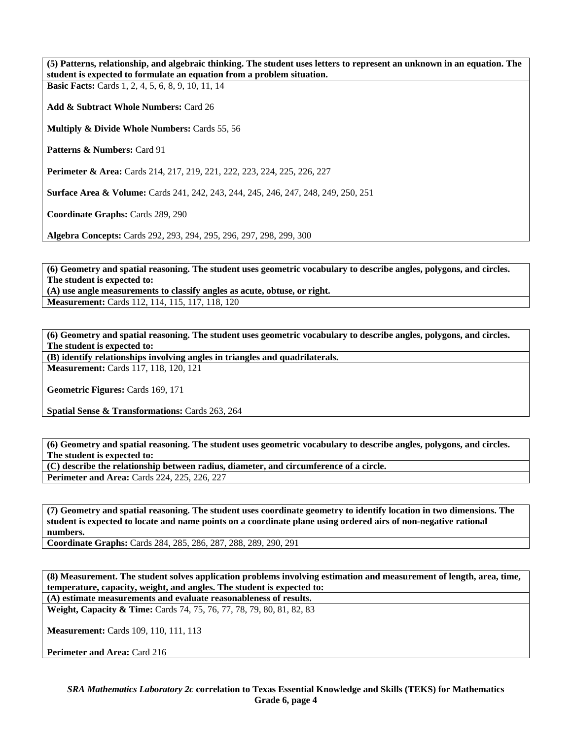**(5) Patterns, relationship, and algebraic thinking. The student uses letters to represent an unknown in an equation. The student is expected to formulate an equation from a problem situation.**

**Basic Facts:** Cards 1, 2, 4, 5, 6, 8, 9, 10, 11, 14

**Add & Subtract Whole Numbers:** Card 26

**Multiply & Divide Whole Numbers:** Cards 55, 56

**Patterns & Numbers:** Card 91

**Perimeter & Area:** Cards 214, 217, 219, 221, 222, 223, 224, 225, 226, 227

**Surface Area & Volume:** Cards 241, 242, 243, 244, 245, 246, 247, 248, 249, 250, 251

**Coordinate Graphs:** Cards 289, 290

**Algebra Concepts:** Cards 292, 293, 294, 295, 296, 297, 298, 299, 300

**(6) Geometry and spatial reasoning. The student uses geometric vocabulary to describe angles, polygons, and circles. The student is expected to:**

**(A) use angle measurements to classify angles as acute, obtuse, or right.**

**Measurement:** Cards 112, 114, 115, 117, 118, 120

**(6) Geometry and spatial reasoning. The student uses geometric vocabulary to describe angles, polygons, and circles. The student is expected to:**

**(B) identify relationships involving angles in triangles and quadrilaterals.**

**Measurement:** Cards 117, 118, 120, 121

**Geometric Figures:** Cards 169, 171

**Spatial Sense & Transformations:** Cards 263, 264

**(6) Geometry and spatial reasoning. The student uses geometric vocabulary to describe angles, polygons, and circles. The student is expected to:**

**(C) describe the relationship between radius, diameter, and circumference of a circle.**

**Perimeter and Area:** Cards 224, 225, 226, 227

**(7) Geometry and spatial reasoning. The student uses coordinate geometry to identify location in two dimensions. The student is expected to locate and name points on a coordinate plane using ordered airs of non-negative rational numbers.**

**Coordinate Graphs:** Cards 284, 285, 286, 287, 288, 289, 290, 291

**(8) Measurement. The student solves application problems involving estimation and measurement of length, area, time, temperature, capacity, weight, and angles. The student is expected to:**

**(A) estimate measurements and evaluate reasonableness of results.**

**Weight, Capacity & Time:** Cards 74, 75, 76, 77, 78, 79, 80, 81, 82, 83

**Measurement:** Cards 109, 110, 111, 113

**Perimeter and Area:** Card 216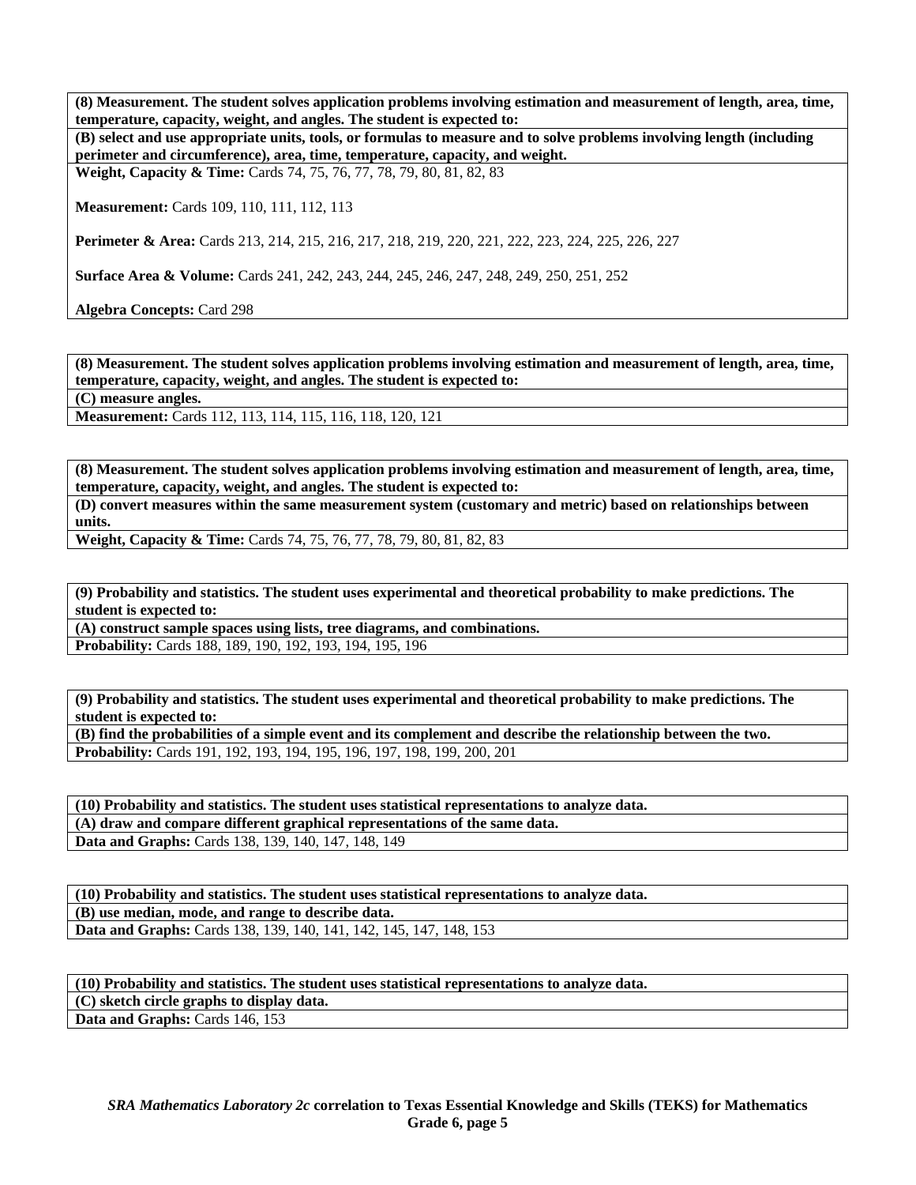**(8) Measurement. The student solves application problems involving estimation and measurement of length, area, time, temperature, capacity, weight, and angles. The student is expected to:**

**(B) select and use appropriate units, tools, or formulas to measure and to solve problems involving length (including perimeter and circumference), area, time, temperature, capacity, and weight.**

**Weight, Capacity & Time:** Cards 74, 75, 76, 77, 78, 79, 80, 81, 82, 83

**Measurement:** Cards 109, 110, 111, 112, 113

**Perimeter & Area:** Cards 213, 214, 215, 216, 217, 218, 219, 220, 221, 222, 223, 224, 225, 226, 227

**Surface Area & Volume:** Cards 241, 242, 243, 244, 245, 246, 247, 248, 249, 250, 251, 252

**Algebra Concepts:** Card 298

**(8) Measurement. The student solves application problems involving estimation and measurement of length, area, time, temperature, capacity, weight, and angles. The student is expected to:**

**(C) measure angles.**

**Measurement:** Cards 112, 113, 114, 115, 116, 118, 120, 121

**(8) Measurement. The student solves application problems involving estimation and measurement of length, area, time, temperature, capacity, weight, and angles. The student is expected to:**

**(D) convert measures within the same measurement system (customary and metric) based on relationships between units.**

**Weight, Capacity & Time:** Cards 74, 75, 76, 77, 78, 79, 80, 81, 82, 83

**(9) Probability and statistics. The student uses experimental and theoretical probability to make predictions. The student is expected to:**

**(A) construct sample spaces using lists, tree diagrams, and combinations.**

**Probability:** Cards 188, 189, 190, 192, 193, 194, 195, 196

**(9) Probability and statistics. The student uses experimental and theoretical probability to make predictions. The student is expected to:**

**(B) find the probabilities of a simple event and its complement and describe the relationship between the two.**

**Probability:** Cards 191, 192, 193, 194, 195, 196, 197, 198, 199, 200, 201

**(10) Probability and statistics. The student uses statistical representations to analyze data.**

**(A) draw and compare different graphical representations of the same data.**

**Data and Graphs:** Cards 138, 139, 140, 147, 148, 149

**(10) Probability and statistics. The student uses statistical representations to analyze data.**

**(B) use median, mode, and range to describe data.**

**Data and Graphs:** Cards 138, 139, 140, 141, 142, 145, 147, 148, 153

**(10) Probability and statistics. The student uses statistical representations to analyze data.**

**(C) sketch circle graphs to display data.**

**Data and Graphs:** Cards 146, 153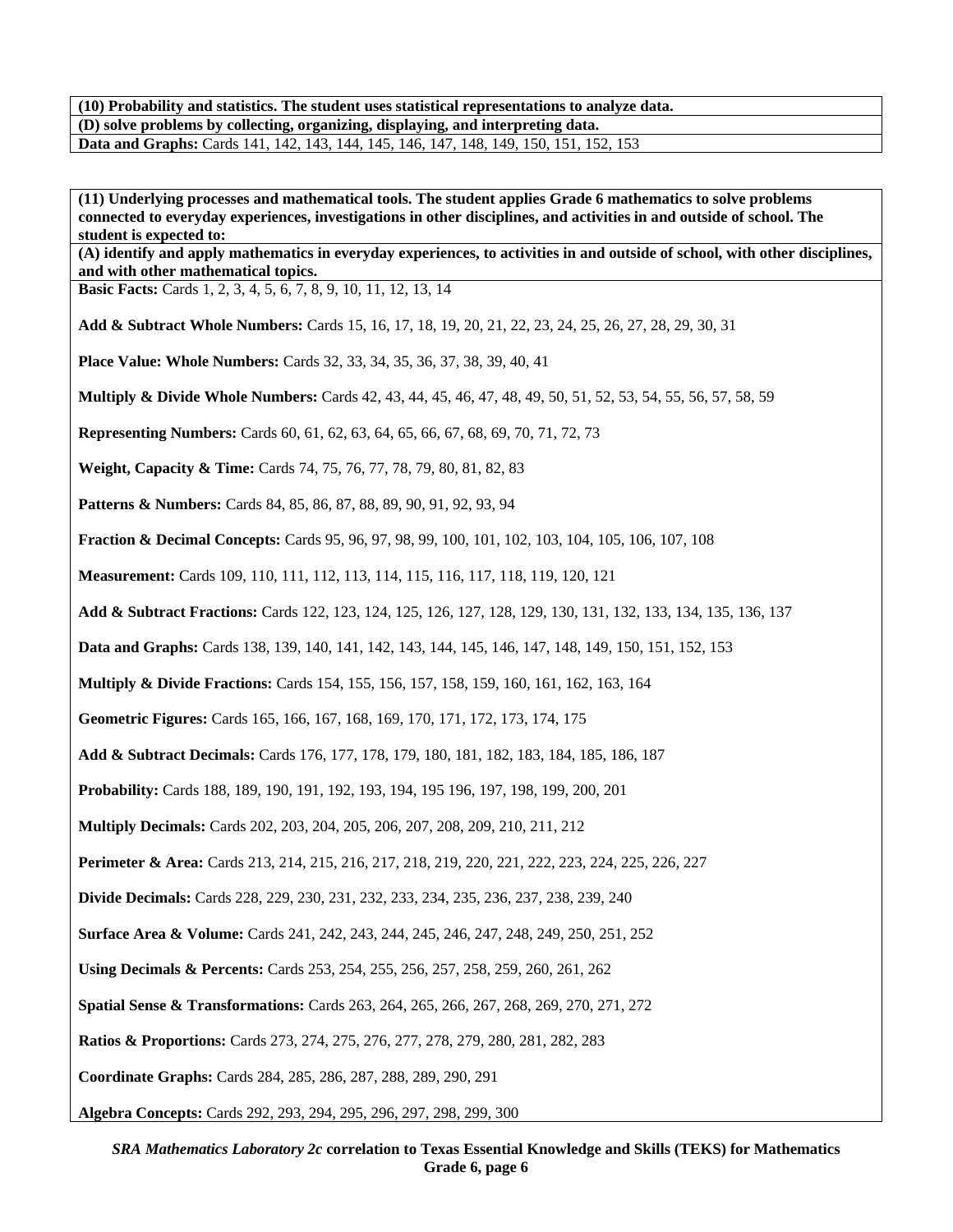**(10) Probability and statistics. The student uses statistical representations to analyze data.**

**(D) solve problems by collecting, organizing, displaying, and interpreting data.**

**Data and Graphs:** Cards 141, 142, 143, 144, 145, 146, 147, 148, 149, 150, 151, 152, 153

**(11) Underlying processes and mathematical tools. The student applies Grade 6 mathematics to solve problems connected to everyday experiences, investigations in other disciplines, and activities in and outside of school. The student is expected to:**

**(A) identify and apply mathematics in everyday experiences, to activities in and outside of school, with other disciplines, and with other mathematical topics.**

**Basic Facts:** Cards 1, 2, 3, 4, 5, 6, 7, 8, 9, 10, 11, 12, 13, 14

**Add & Subtract Whole Numbers:** Cards 15, 16, 17, 18, 19, 20, 21, 22, 23, 24, 25, 26, 27, 28, 29, 30, 31

**Place Value: Whole Numbers:** Cards 32, 33, 34, 35, 36, 37, 38, 39, 40, 41

**Multiply & Divide Whole Numbers:** Cards 42, 43, 44, 45, 46, 47, 48, 49, 50, 51, 52, 53, 54, 55, 56, 57, 58, 59

**Representing Numbers:** Cards 60, 61, 62, 63, 64, 65, 66, 67, 68, 69, 70, 71, 72, 73

**Weight, Capacity & Time:** Cards 74, 75, 76, 77, 78, 79, 80, 81, 82, 83

**Patterns & Numbers:** Cards 84, 85, 86, 87, 88, 89, 90, 91, 92, 93, 94

**Fraction & Decimal Concepts:** Cards 95, 96, 97, 98, 99, 100, 101, 102, 103, 104, 105, 106, 107, 108

**Measurement:** Cards 109, 110, 111, 112, 113, 114, 115, 116, 117, 118, 119, 120, 121

**Add & Subtract Fractions:** Cards 122, 123, 124, 125, 126, 127, 128, 129, 130, 131, 132, 133, 134, 135, 136, 137

**Data and Graphs:** Cards 138, 139, 140, 141, 142, 143, 144, 145, 146, 147, 148, 149, 150, 151, 152, 153

**Multiply & Divide Fractions:** Cards 154, 155, 156, 157, 158, 159, 160, 161, 162, 163, 164

**Geometric Figures:** Cards 165, 166, 167, 168, 169, 170, 171, 172, 173, 174, 175

**Add & Subtract Decimals:** Cards 176, 177, 178, 179, 180, 181, 182, 183, 184, 185, 186, 187

**Probability:** Cards 188, 189, 190, 191, 192, 193, 194, 195 196, 197, 198, 199, 200, 201

**Multiply Decimals:** Cards 202, 203, 204, 205, 206, 207, 208, 209, 210, 211, 212

**Perimeter & Area:** Cards 213, 214, 215, 216, 217, 218, 219, 220, 221, 222, 223, 224, 225, 226, 227

**Divide Decimals:** Cards 228, 229, 230, 231, 232, 233, 234, 235, 236, 237, 238, 239, 240

**Surface Area & Volume:** Cards 241, 242, 243, 244, 245, 246, 247, 248, 249, 250, 251, 252

**Using Decimals & Percents:** Cards 253, 254, 255, 256, 257, 258, 259, 260, 261, 262

**Spatial Sense & Transformations:** Cards 263, 264, 265, 266, 267, 268, 269, 270, 271, 272

**Ratios & Proportions:** Cards 273, 274, 275, 276, 277, 278, 279, 280, 281, 282, 283

**Coordinate Graphs:** Cards 284, 285, 286, 287, 288, 289, 290, 291

**Algebra Concepts:** Cards 292, 293, 294, 295, 296, 297, 298, 299, 300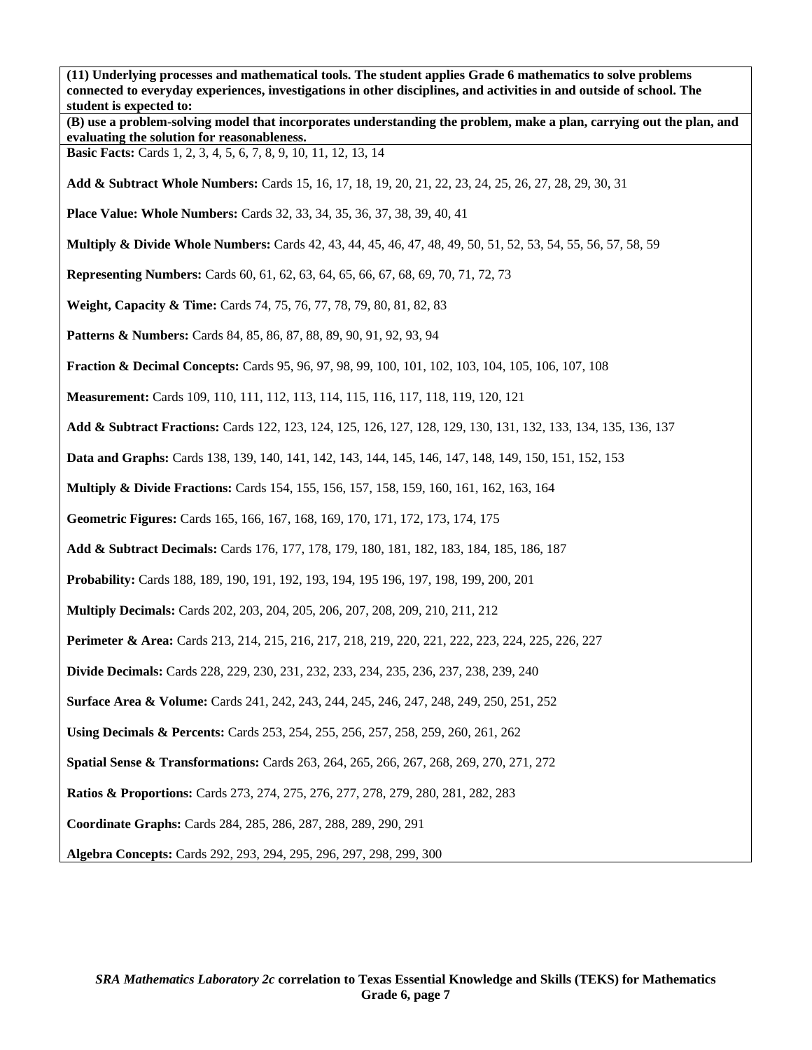**(11) Underlying processes and mathematical tools. The student applies Grade 6 mathematics to solve problems connected to everyday experiences, investigations in other disciplines, and activities in and outside of school. The student is expected to:**

**(B) use a problem-solving model that incorporates understanding the problem, make a plan, carrying out the plan, and evaluating the solution for reasonableness.**

**Basic Facts:** Cards 1, 2, 3, 4, 5, 6, 7, 8, 9, 10, 11, 12, 13, 14

**Add & Subtract Whole Numbers:** Cards 15, 16, 17, 18, 19, 20, 21, 22, 23, 24, 25, 26, 27, 28, 29, 30, 31

**Place Value: Whole Numbers:** Cards 32, 33, 34, 35, 36, 37, 38, 39, 40, 41

**Multiply & Divide Whole Numbers:** Cards 42, 43, 44, 45, 46, 47, 48, 49, 50, 51, 52, 53, 54, 55, 56, 57, 58, 59

**Representing Numbers:** Cards 60, 61, 62, 63, 64, 65, 66, 67, 68, 69, 70, 71, 72, 73

**Weight, Capacity & Time:** Cards 74, 75, 76, 77, 78, 79, 80, 81, 82, 83

**Patterns & Numbers:** Cards 84, 85, 86, 87, 88, 89, 90, 91, 92, 93, 94

**Fraction & Decimal Concepts:** Cards 95, 96, 97, 98, 99, 100, 101, 102, 103, 104, 105, 106, 107, 108

**Measurement:** Cards 109, 110, 111, 112, 113, 114, 115, 116, 117, 118, 119, 120, 121

**Add & Subtract Fractions:** Cards 122, 123, 124, 125, 126, 127, 128, 129, 130, 131, 132, 133, 134, 135, 136, 137

**Data and Graphs:** Cards 138, 139, 140, 141, 142, 143, 144, 145, 146, 147, 148, 149, 150, 151, 152, 153

**Multiply & Divide Fractions:** Cards 154, 155, 156, 157, 158, 159, 160, 161, 162, 163, 164

**Geometric Figures:** Cards 165, 166, 167, 168, 169, 170, 171, 172, 173, 174, 175

**Add & Subtract Decimals:** Cards 176, 177, 178, 179, 180, 181, 182, 183, 184, 185, 186, 187

**Probability:** Cards 188, 189, 190, 191, 192, 193, 194, 195 196, 197, 198, 199, 200, 201

**Multiply Decimals:** Cards 202, 203, 204, 205, 206, 207, 208, 209, 210, 211, 212

**Perimeter & Area:** Cards 213, 214, 215, 216, 217, 218, 219, 220, 221, 222, 223, 224, 225, 226, 227

**Divide Decimals:** Cards 228, 229, 230, 231, 232, 233, 234, 235, 236, 237, 238, 239, 240

**Surface Area & Volume:** Cards 241, 242, 243, 244, 245, 246, 247, 248, 249, 250, 251, 252

**Using Decimals & Percents:** Cards 253, 254, 255, 256, 257, 258, 259, 260, 261, 262

**Spatial Sense & Transformations:** Cards 263, 264, 265, 266, 267, 268, 269, 270, 271, 272

**Ratios & Proportions:** Cards 273, 274, 275, 276, 277, 278, 279, 280, 281, 282, 283

**Coordinate Graphs:** Cards 284, 285, 286, 287, 288, 289, 290, 291

**Algebra Concepts:** Cards 292, 293, 294, 295, 296, 297, 298, 299, 300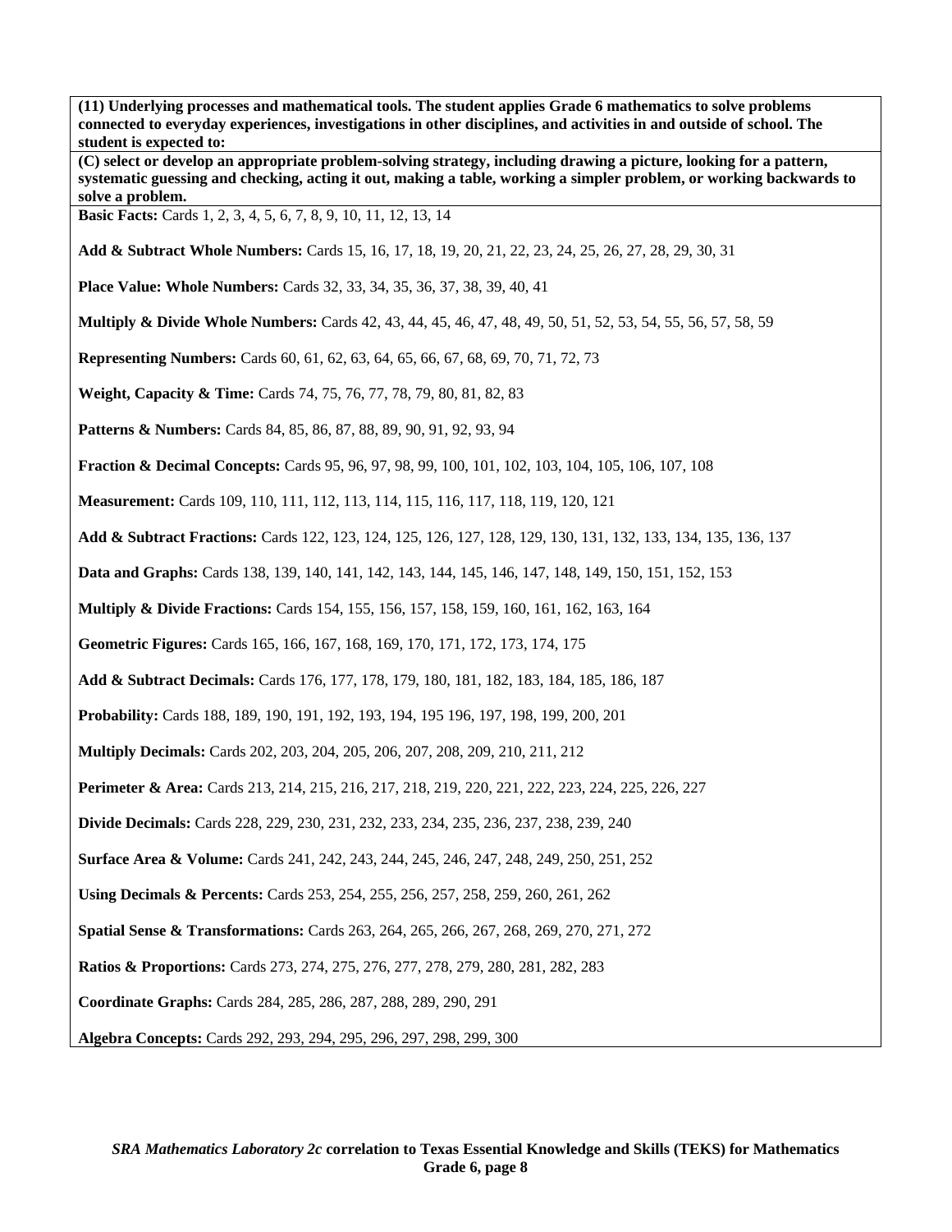**(11) Underlying processes and mathematical tools. The student applies Grade 6 mathematics to solve problems connected to everyday experiences, investigations in other disciplines, and activities in and outside of school. The student is expected to:**

**(C) select or develop an appropriate problem-solving strategy, including drawing a picture, looking for a pattern, systematic guessing and checking, acting it out, making a table, working a simpler problem, or working backwards to solve a problem.**

**Basic Facts:** Cards 1, 2, 3, 4, 5, 6, 7, 8, 9, 10, 11, 12, 13, 14

**Add & Subtract Whole Numbers:** Cards 15, 16, 17, 18, 19, 20, 21, 22, 23, 24, 25, 26, 27, 28, 29, 30, 31

**Place Value: Whole Numbers:** Cards 32, 33, 34, 35, 36, 37, 38, 39, 40, 41

**Multiply & Divide Whole Numbers:** Cards 42, 43, 44, 45, 46, 47, 48, 49, 50, 51, 52, 53, 54, 55, 56, 57, 58, 59

**Representing Numbers:** Cards 60, 61, 62, 63, 64, 65, 66, 67, 68, 69, 70, 71, 72, 73

**Weight, Capacity & Time:** Cards 74, 75, 76, 77, 78, 79, 80, 81, 82, 83

**Patterns & Numbers:** Cards 84, 85, 86, 87, 88, 89, 90, 91, 92, 93, 94

**Fraction & Decimal Concepts:** Cards 95, 96, 97, 98, 99, 100, 101, 102, 103, 104, 105, 106, 107, 108

**Measurement:** Cards 109, 110, 111, 112, 113, 114, 115, 116, 117, 118, 119, 120, 121

**Add & Subtract Fractions:** Cards 122, 123, 124, 125, 126, 127, 128, 129, 130, 131, 132, 133, 134, 135, 136, 137

**Data and Graphs:** Cards 138, 139, 140, 141, 142, 143, 144, 145, 146, 147, 148, 149, 150, 151, 152, 153

**Multiply & Divide Fractions:** Cards 154, 155, 156, 157, 158, 159, 160, 161, 162, 163, 164

**Geometric Figures:** Cards 165, 166, 167, 168, 169, 170, 171, 172, 173, 174, 175

**Add & Subtract Decimals:** Cards 176, 177, 178, 179, 180, 181, 182, 183, 184, 185, 186, 187

**Probability:** Cards 188, 189, 190, 191, 192, 193, 194, 195 196, 197, 198, 199, 200, 201

**Multiply Decimals:** Cards 202, 203, 204, 205, 206, 207, 208, 209, 210, 211, 212

**Perimeter & Area:** Cards 213, 214, 215, 216, 217, 218, 219, 220, 221, 222, 223, 224, 225, 226, 227

**Divide Decimals:** Cards 228, 229, 230, 231, 232, 233, 234, 235, 236, 237, 238, 239, 240

**Surface Area & Volume:** Cards 241, 242, 243, 244, 245, 246, 247, 248, 249, 250, 251, 252

**Using Decimals & Percents:** Cards 253, 254, 255, 256, 257, 258, 259, 260, 261, 262

**Spatial Sense & Transformations:** Cards 263, 264, 265, 266, 267, 268, 269, 270, 271, 272

**Ratios & Proportions:** Cards 273, 274, 275, 276, 277, 278, 279, 280, 281, 282, 283

**Coordinate Graphs:** Cards 284, 285, 286, 287, 288, 289, 290, 291

**Algebra Concepts:** Cards 292, 293, 294, 295, 296, 297, 298, 299, 300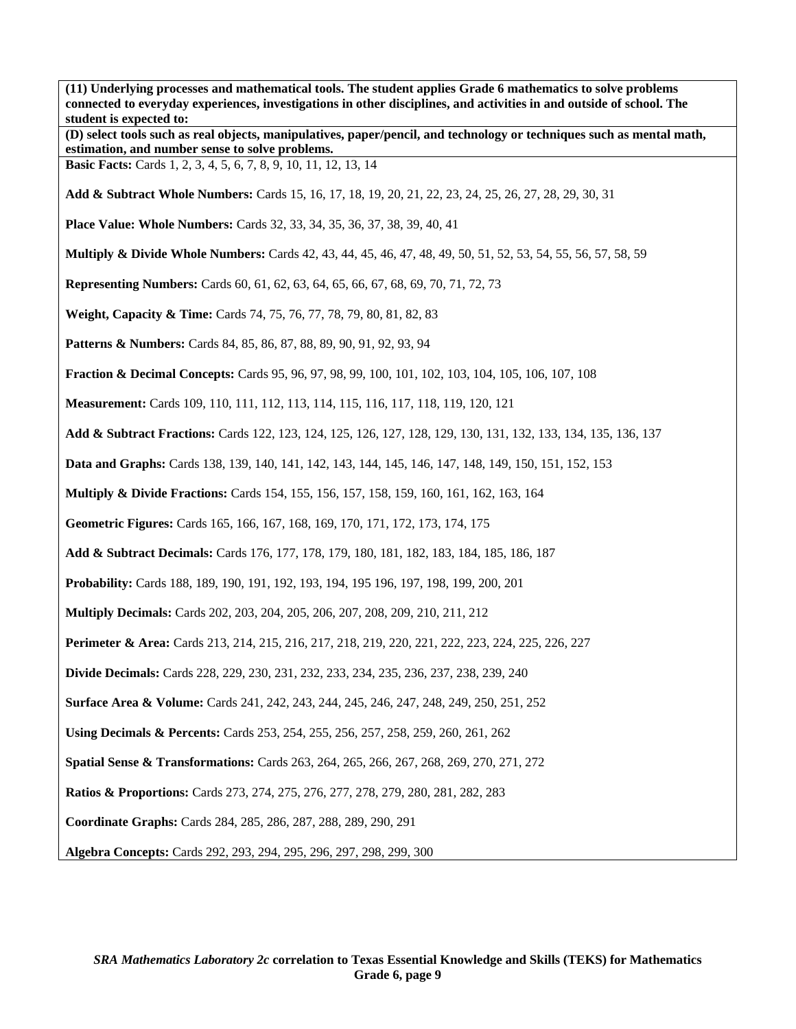**(11) Underlying processes and mathematical tools. The student applies Grade 6 mathematics to solve problems connected to everyday experiences, investigations in other disciplines, and activities in and outside of school. The student is expected to:**

**(D) select tools such as real objects, manipulatives, paper/pencil, and technology or techniques such as mental math, estimation, and number sense to solve problems.**

**Basic Facts:** Cards 1, 2, 3, 4, 5, 6, 7, 8, 9, 10, 11, 12, 13, 14

**Add & Subtract Whole Numbers:** Cards 15, 16, 17, 18, 19, 20, 21, 22, 23, 24, 25, 26, 27, 28, 29, 30, 31

**Place Value: Whole Numbers:** Cards 32, 33, 34, 35, 36, 37, 38, 39, 40, 41

**Multiply & Divide Whole Numbers:** Cards 42, 43, 44, 45, 46, 47, 48, 49, 50, 51, 52, 53, 54, 55, 56, 57, 58, 59

**Representing Numbers:** Cards 60, 61, 62, 63, 64, 65, 66, 67, 68, 69, 70, 71, 72, 73

**Weight, Capacity & Time:** Cards 74, 75, 76, 77, 78, 79, 80, 81, 82, 83

**Patterns & Numbers:** Cards 84, 85, 86, 87, 88, 89, 90, 91, 92, 93, 94

**Fraction & Decimal Concepts:** Cards 95, 96, 97, 98, 99, 100, 101, 102, 103, 104, 105, 106, 107, 108

**Measurement:** Cards 109, 110, 111, 112, 113, 114, 115, 116, 117, 118, 119, 120, 121

**Add & Subtract Fractions:** Cards 122, 123, 124, 125, 126, 127, 128, 129, 130, 131, 132, 133, 134, 135, 136, 137

**Data and Graphs:** Cards 138, 139, 140, 141, 142, 143, 144, 145, 146, 147, 148, 149, 150, 151, 152, 153

**Multiply & Divide Fractions:** Cards 154, 155, 156, 157, 158, 159, 160, 161, 162, 163, 164

**Geometric Figures:** Cards 165, 166, 167, 168, 169, 170, 171, 172, 173, 174, 175

**Add & Subtract Decimals:** Cards 176, 177, 178, 179, 180, 181, 182, 183, 184, 185, 186, 187

**Probability:** Cards 188, 189, 190, 191, 192, 193, 194, 195 196, 197, 198, 199, 200, 201

**Multiply Decimals:** Cards 202, 203, 204, 205, 206, 207, 208, 209, 210, 211, 212

**Perimeter & Area:** Cards 213, 214, 215, 216, 217, 218, 219, 220, 221, 222, 223, 224, 225, 226, 227

**Divide Decimals:** Cards 228, 229, 230, 231, 232, 233, 234, 235, 236, 237, 238, 239, 240

**Surface Area & Volume:** Cards 241, 242, 243, 244, 245, 246, 247, 248, 249, 250, 251, 252

**Using Decimals & Percents:** Cards 253, 254, 255, 256, 257, 258, 259, 260, 261, 262

**Spatial Sense & Transformations:** Cards 263, 264, 265, 266, 267, 268, 269, 270, 271, 272

**Ratios & Proportions:** Cards 273, 274, 275, 276, 277, 278, 279, 280, 281, 282, 283

**Coordinate Graphs:** Cards 284, 285, 286, 287, 288, 289, 290, 291

**Algebra Concepts:** Cards 292, 293, 294, 295, 296, 297, 298, 299, 300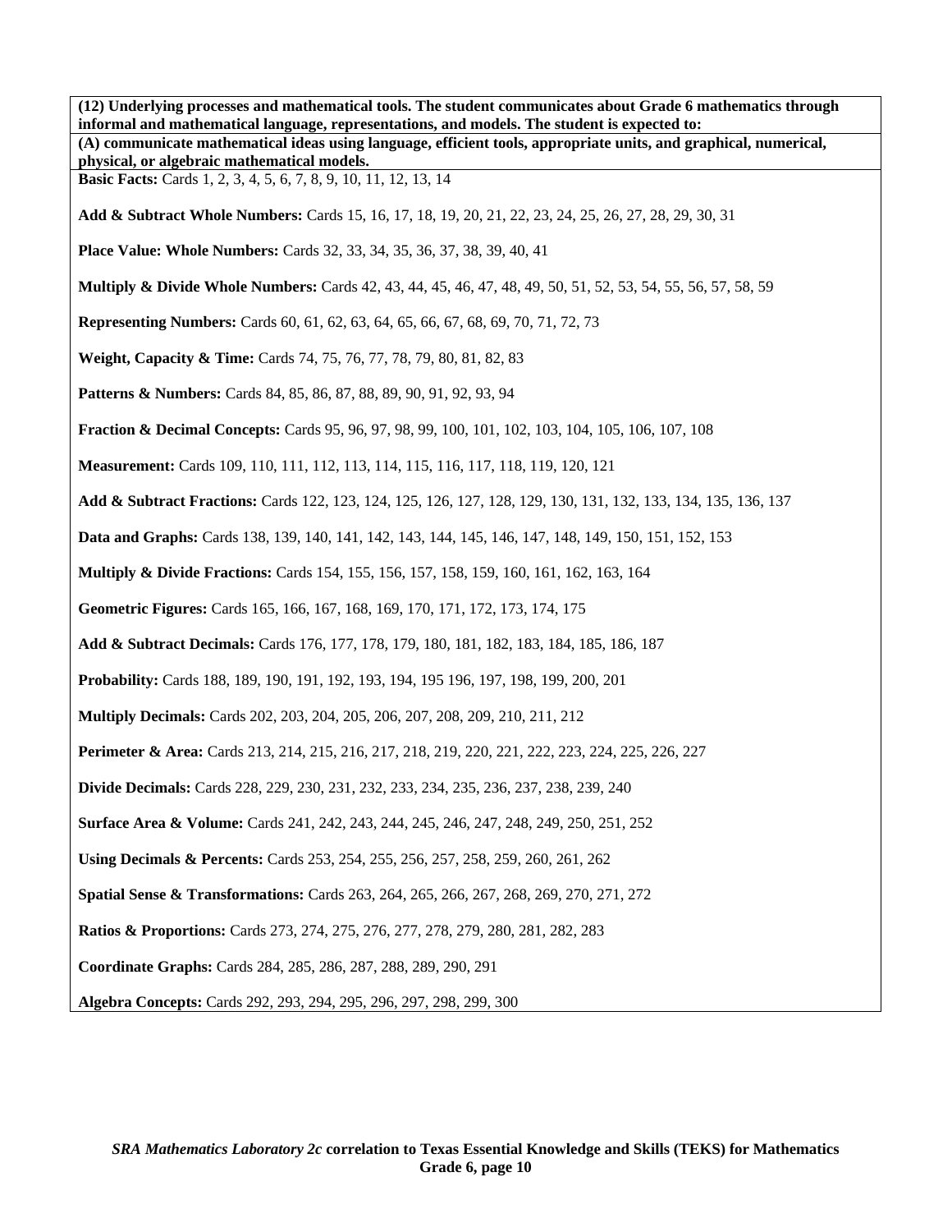**(12) Underlying processes and mathematical tools. The student communicates about Grade 6 mathematics through informal and mathematical language, representations, and models. The student is expected to:**

**(A) communicate mathematical ideas using language, efficient tools, appropriate units, and graphical, numerical, physical, or algebraic mathematical models.**

**Basic Facts:** Cards 1, 2, 3, 4, 5, 6, 7, 8, 9, 10, 11, 12, 13, 14

**Add & Subtract Whole Numbers:** Cards 15, 16, 17, 18, 19, 20, 21, 22, 23, 24, 25, 26, 27, 28, 29, 30, 31

**Place Value: Whole Numbers:** Cards 32, 33, 34, 35, 36, 37, 38, 39, 40, 41

**Multiply & Divide Whole Numbers:** Cards 42, 43, 44, 45, 46, 47, 48, 49, 50, 51, 52, 53, 54, 55, 56, 57, 58, 59

**Representing Numbers:** Cards 60, 61, 62, 63, 64, 65, 66, 67, 68, 69, 70, 71, 72, 73

**Weight, Capacity & Time:** Cards 74, 75, 76, 77, 78, 79, 80, 81, 82, 83

**Patterns & Numbers:** Cards 84, 85, 86, 87, 88, 89, 90, 91, 92, 93, 94

**Fraction & Decimal Concepts:** Cards 95, 96, 97, 98, 99, 100, 101, 102, 103, 104, 105, 106, 107, 108

**Measurement:** Cards 109, 110, 111, 112, 113, 114, 115, 116, 117, 118, 119, 120, 121

**Add & Subtract Fractions:** Cards 122, 123, 124, 125, 126, 127, 128, 129, 130, 131, 132, 133, 134, 135, 136, 137

**Data and Graphs:** Cards 138, 139, 140, 141, 142, 143, 144, 145, 146, 147, 148, 149, 150, 151, 152, 153

**Multiply & Divide Fractions:** Cards 154, 155, 156, 157, 158, 159, 160, 161, 162, 163, 164

**Geometric Figures:** Cards 165, 166, 167, 168, 169, 170, 171, 172, 173, 174, 175

**Add & Subtract Decimals:** Cards 176, 177, 178, 179, 180, 181, 182, 183, 184, 185, 186, 187

**Probability:** Cards 188, 189, 190, 191, 192, 193, 194, 195 196, 197, 198, 199, 200, 201

**Multiply Decimals:** Cards 202, 203, 204, 205, 206, 207, 208, 209, 210, 211, 212

**Perimeter & Area:** Cards 213, 214, 215, 216, 217, 218, 219, 220, 221, 222, 223, 224, 225, 226, 227

**Divide Decimals:** Cards 228, 229, 230, 231, 232, 233, 234, 235, 236, 237, 238, 239, 240

**Surface Area & Volume:** Cards 241, 242, 243, 244, 245, 246, 247, 248, 249, 250, 251, 252

**Using Decimals & Percents:** Cards 253, 254, 255, 256, 257, 258, 259, 260, 261, 262

**Spatial Sense & Transformations:** Cards 263, 264, 265, 266, 267, 268, 269, 270, 271, 272

**Ratios & Proportions:** Cards 273, 274, 275, 276, 277, 278, 279, 280, 281, 282, 283

**Coordinate Graphs:** Cards 284, 285, 286, 287, 288, 289, 290, 291

**Algebra Concepts:** Cards 292, 293, 294, 295, 296, 297, 298, 299, 300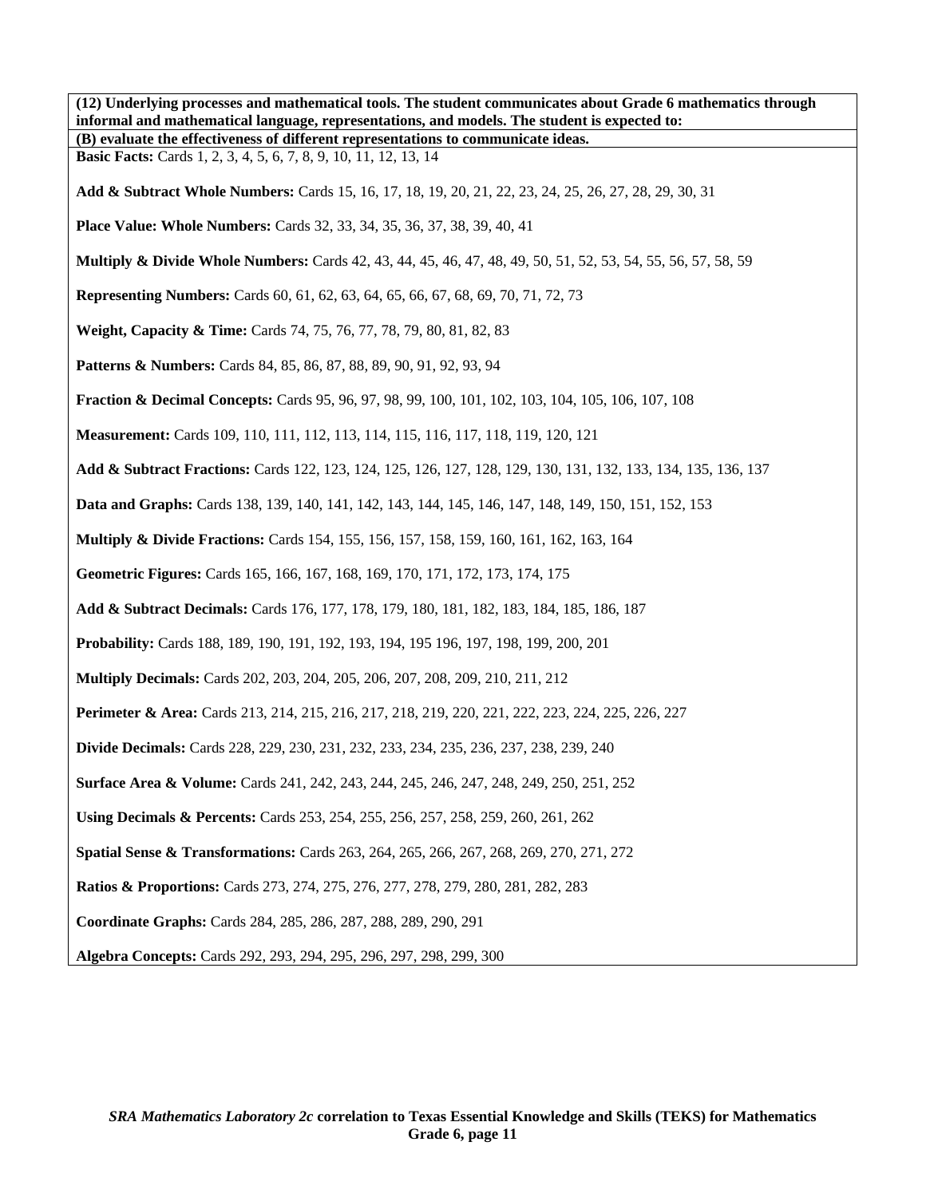**(12) Underlying processes and mathematical tools. The student communicates about Grade 6 mathematics through informal and mathematical language, representations, and models. The student is expected to:**

**(B) evaluate the effectiveness of different representations to communicate ideas.**

**Basic Facts:** Cards 1, 2, 3, 4, 5, 6, 7, 8, 9, 10, 11, 12, 13, 14

**Add & Subtract Whole Numbers:** Cards 15, 16, 17, 18, 19, 20, 21, 22, 23, 24, 25, 26, 27, 28, 29, 30, 31

**Place Value: Whole Numbers:** Cards 32, 33, 34, 35, 36, 37, 38, 39, 40, 41

**Multiply & Divide Whole Numbers:** Cards 42, 43, 44, 45, 46, 47, 48, 49, 50, 51, 52, 53, 54, 55, 56, 57, 58, 59

**Representing Numbers:** Cards 60, 61, 62, 63, 64, 65, 66, 67, 68, 69, 70, 71, 72, 73

**Weight, Capacity & Time:** Cards 74, 75, 76, 77, 78, 79, 80, 81, 82, 83

**Patterns & Numbers:** Cards 84, 85, 86, 87, 88, 89, 90, 91, 92, 93, 94

**Fraction & Decimal Concepts:** Cards 95, 96, 97, 98, 99, 100, 101, 102, 103, 104, 105, 106, 107, 108

**Measurement:** Cards 109, 110, 111, 112, 113, 114, 115, 116, 117, 118, 119, 120, 121

**Add & Subtract Fractions:** Cards 122, 123, 124, 125, 126, 127, 128, 129, 130, 131, 132, 133, 134, 135, 136, 137

**Data and Graphs:** Cards 138, 139, 140, 141, 142, 143, 144, 145, 146, 147, 148, 149, 150, 151, 152, 153

**Multiply & Divide Fractions:** Cards 154, 155, 156, 157, 158, 159, 160, 161, 162, 163, 164

**Geometric Figures:** Cards 165, 166, 167, 168, 169, 170, 171, 172, 173, 174, 175

**Add & Subtract Decimals:** Cards 176, 177, 178, 179, 180, 181, 182, 183, 184, 185, 186, 187

**Probability:** Cards 188, 189, 190, 191, 192, 193, 194, 195 196, 197, 198, 199, 200, 201

**Multiply Decimals:** Cards 202, 203, 204, 205, 206, 207, 208, 209, 210, 211, 212

**Perimeter & Area:** Cards 213, 214, 215, 216, 217, 218, 219, 220, 221, 222, 223, 224, 225, 226, 227

**Divide Decimals:** Cards 228, 229, 230, 231, 232, 233, 234, 235, 236, 237, 238, 239, 240

**Surface Area & Volume:** Cards 241, 242, 243, 244, 245, 246, 247, 248, 249, 250, 251, 252

**Using Decimals & Percents:** Cards 253, 254, 255, 256, 257, 258, 259, 260, 261, 262

**Spatial Sense & Transformations:** Cards 263, 264, 265, 266, 267, 268, 269, 270, 271, 272

**Ratios & Proportions:** Cards 273, 274, 275, 276, 277, 278, 279, 280, 281, 282, 283

**Coordinate Graphs:** Cards 284, 285, 286, 287, 288, 289, 290, 291

**Algebra Concepts:** Cards 292, 293, 294, 295, 296, 297, 298, 299, 300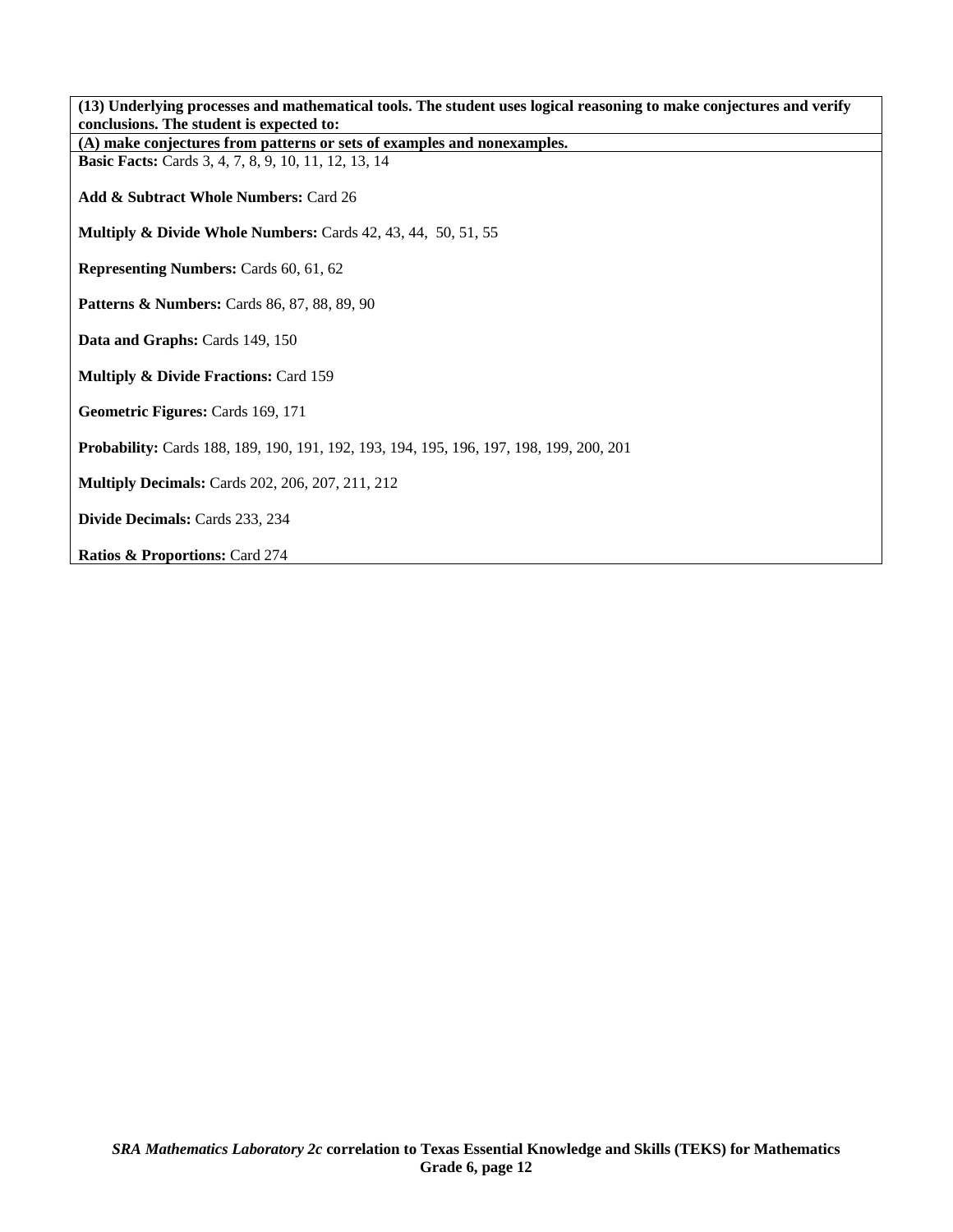**(13) Underlying processes and mathematical tools. The student uses logical reasoning to make conjectures and verify conclusions. The student is expected to:**

**(A) make conjectures from patterns or sets of examples and nonexamples.**

**Basic Facts:** Cards 3, 4, 7, 8, 9, 10, 11, 12, 13, 14

**Add & Subtract Whole Numbers:** Card 26

**Multiply & Divide Whole Numbers:** Cards 42, 43, 44, 50, 51, 55

**Representing Numbers:** Cards 60, 61, 62

**Patterns & Numbers:** Cards 86, 87, 88, 89, 90

**Data and Graphs:** Cards 149, 150

**Multiply & Divide Fractions:** Card 159

**Geometric Figures:** Cards 169, 171

**Probability:** Cards 188, 189, 190, 191, 192, 193, 194, 195, 196, 197, 198, 199, 200, 201

**Multiply Decimals:** Cards 202, 206, 207, 211, 212

**Divide Decimals:** Cards 233, 234

**Ratios & Proportions:** Card 274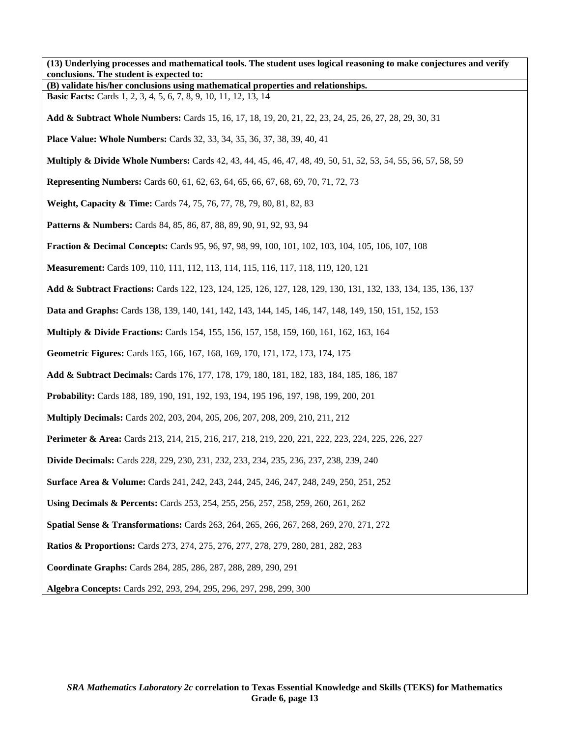**(13) Underlying processes and mathematical tools. The student uses logical reasoning to make conjectures and verify conclusions. The student is expected to:**

**(B) validate his/her conclusions using mathematical properties and relationships.**

**Basic Facts:** Cards 1, 2, 3, 4, 5, 6, 7, 8, 9, 10, 11, 12, 13, 14

**Add & Subtract Whole Numbers:** Cards 15, 16, 17, 18, 19, 20, 21, 22, 23, 24, 25, 26, 27, 28, 29, 30, 31

**Place Value: Whole Numbers:** Cards 32, 33, 34, 35, 36, 37, 38, 39, 40, 41

**Multiply & Divide Whole Numbers:** Cards 42, 43, 44, 45, 46, 47, 48, 49, 50, 51, 52, 53, 54, 55, 56, 57, 58, 59

**Representing Numbers:** Cards 60, 61, 62, 63, 64, 65, 66, 67, 68, 69, 70, 71, 72, 73

**Weight, Capacity & Time:** Cards 74, 75, 76, 77, 78, 79, 80, 81, 82, 83

**Patterns & Numbers:** Cards 84, 85, 86, 87, 88, 89, 90, 91, 92, 93, 94

**Fraction & Decimal Concepts:** Cards 95, 96, 97, 98, 99, 100, 101, 102, 103, 104, 105, 106, 107, 108

**Measurement:** Cards 109, 110, 111, 112, 113, 114, 115, 116, 117, 118, 119, 120, 121

**Add & Subtract Fractions:** Cards 122, 123, 124, 125, 126, 127, 128, 129, 130, 131, 132, 133, 134, 135, 136, 137

**Data and Graphs:** Cards 138, 139, 140, 141, 142, 143, 144, 145, 146, 147, 148, 149, 150, 151, 152, 153

**Multiply & Divide Fractions:** Cards 154, 155, 156, 157, 158, 159, 160, 161, 162, 163, 164

**Geometric Figures:** Cards 165, 166, 167, 168, 169, 170, 171, 172, 173, 174, 175

**Add & Subtract Decimals:** Cards 176, 177, 178, 179, 180, 181, 182, 183, 184, 185, 186, 187

**Probability:** Cards 188, 189, 190, 191, 192, 193, 194, 195 196, 197, 198, 199, 200, 201

**Multiply Decimals:** Cards 202, 203, 204, 205, 206, 207, 208, 209, 210, 211, 212

**Perimeter & Area:** Cards 213, 214, 215, 216, 217, 218, 219, 220, 221, 222, 223, 224, 225, 226, 227

**Divide Decimals:** Cards 228, 229, 230, 231, 232, 233, 234, 235, 236, 237, 238, 239, 240

**Surface Area & Volume:** Cards 241, 242, 243, 244, 245, 246, 247, 248, 249, 250, 251, 252

**Using Decimals & Percents:** Cards 253, 254, 255, 256, 257, 258, 259, 260, 261, 262

**Spatial Sense & Transformations:** Cards 263, 264, 265, 266, 267, 268, 269, 270, 271, 272

**Ratios & Proportions:** Cards 273, 274, 275, 276, 277, 278, 279, 280, 281, 282, 283

**Coordinate Graphs:** Cards 284, 285, 286, 287, 288, 289, 290, 291

**Algebra Concepts:** Cards 292, 293, 294, 295, 296, 297, 298, 299, 300